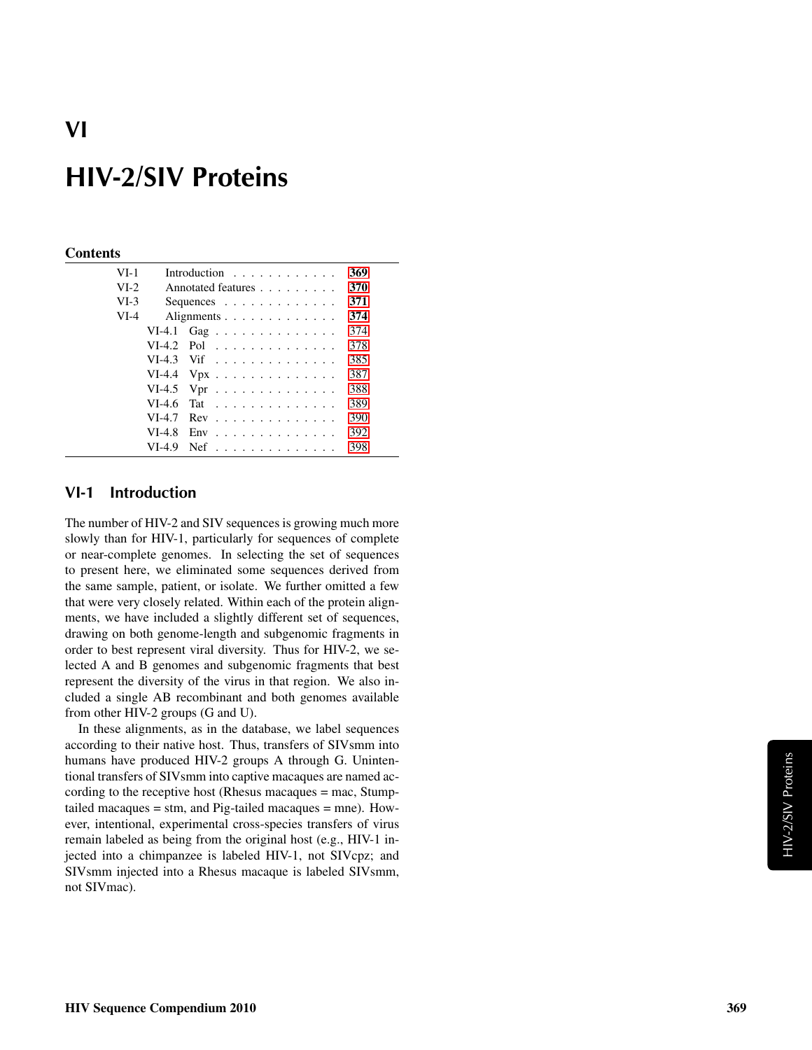# VI

# HIV-2/SIV Proteins

**Contents**

| | | |
|---|---|---|
| VI-1 | Introduction | 369 |
| VI-2 | Annotated features | 370 |
| VI-3 | Sequences | 371 |
| VI-4 | Alignments | 374 |
| VI-4.1 | Gag | 374 |
| VI-4.2 | Pol | 378 |
| VI-4.3 | Vif | 385 |
| VI-4.4 | Vpx | 387 |
| VI-4.5 | Vpr | 388 |
| VI-4.6 | Tat | 389 |
| VI-4.7 | Rev | 390 |
| VI-4.8 | Env | 392 |
| VI-4.9 | Nef | 398 |

## VI-1 Introduction

The number of HIV-2 and SIV sequences is growing much more slowly than for HIV-1, particularly for sequences of complete or near-complete genomes. In selecting the set of sequences to present here, we eliminated some sequences derived from the same sample, patient, or isolate. We further omitted a few that were very closely related. Within each of the protein alignments, we have included a slightly different set of sequences, drawing on both genome-length and subgenomic fragments in order to best represent viral diversity. Thus for HIV-2, we selected A and B genomes and subgenomic fragments that best represent the diversity of the virus in that region. We also included a single AB recombinant and both genomes available from other HIV-2 groups (G and U).

In these alignments, as in the database, we label sequences according to their native host. Thus, transfers of SIVsmm into humans have produced HIV-2 groups A through G. Unintentional transfers of SIVsmm into captive macaques are named according to the receptive host (Rhesus macaques = mac, Stump-tailed macaques = stm, and Pig-tailed macaques = mne). However, intentional, experimental cross-species transfers of virus remain labeled as being from the original host (e.g., HIV-1 injected into a chimpanzee is labeled HIV-1, not SIVcpz; and SIVsmm injected into a Rhesus macaque is labeled SIVsmm, not SIVmac).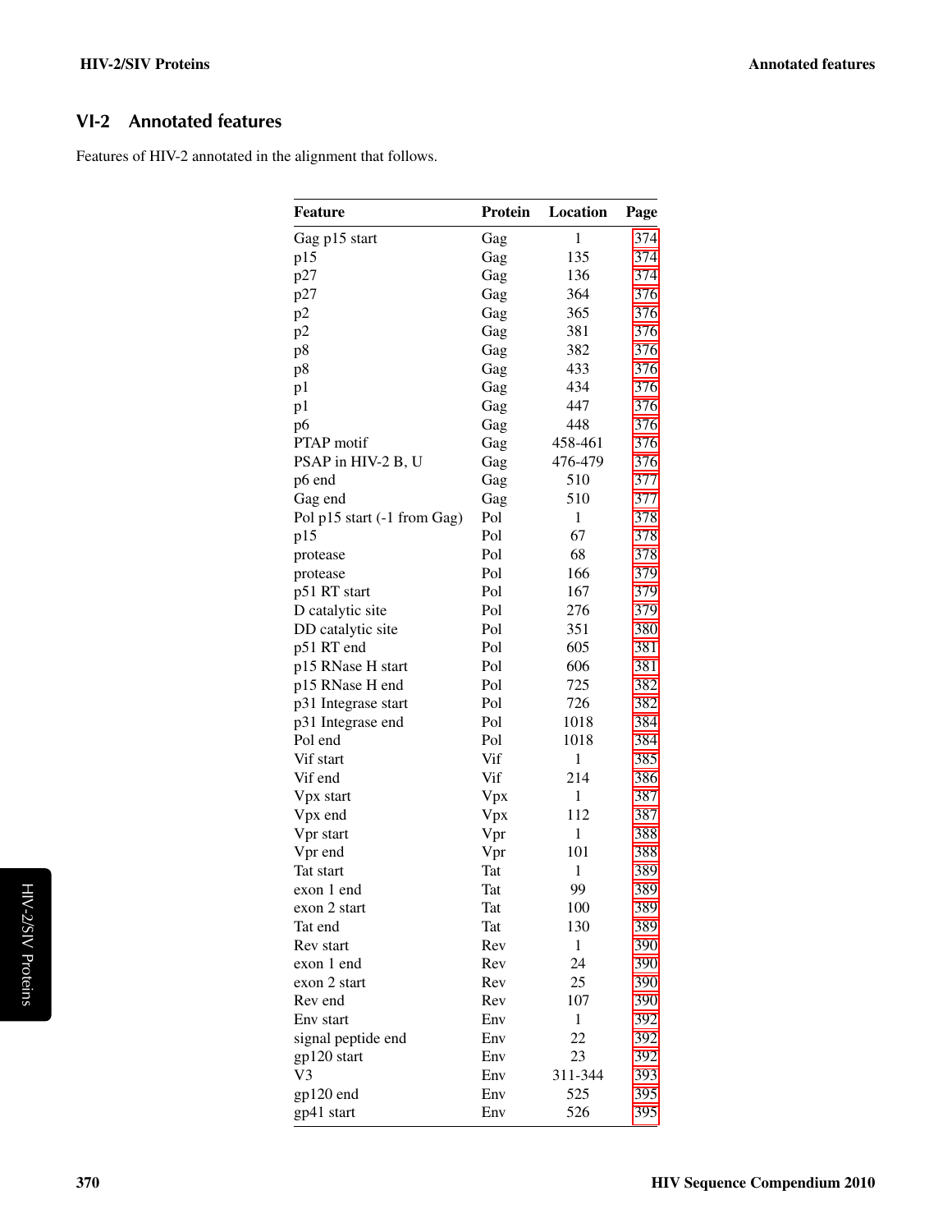## VI-2 Annotated features

Features of HIV-2 annotated in the alignment that follows.

| Feature | Protein | Location | Page |
|---|---|---|---|
| Gag p15 start | Gag | 1 | 374 |
| p15 | Gag | 135 | 374 |
| p27 | Gag | 136 | 374 |
| p27 | Gag | 364 | 376 |
| p2 | Gag | 365 | 376 |
| p2 | Gag | 381 | 376 |
| p8 | Gag | 382 | 376 |
| p8 | Gag | 433 | 376 |
| p1 | Gag | 434 | 376 |
| p1 | Gag | 447 | 376 |
| p6 | Gag | 448 | 376 |
| PTAP motif | Gag | 458-461 | 376 |
| PSAP in HIV-2 B, U | Gag | 476-479 | 376 |
| p6 end | Gag | 510 | 377 |
| Gag end | Gag | 510 | 377 |
| Pol p15 start (-1 from Gag) | Pol | 1 | 378 |
| p15 | Pol | 67 | 378 |
| protease | Pol | 68 | 378 |
| protease | Pol | 166 | 379 |
| p51 RT start | Pol | 167 | 379 |
| D catalytic site | Pol | 276 | 379 |
| DD catalytic site | Pol | 351 | 380 |
| p51 RT end | Pol | 605 | 381 |
| p15 RNase H start | Pol | 606 | 381 |
| p15 RNase H end | Pol | 725 | 382 |
| p31 Integrase start | Pol | 726 | 382 |
| p31 Integrase end | Pol | 1018 | 384 |
| Pol end | Pol | 1018 | 384 |
| Vif start | Vif | 1 | 385 |
| Vif end | Vif | 214 | 386 |
| Vpx start | Vpx | 1 | 387 |
| Vpx end | Vpx | 112 | 387 |
| Vpr start | Vpr | 1 | 388 |
| Vpr end | Vpr | 101 | 388 |
| Tat start | Tat | 1 | 389 |
| exon 1 end | Tat | 99 | 389 |
| exon 2 start | Tat | 100 | 389 |
| Tat end | Tat | 130 | 389 |
| Rev start | Rev | 1 | 390 |
| exon 1 end | Rev | 24 | 390 |
| exon 2 start | Rev | 25 | 390 |
| Rev end | Rev | 107 | 390 |
| Env start | Env | 1 | 392 |
| signal peptide end | Env | 22 | 392 |
| gp120 start | Env | 23 | 392 |
| V3 | Env | 311-344 | 393 |
| gp120 end | Env | 525 | 395 |
| gp41 start | Env | 526 | 395 |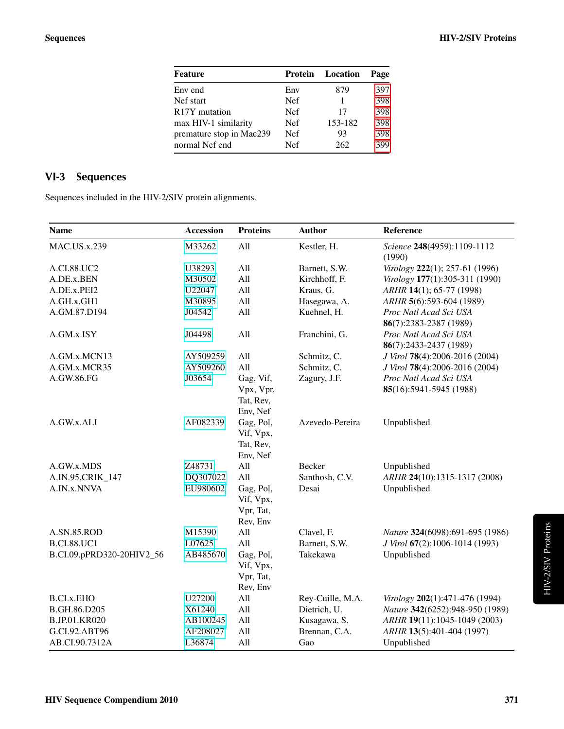| Feature | Protein | Location | Page |
|---|---|---|---|
| Env end | Env | 879 | 397 |
| Nef start | Nef | 1 | 398 |
| R17Y mutation | Nef | 17 | 398 |
| max HIV-1 similarity | Nef | 153-182 | 398 |
| premature stop in Mac239 | Nef | 93 | 398 |
| normal Nef end | Nef | 262 | 399 |

## VI-3 Sequences

Sequences included in the HIV-2/SIV protein alignments.

| Name | Accession | Proteins | Author | Reference |
|---|---|---|---|---|
| MAC.US.x.239 | M33262 | All | Kestler, H. | *Science* **248**(4959):1109-1112 (1990) |
| A.CI.88.UC2 | U38293 | All | Barnett, S.W. | *Virology* **222**(1); 257-61 (1996) |
| A.DE.x.BEN | M30502 | All | Kirchhoff, F. | *Virology* **177**(1):305-311 (1990) |
| A.DE.x.PEI2 | U22047 | All | Kraus, G. | *ARHR* **14**(1); 65-77 (1998) |
| A.GH.x.GH1 | M30895 | All | Hasegawa, A. | *ARHR* **5**(6):593-604 (1989) |
| A.GM.87.D194 | J04542 | All | Kuehnel, H. | *Proc Natl Acad Sci USA* **86**(7):2383-2387 (1989) |
| A.GM.x.ISY | J04498 | All | Franchini, G. | *Proc Natl Acad Sci USA* **86**(7):2433-2437 (1989) |
| A.GM.x.MCN13 | AY509259 | All | Schmitz, C. | *J Virol* **78**(4):2006-2016 (2004) |
| A.GM.x.MCR35 | AY509260 | All | Schmitz, C. | *J Virol* **78**(4):2006-2016 (2004) |
| A.GW.86.FG | J03654 | Gag, Vif, Vpx, Vpr, Tat, Rev, Env, Nef | Zagury, J.F. | *Proc Natl Acad Sci USA* **85**(16):5941-5945 (1988) |
| A.GW.x.ALI | AF082339 | Gag, Pol, Vif, Vpx, Tat, Rev, Env, Nef | Azevedo-Pereira | Unpublished |
| A.GW.x.MDS | Z48731 | All | Becker | Unpublished |
| A.IN.95.CRIK_147 | DQ307022 | All | Santhosh, C.V. | *ARHR* **24**(10):1315-1317 (2008) |
| A.IN.x.NNVA | EU980602 | Gag, Pol, Vif, Vpx, Vpr, Tat, Rev, Env | Desai | Unpublished |
| A.SN.85.ROD | M15390 | All | Clavel, F. | *Nature* **324**(6098):691-695 (1986) |
| B.CI.88.UC1 | L07625 | All | Barnett, S.W. | *J Virol* **67**(2):1006-1014 (1993) |
| B.CI.09.pPRD320-20HIV2_56 | AB485670 | Gag, Pol, Vif, Vpx, Vpr, Tat, Rev, Env | Takekawa | Unpublished |
| B.CI.x.EHO | U27200 | All | Rey-Cuille, M.A. | *Virology* **202**(1):471-476 (1994) |
| B.GH.86.D205 | X61240 | All | Dietrich, U. | *Nature* **342**(6252):948-950 (1989) |
| B.JP.01.KR020 | AB100245 | All | Kusagawa, S. | *ARHR* **19**(11):1045-1049 (2003) |
| G.CI.92.ABT96 | AF208027 | All | Brennan, C.A. | *ARHR* **13**(5):401-404 (1997) |
| AB.CI.90.7312A | L36874 | All | Gao | Unpublished |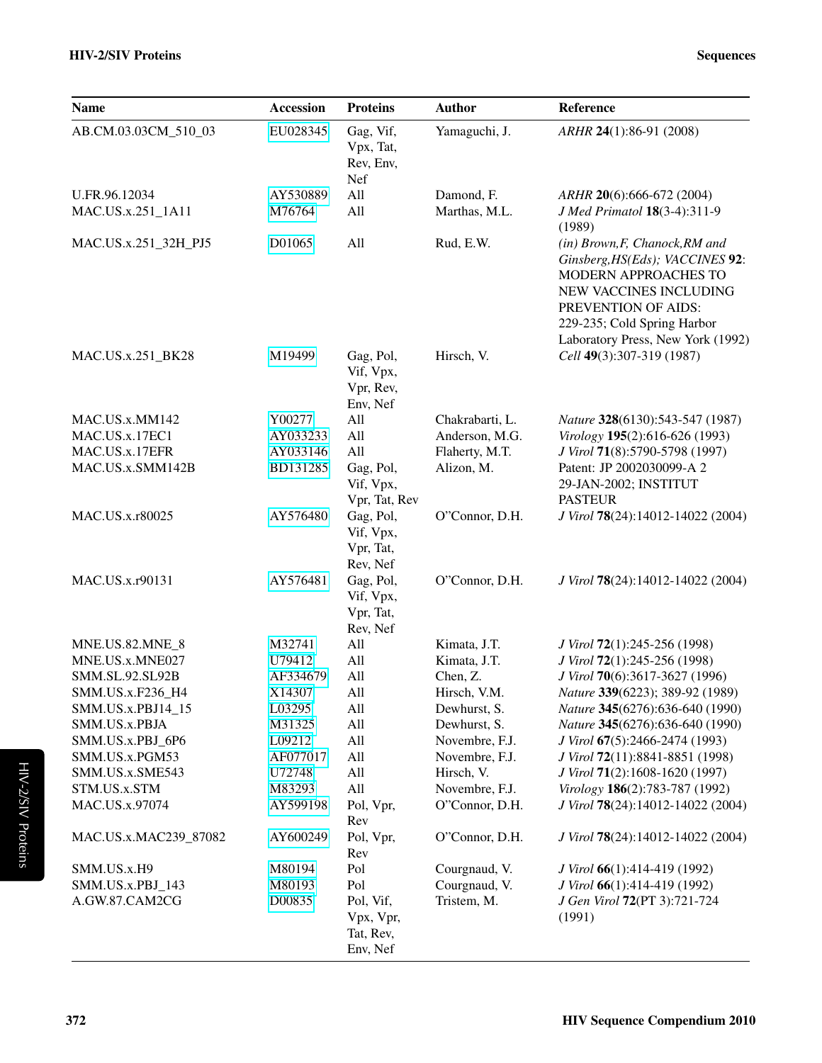| Name | Accession | Proteins | Author | Reference |
|---|---|---|---|---|
| AB.CM.03.03CM_510_03 | EU028345 | Gag, Vif, Vpx, Tat, Rev, Env, Nef | Yamaguchi, J. | *ARHR* **24**(1):86-91 (2008) |
| U.FR.96.12034 | AY530889 | All | Damond, F. | *ARHR* **20**(6):666-672 (2004) |
| MAC.US.x.251_1A11 | M76764 | All | Marthas, M.L. | *J Med Primatol* **18**(3-4):311-9 (1989) |
| MAC.US.x.251_32H_PJ5 | D01065 | All | Rud, E.W. | *(in) Brown,F, Chanock,RM and Ginsberg,HS(Eds); VACCINES* **92**: MODERN APPROACHES TO NEW VACCINES INCLUDING PREVENTION OF AIDS: 229-235; Cold Spring Harbor Laboratory Press, New York (1992) |
| MAC.US.x.251_BK28 | M19499 | Gag, Pol, Vif, Vpx, Vpr, Rev, Env, Nef | Hirsch, V. | *Cell* **49**(3):307-319 (1987) |
| MAC.US.x.MM142 | Y00277 | All | Chakrabarti, L. | *Nature* **328**(6130):543-547 (1987) |
| MAC.US.x.17EC1 | AY033233 | All | Anderson, M.G. | *Virology* **195**(2):616-626 (1993) |
| MAC.US.x.17EFR | AY033146 | All | Flaherty, M.T. | *J Virol* **71**(8):5790-5798 (1997) |
| MAC.US.x.SMM142B | BD131285 | Gag, Pol, Vif, Vpx, Vpr, Tat, Rev | Alizon, M. | Patent: JP 2002030099-A 2 29-JAN-2002; INSTITUT PASTEUR |
| MAC.US.x.r80025 | AY576480 | Gag, Pol, Vif, Vpx, Vpr, Tat, Rev, Nef | O"Connor, D.H. | *J Virol* **78**(24):14012-14022 (2004) |
| MAC.US.x.r90131 | AY576481 | Gag, Pol, Vif, Vpx, Vpr, Tat, Rev, Nef | O"Connor, D.H. | *J Virol* **78**(24):14012-14022 (2004) |
| MNE.US.82.MNE_8 | M32741 | All | Kimata, J.T. | *J Virol* **72**(1):245-256 (1998) |
| MNE.US.x.MNE027 | U79412 | All | Kimata, J.T. | *J Virol* **72**(1):245-256 (1998) |
| SMM.SL.92.SL92B | AF334679 | All | Chen, Z. | *J Virol* **70**(6):3617-3627 (1996) |
| SMM.US.x.F236_H4 | X14307 | All | Hirsch, V.M. | *Nature* **339**(6223); 389-92 (1989) |
| SMM.US.x.PBJ14_15 | L03295 | All | Dewhurst, S. | *Nature* **345**(6276):636-640 (1990) |
| SMM.US.x.PBJA | M31325 | All | Dewhurst, S. | *Nature* **345**(6276):636-640 (1990) |
| SMM.US.x.PBJ_6P6 | L09212 | All | Novembre, F.J. | *J Virol* **67**(5):2466-2474 (1993) |
| SMM.US.x.PGM53 | AF077017 | All | Novembre, F.J. | *J Virol* **72**(11):8841-8851 (1998) |
| SMM.US.x.SME543 | U72748 | All | Hirsch, V. | *J Virol* **71**(2):1608-1620 (1997) |
| STM.US.x.STM | M83293 | All | Novembre, F.J. | *Virology* **186**(2):783-787 (1992) |
| MAC.US.x.97074 | AY599198 | Pol, Vpr, Rev | O"Connor, D.H. | *J Virol* **78**(24):14012-14022 (2004) |
| MAC.US.x.MAC239_87082 | AY600249 | Pol, Vpr, Rev | O"Connor, D.H. | *J Virol* **78**(24):14012-14022 (2004) |
| SMM.US.x.H9 | M80194 | Pol | Courgnaud, V. | *J Virol* **66**(1):414-419 (1992) |
| SMM.US.x.PBJ_143 | M80193 | Pol | Courgnaud, V. | *J Virol* **66**(1):414-419 (1992) |
| A.GW.87.CAM2CG | D00835 | Pol, Vif, Vpx, Vpr, Tat, Rev, Env, Nef | Tristem, M. | *J Gen Virol* **72**(PT 3):721-724 (1991) |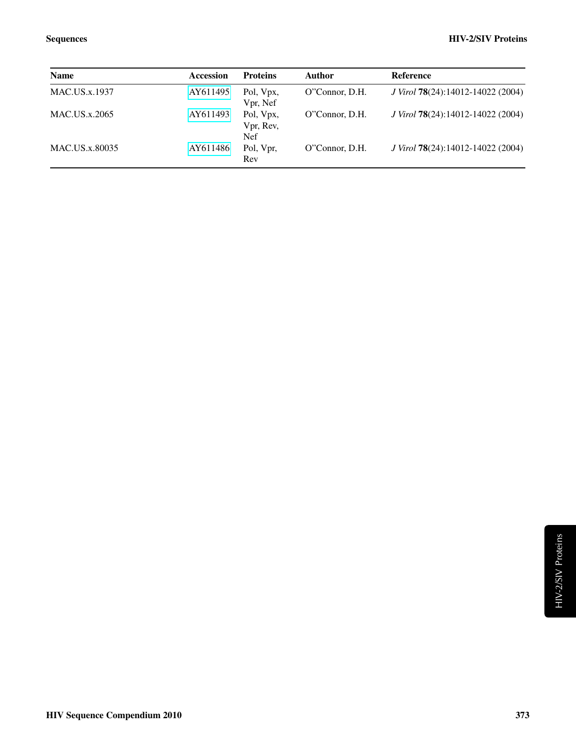| Name | Accession | Proteins | Author | Reference |
|---|---|---|---|---|
| MAC.US.x.1937 | AY611495 | Pol, Vpx, Vpr, Nef | O"Connor, D.H. | *J Virol* **78**(24):14012-14022 (2004) |
| MAC.US.x.2065 | AY611493 | Pol, Vpx, Vpr, Rev, Nef | O"Connor, D.H. | *J Virol* **78**(24):14012-14022 (2004) |
| MAC.US.x.80035 | AY611486 | Pol, Vpr, Rev | O"Connor, D.H. | *J Virol* **78**(24):14012-14022 (2004) |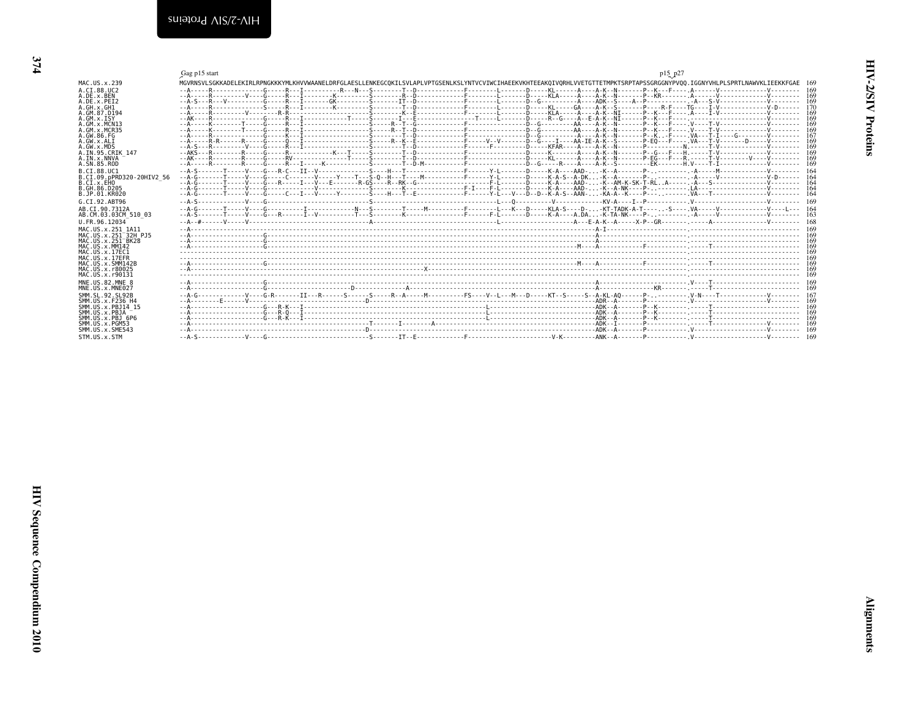```
                          Gag p15 start                                                                                                                            p15_p27
MAC.US.x.239              MGVRNSVLSGKKADELEKIRLRPNGKKKYMLKHVVWAANELDRFGLAESLLENKEGCQKILSVLAPLVPTGSENLKSLYNTVCVIWCIHAEEKVKHTEEAKQIVQRHLVVETGTTETMPKTSRPTAPSSGRGGNYPVQQ.IGGNYVHLPLSPRTLNAWVKLIEEKKFGAE  169
A.CI.88.UC2               --A-----R---------------G-----R---I----------R---N---S--------T--D------------F--------L-------D-----KL------A----A-K--N--------P--K---F-----.A------V-------------V--------  169
A.DE.x.BEN                --A-----R---------V-----G-----R---I--------K---------S--------R--D------------F--------L-------D-----KLA-----A----A-K--N--------P--KR--------.A------V-------------V--------  169
A.DE.x.PEI2               --A-S---R---V-----------G-----R---I-------GK---------S-------IT--D------------F--------L-------D--G---------A----ADK--S-----A--P-----------.-A----S-V-------------V--------  169
A.GH.x.GH1                --A-----R---------------S-----R---I--------K---------S--------T--D------------F--------L-------D-----KL-----GA----A-K--S-------P----R-F-----TG----I-V-------------V-D------  170
A.GM.87.D194              --A-----R---------V--------R-R-----------------------S--------K--E------------F--------L-------D-----KLA-----A----A-K--NI-------P--K---F-----.A----I-V-------------V--------  169
A.GM.x.ISY                --AK----R---------------G-----R---I------------T-----S-------I---E------------------T--L-------D-----R--G----A--E-A-K--NI-------P--K---F-----.--------------------V--------  169
A.GM.x.MCN13              --A-----K--------T------G-----R---I------------------S-----R--T--G-----------F-----------------D--G----------AA----A-K--N--------P--K---F-----.V----T-V-------------V--------  169
A.GM.x.MCR35              --A-----K--------T------G-----R---I------------------S-----R--T--D------------F-----------------D--G----------AA----A-K--N--------P--K---F-----.V----T-V-------------V--------  169
A.GW.86.FG                --A-----R---------------G-----K---I------------------S--------T--D------------F-----------------D--G----------A-----A-K--N--------P--K-..F-----.VA----T-I----G---------V--------  167
A.GW.x.ALI                --A-----R-R-------R-----G-----Q---I------------------S-----R--K--E------------F-----V--V-------D--G----I----AA-IE-A-K--S--------P-EQ---F-----.VA----T-V--------D------V--------  169
A.GW.x.MDS                --A-S---R---------V-----G-----R---I------------------S--------T--D------------F------F---------D-----KFAR----A----A-K--N-------------------N.------T-V-------------V--------  169
A.IN.95.CRIK_147          --AKS---R--------R------G-----R---I------------K---T-----S--------T--D------------F-----------------D-----K-------A----A-K--N--------P--G---F---H.------T-V-------------V--------  169
A.IN.x.NNVA               --AK----R--------R------G-----RV------------------T-----S--------T--D------------F-----------------D-----KL------A----A-K--N--------P-EG---F---R.------T-V--------V-----V--------  169
A.SN.85.ROD               --A-----R--------R------G-----R---I------K-----------S--------T--D-M----------F-----------------D--G-----R----A----A-K--S-------------EK--------H.V-----T-I-------------V--------  169
B.CI.88.UC1               --A-S-------T-----V-----G---R-C---II--V--------------S----H---T---------------F------Y-L-------D-----K-A----AAD-...-K--A--------P-...--------.-A-----M-------------V--------  164
B.CI.09.pPRD320-20HIV2_56 --A-G-------T-----V-----G-----C-----V-----Y----T---S-Q--H---T-----M-----------F------Y-L-------D-----K-A-S--A-DK...-K--A--------P-...--------.-A-----V-------------V-D------  164
B.CI.x.EHO                --A-G-------T-----V-----G---R-----I---V---E--------R-GS----R--RK--G-------------------F-L-------D-----K-A----AAD-...-K--AM-K-SK-T-RL..A-------.-A----S-------------V--------  164
B.GH.86.D205              --A-G-------T-----V-----G-----------V-----------------S--------K------------F-I---F-L-------D-----K-A----AAD-...-K--A-NK----P-...--------.LA-------------------V--------  164
B.JP.01.KR020             --A-G-------T-----V-----G-----C---I---V-----Y--------S----H---T--E------------F------Y-L---V---D--D--K-A-S--AAN-...-KA-A--K----P-...--------.VA----T-------------V--------  164
G.CI.92.ABT96             --A-S-------------V-----G----------------------------S-------------------------------L---Q----------V-------------KV-A----I--P------------.V--------------------V--------  169
AB.CI.90.7312A            --A-G-------T-----V-----G-----------I-----------N---S--------T-----M-----------F--------L---K---D-----KLA-S----D-...-KT-TADK-A-T----..-S-----.VA-----V-------------V----L---  164
AB.CM.03.03CM_510_03      --A-S-------T-----V-----G---R-----I--V----------T---S--------K----------------F------F-L-------D-----K-A----A.DA...-K-TA-NK----P-...--------.-A-----V-------------V--------  163
U.FR.96.12034             --A--#------V-----V----------------------------------A-------------------------------L-------------------A---E-A-K--A-----X-P--GR-------.-----A-------------------V--------  168
MAC.US.x.251_1A11         --A------------------------------------------------------------------------------------------------------A-I--------------------------------.-----------------------------  169
MAC.US.x.251_32H_PJ5      --A---------------------G-----------------------------------------------------------------------------A-----------------------------------.-----------------------------  169
MAC.US.x.251_BK28         --A---------------------G-----------------------------------------------------------------------------A-----------------------------------.-----------------------------  169
MAC.US.x.MM142            --A---------------------G------------------------------------------------------------------M-----A------------------F-----------------.-----T-----------------------  169
MAC.US.x.17EC1            ------------------------------------------------------------------------------------------------------------------------------------------.-----------------------------  169
MAC.US.x.17EFR            ------------------------------------------------------------------------------------------------------------------------------------------.-----------------------------  169
MAC.US.x.SMM142B          --A---------------------G------------------------------------------------------------------M-----A------------------F-----------------.-----T-----------------------  169
MAC.US.x.r80025           --A-------------------------------------------------------X-------------------------------------------------------------------------------.-----------------------------  169
MAC.US.x.r90131           ------------------------------------------------------------------------------------------------------------------------------------------.-----------------------------  169
MNE.US.82.MNE_8           --A---------------------G-------------------------------------------------------------------------------A-----------------------------------.V----T-----------------------  169
MNE.US.x.MNE027           --A---------------------G------------------------D--------------A-----------------------------------A-------------------KR---------.-----T-----------------------  169
SMM.SL.92.SL92B           --A-G-------------V-----G-R-------II---R------S-------S------R--A-----M----------FS----V--L---M---D-----KT--S-----S--A-KL-AQ------P-...--------.V-N----T-------------V--------  167
SMM.US.x.F236_H4          --A---------E-----V-----------------------------------D---------------------------------------------ADR--A-------P------------.V--------------------V--------  169
SMM.US.x.PBJ14_15         --A---------------------G---R-K---I-----------------------------------------------L---------------ADK--A-------P--K---------.-----T-----------------------  169
SMM.US.x.PBJA             --A---------------------G---R-Q---I-----------------------------------------------L---------------ADK--A-------P--K---------.-----T-----------------------  169
SMM.US.x.PBJ_6P6          --A---------------------G---R-K---I-----------------------------------------------L---------------ADK--A-------P--K---------.-----T-----------------------  169
SMM.US.x.PGM53            --A---------------------------------------------------T--------I-------A-----------------------------ADK--I-------P------------.-----T-------------V--------  169
SMM.US.x.SME543           --A---------------------------------------------------D-----------------------------------------------ADK--A-------P------------.V--------------------V--------  169
STM.US.x.STM              --A-S-------------V-----G----------------------------S-------IT--E------------F-----------------------V-K---------ANK--A-------P------------.V--------------------V--------  169
```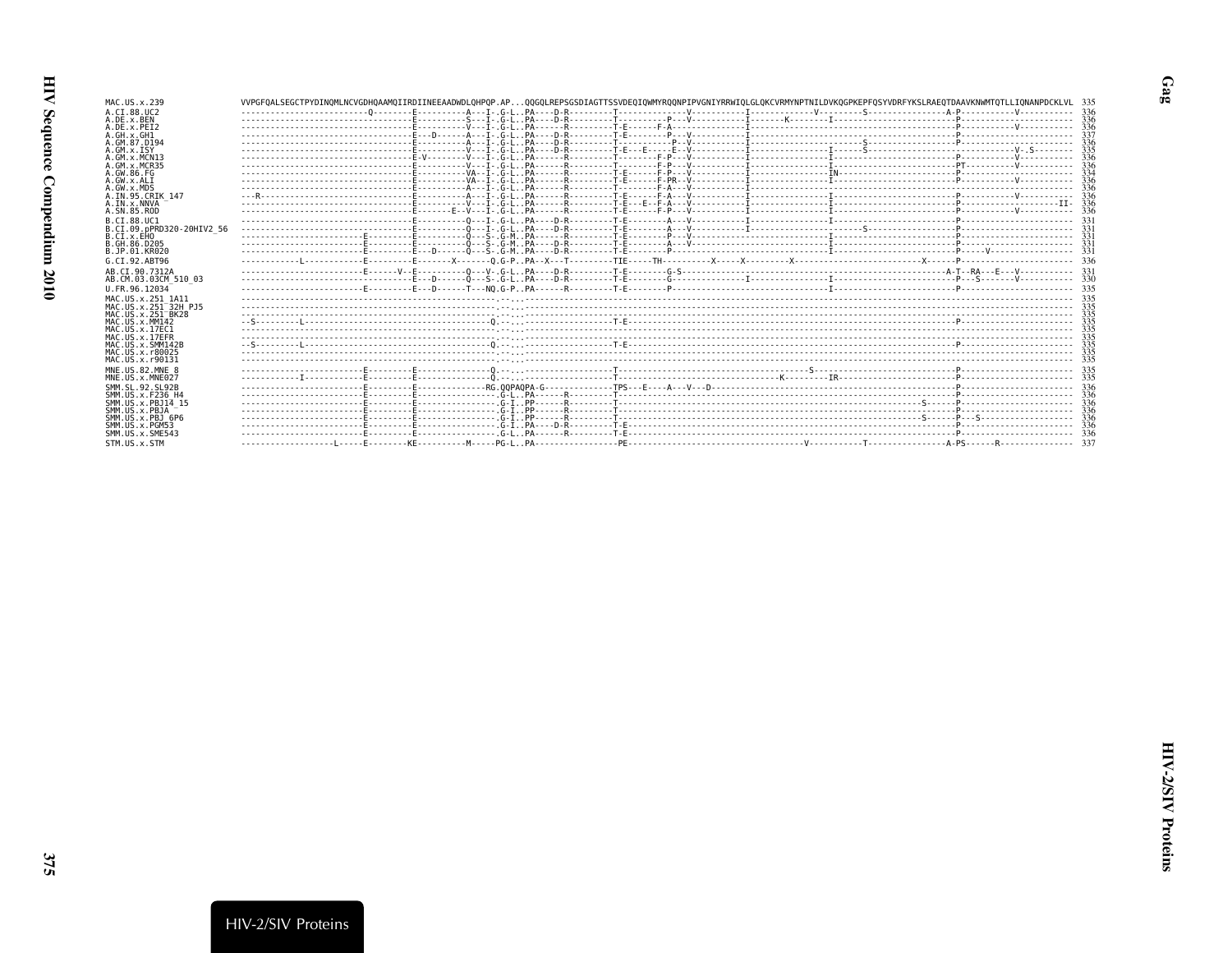```
MAC.US.x.239               VVPGFQALSEGCTPYDINQMLNCVGDHQAAMQIIRDIINEEAADWDLQHPQP.AP...QQGQLREPSGSDIAGTTSSVDEQIQWMYRQQNPIPVGNIYRRWIQLGLQKCVRMYNPTNILDVKQGPKEPFQSYVDRFYKSLRAEQTDAAVKNWMTQTLLIQNANPDCKLVL  335
A.CI.88.UC2                --------------------------Q--------E-----------A---I-.G-L..PA----D-R---------T---------------V-----------I-------------V---------S----------------A-P-----------V-----------  336
A.DE.x.BEN                 -----------------------------------E-----------S---I-.G-L..PA----D-R---------T-----------P---V-----------I--------K--------I-------------------------P-----------------------  336
A.DE.x.PEI2                -----------------------------------E-----------V---I-.G-L..PA------R---------T-E------F-A----------------I-------------------------------------------P-----------V-----------  336
A.GH.x.GH1                 -----------------------------------E---D-------A---I-.G-L..PA----D-R---------T-E---------P---V-----------I-------------------------------------------P-----------------------  337
A.GM.87.D194               -----------------------------------E-----------A---I-.G-L..PA----D-R---------T-----------P--V-----------I-----------------------S-------------------P-----------------------  336
A.GM.x.ISY                 -----------------------------------E-----------V---I-.G-L..PA----D-R---------T-E---E-----E--V-----------I----------------I-------S------------------------------V-.S--------  335
A.GM.x.MCN13               -----------------------------------E-V---------V---I-.G-L..PA------R---------T--------F-P---V-----------I----------------I--------------------------P-----------V-----------  336
A.GM.x.MCR35               -----------------------------------E-----------V---I-.G-L..PA------R---------T--------F-P---V-----------I----------------I--------------------------PT----------V-----------  336
A.GW.86.FG                 -----------------------------------E-----------VA--I-.G-L..PA------R---------T-E------F-P---V-----------I----------------IN-------------------------P-----------------------  334
A.GW.x.ALI                 -----------------------------------E-----------VA--I-.G-L..PA------R---------T-E------F-PR--V-----------I----------------I--------------------------P-----------V-----------  336
A.GW.x.MDS                 -----------------------------------E-----------A---I-.G-L..PA------R---------T--------F-A---V-----------I-------------------------------------------P-----------------------  336
A.IN.95.CRIK_147           ---R-------------------------------E-----------A---I-.G-L..PA------R---------T-E------F-A---V-----------I----------------I--------------------------P-----------V-----------  336
A.IN.x.NNVA                -----------------------------------E-----------V---I-.G-L..PA------R---------T-E---E--F-A---V-----------I----------------I--------------------------P---------------------II-  336
A.SN.85.ROD                -----------------------------------E-------E--V---I-.G-L..PA------R---------T-E------F-P---V-----------I----------------I--------------------------P-----------V-----------  336
B.CI.88.UC1                -----------------------------------E-----------Q---I-.G-L..PA----D-R---------T-E--------A---V-----------I----------------I--------------------------P-----------------------  331
B.CI.09.pPRD320-20HIV2_56  -----------------------------------E-----------Q---I-.G-L..PA----D-R---------T-E--------A---V-----------I--------------------S---------------------P-----------------------  331
B.CI.x.EHO                 -------------------------E---------E-----------Q---S-.G-M..PA------R---------T-E--------P---V----------------------------I--------------------------P-----------------------  331
B.GH.86.D205               -------------------------E---------E-----------Q---S-.G-M..PA----D-R---------T-E--------A---V----------------------------I--------------------------P-----------------------  331
B.JP.01.KR020              -------------------------E---------E---D-------Q---S-.G-M..PA----D-R---------T-E--------P---------------------------------I--------------------------P------V-----------------  331
G.CI.92.ABT96              ------------L------------E---------E-------X-------Q.G-P..PA--X---T---------TIE-----TH----------X-----X---------X------------------------X------P-----------------------  336
AB.CI.90.7312A             -------------------------E------V--E-----------Q---V-.G-L..PA----D-R---------T-E--------G-S---------------------------------------------------A-T--RA---E---V-----------  331
AB.CM.03.03CM_510_03       -----------------------------------E---D-------Q---S-.G-L..PA----D-R---------T-E--------G-------------I----------------I--------------------------P---S-------V-----------  330
U.FR.96.12034              -------------------------E---------E---D-------T---NQ.G-P..PA------R---------T-E--------P---------------------------------I--------------------------P-----------------------  335
MAC.US.x.251_1A11          ------------------------------------------------------.--...-----------------------------------------------------------------------------------------------------------------  335
MAC.US.x.251_32H_PJ5       ------------------------------------------------------.--...-----------------------------------------------------------------------------------------------------------------  335
MAC.US.x.251_BK28          ------------------------------------------------------.--...-----------------------------------------------------------------------------------------------------------------  335
MAC.US.x.MM142             --S---------L---------------------------------------Q.--...-------------------T-E------------------------------------------------------------------P-----------------------  335
MAC.US.x.17EC1             ------------------------------------------------------.--...-----------------------------------------------------------------------------------------------------------------  335
MAC.US.x.17EFR             ------------------------------------------------------.--...-----------------------------------------------------------------------------------------------------------------  335
MAC.US.x.SMM142B           --S---------L---------------------------------------Q.--...-------------------T-E------------------------------------------------------------------P-----------------------  335
MAC.US.x.r80025            ------------------------------------------------------.--...-----------------------------------------------------------------------------------------------------------------  335
MAC.US.x.r90131            ------------------------------------------------------.--...-----------------------------------------------------------------------------------------------------------------  335
MNE.US.82.MNE_8            -------------------------E---------E----------------Q.--...-----------------T----------------------------------------S--------------------------P-----------------------  335
MNE.US.x.MNE027            ------------I------------E---------E----------------Q.--...-----------------T--------------------------------------K----------IR-----------------P-----------------------  335
SMM.SL.92.SL92B            -------------------------E---------E---------------RG.QQPAQPA-G--------------TPS---E----A---V---D---------------------------------------------------P-----------------------  336
SMM.US.x.F236_H4           -------------------------E---------E-----------------.G-L..PA------R---------T---------------------------------------------------------------------P-----------------------  336
SMM.US.x.PBJ14_15          -------------------------E---------E-----------------.G-I..PP------R---------T--------------------------------------------------------------S------P-----------------------  336
SMM.US.x.PBJA              -------------------------E---------E-----------------.G-I..PP------R---------T---------------------------------------------------------------------P-----------------------  336
SMM.US.x.PBJ_6P6           -------------------------E---------E-----------------.G-I..PP------R---------T--------------------------------------------------------------S------P---S-------------------  336
SMM.US.x.PGM53             -------------------------E---------E-----------------.G-I..PA----D-R---------T-E-------------------------------------------------------------------P-----------------------  336
SMM.US.x.SME543            -------------------------E---------E-----------------.G-L..PA------R---------T-E-------------------------------------------------------------------P-----------------------  336
STM.US.x.STM               --------------------L-----E--------KE----------M-----PG-L..PA-----------------PE-------------------------------------V-----------T----------------A-PS------R---------------  337
```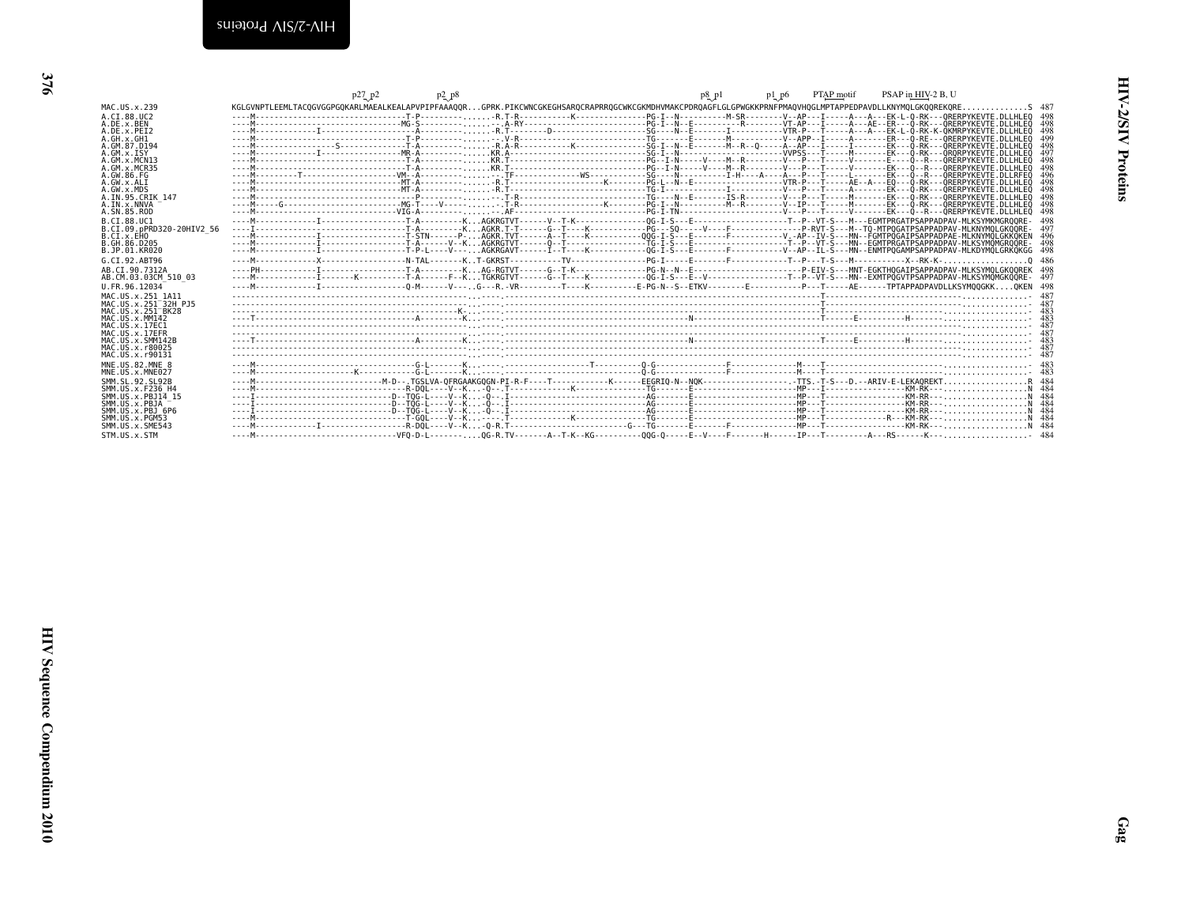```
                               p27_p2              p2_p8                                                                        p8_p1           p1_p6      PTAP motif        PSAP in HIV-2 B, U
MAC.US.x.239                KGLGVNPTLEEMLTACQGVGGPGQKARLMAEALKEALAPVPIPFAAAQQR...GPRK.PIKCWNCGKEGHSARQCRAPRRQGCWKCGKMDHVMAKCPDRQAGFLGLGPWGKKPRNFPMAQVHQGLMPTAPPEDPAVDLLKNYMQLGKQQREKQRE.............S  487
A.CI.88.UC2                 ----M---------------------------------T-P----------......-R.T-R-----------K-----------------PG-I--N----------M-SR---------V--AP---I------A---A---EK-L-Q-RK---QRERPYKEVTE.DLLHLEQ  498
A.DE.x.BEN                  ----M-------------------------------MG-S-----------......-A-RY-----------------------------PG-I--N--E------------R---------VT-AP---I------A---AE--ER---Q-RK---QRERPYKEVTE.DLLHLEQ  498
A.DE.x.PEI2                 ----M-------------I-------------------A-----------......-R.T--------D-------------------SG----N--E---------I-------------VTR-P---T------A---A---EK-L-Q-RK-K-QKMRPYKEVTE.DLLHLEQ  498
A.GH.x.GH1                  ----M---------------------------------T-P----------......-.-V-R-----------------------------TG------E--------M-------------V--APP--I------A------ER---Q-RE---QRERPYKEVTE.DLLHLEQ  499
A.GM.87.D194                ----M--------------------S-----------T-A-----------......-R.A-R-----------K-----------------SG-I--N--E---------M--R--Q------A--AP---I------I---------EK---Q-RK---QRERPYKEVTE.DLLHLEQ  498
A.GM.x.ISY                  ----M-------------I-------------------MR-A-----------......KR.A------------------------------SG-I--N-------------------------VVPSS---T------M---------EK---Q-RK---QRQRPYKEVTE.DLLHLEQ  497
A.GM.x.MCN13                ----M---------------------------------T-A-----------......KR.T------------------------------PG--I-N-----V-----M--R---------V---P---T------V---------E----Q--R---QRERPYKEVTE.DLLHLEQ  498
A.GM.x.MCR35                ----M---------------------------------T-A-----------......KR.T------------------------------PG--I-N-----V-----M--R---------V---P---T------V---------EK---Q--R---QRERPYKEVTE.DLLHLEQ  498
A.GW.86.FG                  ----M---------T------------------------VM--A-----------.....-.-TF-----------WS----------------SG----N----------I-H-----A-----A---P---T------L---------EK---Q--R---QRERPYKEVTE.DLLRFEQ  496
A.GW.x.ALI                  ----M-------------------------------MT-A-----------......-R.T---------------------K----------PG-L--N--E-------------------VTR-P---T------AE--A---EQ---Q-RK---QRERPYKEVTE.DLLHLEQ  498
A.GW.x.MDS                  ----M-------------------------------MT-A-----------......-R.T--------------------------------TG-I-----------I-------------V---P---T------A---------EK---Q-RK---QRERPYKEVTE.DLLHLEQ  498
A.IN.95.CRIK_147            ----M---------------------------------P-----------......-.-T-R------------------------------TG----N--E--------IS-R---------V---P---T------M---------EK---Q-RK---QRERPYKEVTE.DLLHLEQ  498
A.IN.x.NNVA                 ----M-----G-----------------------------MG-T-----V-----......-.-T-R-------------------K-------PG-I--N----------M--R---------V--IP---T------M---------EK---Q-RK---QRERPYKEVTE.DLLHLEQ  498
A.SN.85.ROD                 ----M-------------------------------VIG-A-----------......-.-AF-----------------------------PG-I-TN------------------------V---P---T------V---------EK---Q--R---QRERPYKEVTE.DLLHLEQ  498
B.CI.88.UC1                 ----M-------------I-------------------T-A-----------K...AGKRGTVT------V--T-K--------------QG-I-S---E--------------------T--P--VT-S---M---EGMTPRGATPSAPPADPAV-MLKSYMKMGRQQRE-  498
B.CI.09.pPRD320-20HIV2_56   ----I-------------I-------------------T-A-----------K...AGKR.T-T------G--T----K--------------PG---SQ-----V---F--------------P-RVT-S---M--TQ-MTPQGATPSAPPADPAV-MLKNYMQLGKQQRE-  497
B.CI.x.EHO                  ----M-------------I-------------------T-STN-------P-...AGKR.TVT------A--T----K--------------QQG-I-S---E--------F------------V.-AP--IV-S---MN--FGMTPQGAIPSAPPADPAE-MLKNYMQLGKKQKEN  496
B.GH.86.D205                ----M-------------I-------------------T-A-------V--K...AGKRGTVT------Q--T-----------------TG-I-S---E--------------------T--P--VT-S---MN--EGMTPRGATPSAPPADPAV-MLKSYMQMGRQQRE-  498
B.JP.01.KR020               ----M-------------I-------------------T-P-L-----V----...AGKRGAVT------I--T----K--------------QG-I-S---E--------F-----------V--AP--IL-S---MN--ENMTPQGAMPSAPPADPAV-MLKDYMQLGRKQKGG  498
G.CI.92.ABT96               ----M-------------X-------------------N-TAL--------K..T-GKRST-----------TV-------------------PG-I------E--------F-----------T--P---T-S---M-----------X--RK-K-.................Q  486
AB.CI.90.7312A              ----PH------------I-------------------T-A-----------K...AG-RGTVT------G--T-K--------------PG-N--N--E---------------------P-EIV-S---MNT-EGKTHQGAIPSAPPADPAV-MLKSYMQLGKQQREK  498
AB.CM.03.03CM_510_03        ----M-------------I--------K------------T-A-------F--K..TGKRGTVT------G--T----K--------------QG-I-S---E--V-----------------T--P--VT-S---MN--EXMTPQGVTPSAPPADPAV-MLKSYMQMGKQQRE-  497
U.FR.96.12034               ----M-------------I-------------------Q-M-------V----..G---R.-VR-----------T----K-----------E-PG-N--S--ETKV---------E---------P---T------AE------TPTAPPADPAVDLLKSYMQQGKK....QKEN  498
MAC.US.x.251_1A11           -------------------------------------------------------...-----.-------------------------------------------------------------------T--------------------------------------..............  487
MAC.US.x.251_32H_PJ5        -------------------------------------------------------...-----.-------------------------------------------------------------------T--------------------------------------..............  487
MAC.US.x.251_BK28           ---------------------------------------------------K...-----.-------------------------------------------------------------------T-------------------------------------...............  483
MAC.US.x.MM142              ----T----------------------------------A-----------K...-----.-----------------------------------N-----------------------------------T------E-----------H-----------------...............  483
MAC.US.x.17EC1              -------------------------------------------------------...-----.---------------------------------------------------------------------------------------------------------..............  487
MAC.US.x.17EFR              -------------------------------------------------------...-----.---------------------------------------------------------------------------------------------------------..............  487
MAC.US.x.SMM142B            ----T----------------------------------A-----------K...-----.-----------------------------------N-----------------------------------T------E-----------H-----------------...............  483
MAC.US.x.r80025             -------------------------------------------------------...-----.---------------------------------------------------------------------------------------------------------..............  487
MAC.US.x.r90131             -------------------------------------------------------...-----.---------------------------------------------------------------------------------------------------------..............  487
MNE.US.82.MNE_8             ----M-----------------------------------G-L--------K...-----.-----------------T----------Q-G-------------F------------M----T----------------------------------..............  483
MNE.US.x.MNE027             ----M--------------------K------------G-L--------K...-----.----------------------------Q-G-------------F------------M----T----------------------------------..............  483
SMM.SL.92.SL92B             ----M--------------------------M-D--.TGSLVA-QFRGAAKGQGN-PI-R-F----T------------K------EEGRIQ-N--NQK-------------------.TTS.-T-S---D.--ARIV-E-LEKAQREKT.................R  484
SMM.US.x.F236_H4            ----M------------------------------R-DQL-----V--K...-Q--.T--------------K-----------------TG------E--------------------MP---I--------------------KM-RK---.................N  484
SMM.US.x.PBJ14_15           ----I-----------------------------D--TQG-L-----V--K...-Q--.I------------------------------AG------E--------------------MP---T--------------------KM-RR---.................N  484
SMM.US.x.PBJA               ----I-----------------------------D--TQG-L-----V--K...-Q--.I------------------------------AG------E--------------------MP---T--------------------KM-RR---.................N  484
SMM.US.x.PBJ_6P6            ----I-----------------------------D--TQG-L-----V--K...-Q--.I------------------------------AG------E--------------------MP---T--------------------KM-RR---.................N  484
SMM.US.x.PGM53              ----M------------------------------T-GQL-----V--K...-----.T--------------K-----------------TG------E--------------------MP---T--------------R---KM-RK---.................N  484
SMM.US.x.SME543             ----M-------------I-----------------R-DQL-----V--K...-Q-R.T--------------------G---TG------E--------F------------MP---T--------------------KM-RK---.................N  484
STM.US.x.STM                ----M-----------------------------VFQ-D-L--------....QG-R.TV--------A--T-K--KG-----------QQG-Q-----E--V-----F--------H------IP---T---------A---RS------K---..................-  484
```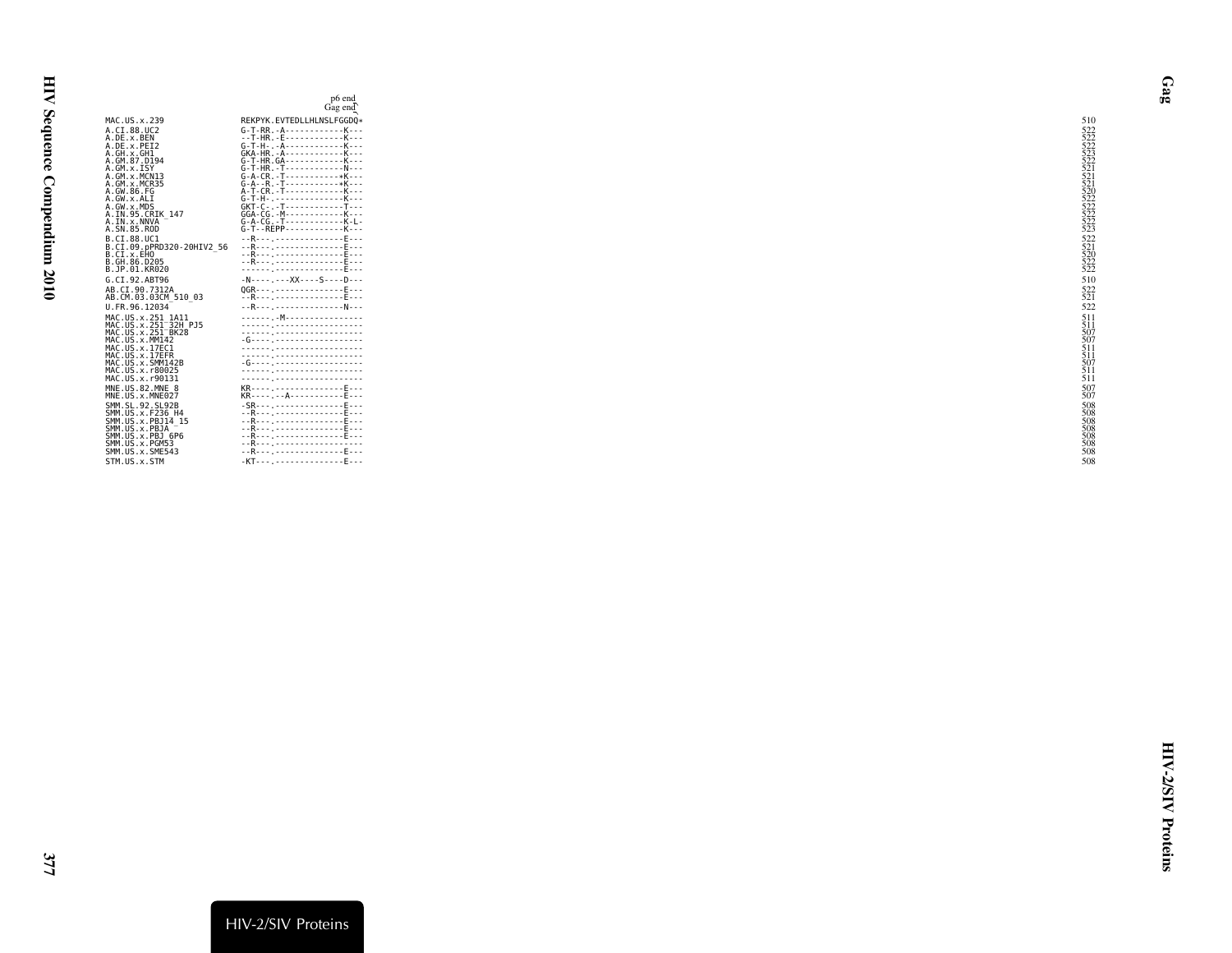```
                              p6 end
                              Gag end
MAC.US.x.239                 REKPYK.EVTEDLLHLNSLFGGDQ*        510
A.CI.88.UC2                  G-T-RR.-A------------K---        522
A.DE.x.BEN                   --T-HR.-E------------K---        522
A.DE.x.PEI2                  G-T-H-.-A------------K---        522
A.GH.x.GH1                   GKA-HR.-A------------K---        523
A.GM.87.D194                 G-T-HR.GA------------K---        522
A.GM.x.ISY                   G-T-HR.-T------------N---        521
A.GM.x.MCN13                 G-A-CR.-T-----------*K---        521
A.GM.x.MCR35                 G-A--R.-T-----------*K---        521
A.GW.86.FG                   A-T-CR.-T------------K---        520
A.GW.x.ALI                   G-T-H-.--------------K---        522
A.GW.x.MDS                   GKT-C-.-T------------T---        522
A.IN.95.CRIK_147             GGA-CG.-M------------K---        522
A.IN.x.NNVA                  G-A-CG.-T------------K-L-        522
A.SN.85.ROD                  G-T--REPP------------K---        523
B.CI.88.UC1                  --R---.--------------E---        522
B.CI.09.pPRD320-20HIV2_56    --R---.--------------E---        521
B.CI.x.EHO                   --R---.--------------E---        520
B.GH.86.D205                 --R---.--------------E---        522
B.JP.01.KR020                ------.--------------E---        522
G.CI.92.ABT96                -N----.---XX----S----D---        510
AB.CI.90.7312A               QGR---.--------------E---        522
AB.CM.03.03CM_510_03         --R---.--------------E---        521
U.FR.96.12034                --R---.--------------N---        522
MAC.US.x.251_1A11            ------.-M----------------        511
MAC.US.x.251_32H_PJ5         ------.------------------        511
MAC.US.x.251_BK28            ------.------------------        507
MAC.US.x.MM142               -G----.------------------        507
MAC.US.x.17EC1               ------.------------------        511
MAC.US.x.17EFR               ------.------------------        511
MAC.US.x.SMM142B             -G----.------------------        507
MAC.US.x.r80025              ------.------------------        511
MAC.US.x.r90131              ------.------------------        511
MNE.US.82.MNE_8              KR----.--------------E---        507
MNE.US.x.MNE027              KR----.--A-----------E---        507
SMM.SL.92.SL92B              -SR---.--------------E---        508
SMM.US.x.F236_H4             --R---.--------------E---        508
SMM.US.x.PBJ14_15            --R---.--------------E---        508
SMM.US.x.PBJA                --R---.--------------E---        508
SMM.US.x.PBJ_6P6             --R---.--------------E---        508
SMM.US.x.PGM53               --R---.------------------        508
SMM.US.x.SME543              --R---.--------------E---        508
STM.US.x.STM                 -KT---.--------------E---        508
```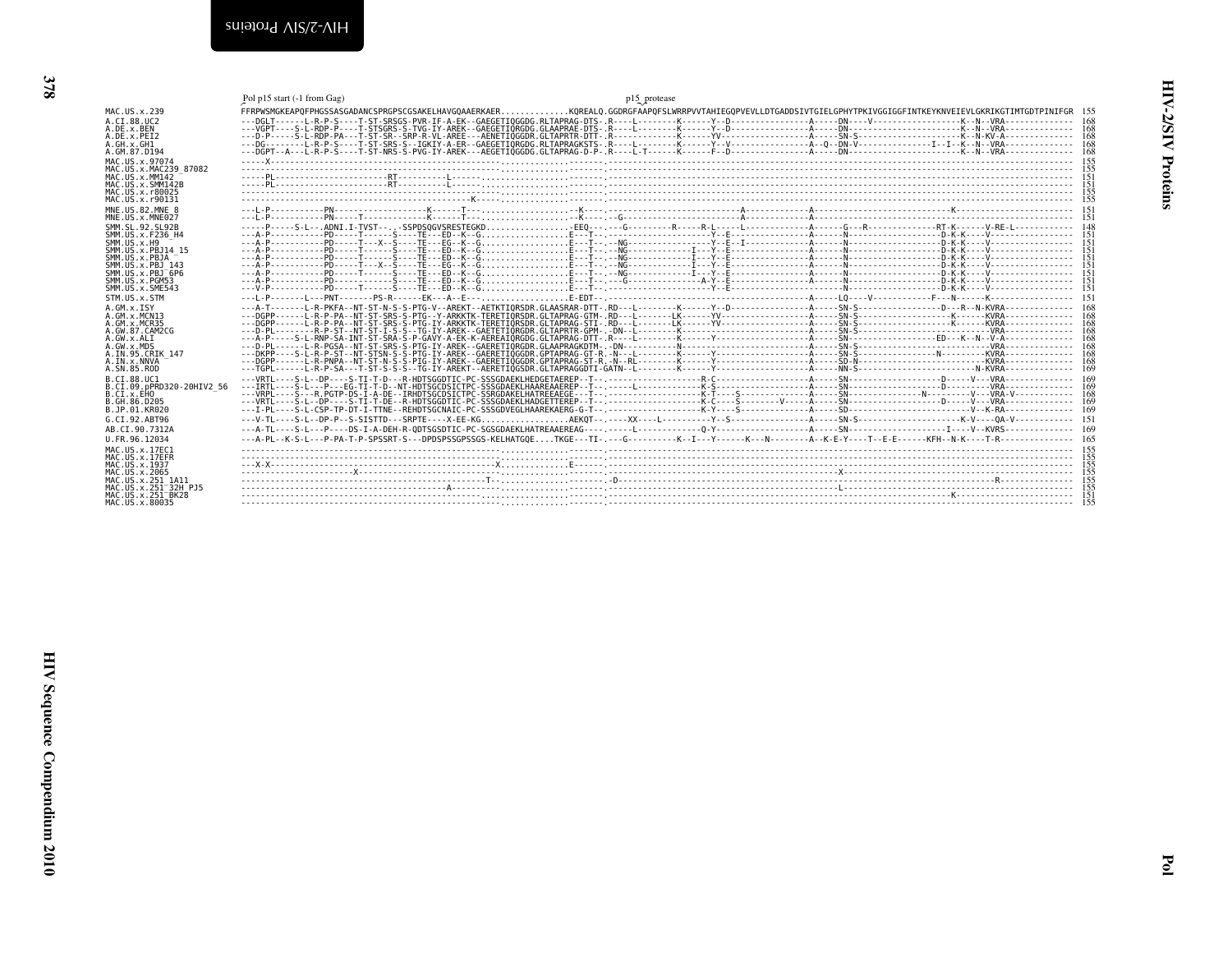Pol p15 start (-1 from Gag)                                                    p15 protease

```
MAC.US.x.239              FFRPWSMGKEAPQFPHGSSASGADANCSPRGPSCGSAKELHAVGQAAERKAER..............KQREALQ.GGDRGFAAPQFSLWRRPVVTAHIEGQPVEVLLDTGADDSIVTGIELGPHYTPKIVGGIGGFINTKEYKNVEIEVLGKRIKGTIMTGDTPINIFGR  155
A.CI.88.UC2               ---DGLT------L-R-P-S----T-ST-SRSGS-PVR-IF-A-EK--GAEGETIQGGDG.RLTAPRAG-DTS-.R----L--------K------Y--D----------------A-----DN----V------------------K--N--VRA-------------  168
A.DE.x.BEN                ---VGPT----S-L-RDP-P----T-STSGRS-S-TVG-IY-AREK--GAEGETIQRGDG.GLAAPRAE-DTS-.R----L--------K------Y--D----------------A-----DN-----------------------K--N--VRA-------------  168
A.DE.x.PEI2               ---D-P------S-L-RDP-PA---T-ST-SR--SRP-R-VL-AREE---AENETIQGGDR.GLTAPRTR-DTT-.R----------------K------YV---------------A-----SN-S--------------------K--N-KV-A-------------  168
A.GH.x.GH1                ---DG--------L-R-P-S----T-ST-SRS-S--IGKIY-A-ER--GAEGETIQGGDG.RLTAPRAGKSTS-.R----L--------K------Y--V----------------A--Q--DN-V---------------I--I--K--N--VRA-------------  168
A.GM.87.D194              ---DGPT--A---L-R-P-S----T-ST-NRS-S-PVG-IY-AREK---AEGETIQGGDG.GLTAPRAG-D-P-.R----L-T------K------F--D----------------A-----DN-----------------------K--N--VRA-------------  168
MAC.US.x.97074            -----X-----------------------------------------------..............-------.-----------------------------------------------------------------------------------------------  155
MAC.US.x.MAC239_87082     -----------------------------------------------------..............-------.-----------------------------------------------------------------------------------------------  155
MAC.US.x.MM142            -----PL-----------------------RT----------L------.................-------.-----------------------------------------------------------------------------------------------  151
MAC.US.x.SMM142B          -----PL-----------------------RT----------L------.................-------.-----------------------------------------------------------------------------------------------  151
MAC.US.x.r80025           -----------------------------------------------------..............-------.-----------------------------------------------------------------------------------------------  155
MAC.US.x.r90131           ----------------------------------------------K-----..............-------.-----------------------------------------------------------------------------------------------  155
MNE.US.82.MNE_8           ---L-P-----------PN-------------------K------T---.................-K-----.------------------------------A-------------A--------------------------------K---------------------  151
MNE.US.x.MNE027           ---L-P-----------PN-------T-----------K------T---.................-K-----.--G---------------------------A-------------A-----------------------------------------------------  151
SMM.SL.92.SL92B           -----P-----S-L--.ADNI.I-TVST--..-SSPDSQGVSRESTEGKD...............-EEQ---.---G---------R-----R-L-----L-------------A------G---R-------------RT-K------V-RE-L-----------  148
SMM.US.x.F236_H4          ---A-P-----------PD-----T------S----TE---ED--K--G.................E---T-.----------------------Y--E----------------A-----N-------------------D-K-K-----V---------------  151
SMM.US.x.H9               ---A-P-----------PD-----T---X--S----TE---EG--K--G.................E---T-.--NG----------------Y--E--I-------------A-----N-------------------D-K-K-----V---------------  151
SMM.US.x.PBJ14_15         ---A-P-----------PD-----T------S----TE---ED--K--G.................E---T-.--NG------------I---Y--E----------------A-----N-------------------D-K-K-----V---------------  151
SMM.US.x.PBJA             ---A-P-----------PD-----T------S----TE---ED--K--G.................E---T-.--NG------------I---Y--E----------------A-----N-------------------D-K-K-----V---------------  151
SMM.US.x.PBJ_143          ---A-P-----------PD-----T---X--S----TE---EG--K--G.................E---T-.--NG------------I---Y--E----------------A-----N-------------------D-K-K-----V---------------  151
SMM.US.x.PBJ_6P6          ---A-P-----------PD-----T------S----TE---ED--K--G.................E---T-.--NG------------I---Y--E----------------A-----N-------------------D-K-K-----V---------------  151
SMM.US.x.PGM53            ---A-P-----------PD-----T------S----TE---ED--K--G.................E---T-.---G-------------A-Y--E----------------A-----N-------------------D-K-K-----V---------------  151
SMM.US.x.SME543           ---V-P-----------PD-----T------S----TE---ED--K--G.................E---T-.----------------------Y--E----------------A-----N-------------------D-K-K-----V---------------  151
STM.US.x.STM              ---L-P-------L---PNT-------PS-R------EK---A--E---..................E-EDT--.-------------------------------------------------A-----LQ----V------------F---N------K---------------  151
A.GM.x.ISY                ---A-T-------L-R-PKFA--NT-ST-N-S-S-PTG-V--AREKT--AETKTIQRSDR.GLAASRAR-DTT-.RD---L--------K------Y--D----------------A-----SN-S-----------------D---R--N-KVRA-------------  168
A.GM.x.MCN13              ---DGPP------L-R-P-PA--NT-ST-SRS-S-PTG--Y-ARKKTK-TERETIQRSDR.GLTAPRAG-GTM-.RD---L--------LK------YV--------------------A-----SN-S--------------------K------KVRA-------------  168
A.GM.x.MCR35              ---DGPP------L-R-P-PA--NT-ST-SRS-S-PTG-IY-ARKKTK-TERETIQRSDR.GLTAPRAG-STI-.RD---L--------LK------YV--------------------A-----SN-S--------------------K------KVRA-------------  168
A.GW.87.CAM2CG            ---D-PL----------R-P-ST--NT-ST-I-S-S---TG-IY-AREK--GAETETIQRGDR.GLTAPRTR-GPM-.-DN--L--------K-----------------------------A-----SN-S------------------------------VRA-------------  168
A.GW.x.ALI                ---A-P-----S-L-RNP-SA-INT-ST-SRA-S-P-GAVY-A-EK-K-AEREAIQRGDG.GLTAPRAG-DTT-.R----L--------K------Y----------------------A-----SN--------------------ED---K--N--V-A-------------  168
A.GW.x.MDS                ---D-PL------L-R-PGSA--NT-ST-SRS-S-PTG-IY-AREK--GAERETIQRGDR.GLAAPRAGKDTM-.-DN--------------N--------------------------A-----SN-S------------------------------VRA-------------  168
A.IN.95.CRIK_147          ---DKPP----S-L-R-P-ST--NT-STSN-S-S-PTG-IY-AREK--GAERETIQGGDR.GPTAPRAG-GT-R.-N---L--------K------Y----------------------A-----SN-S--------------------N------KVRA-------------  168
A.IN.x.NNVA               ---DGPP------L-R-PNPA--NT-ST-N-S-S-PIG-IY-AREK--GAERETIQRGDR.GPTAPRAG-ST-R.-N--RL--------K------Y----------------------A-----SD-N------------------------------KVRA-------------  168
A.SN.85.ROD               ---TGPL------L-R-P-SA---T-ST-S-S-S--TG-IY-AREKT--AERETIQGSDR.GLTAPRAGGDTI-GATN--L--------K------Y----------------------A-----NN-S-------------------------------N-KVRA-------------  169
B.CI.88.UC1               ---VRTL-----S-L--DP----S-TI-T-D---R-HDTSGGDTIC-PC-SSSGDAEKLHEDGETAEREP--T--.--------------------R-C--------------------A-----SN------------------D-----V---VRA-------------  169
B.CI.09.pPRD320-20HIV2_56 ---IRTL-----S-L---P---EG-TI-T-D--NT-HDTSGCDSICTPC-SSSGDAEKLHAAREAAEREP--T--.-----L---------K-S---------------------------A-----SN------------------D-----------VRA-------------  169
B.CI.x.EHO               ---VRPL-----S---R.PGTP-DS-I-A-DE--IRHDTSGCDSICTPC-SSRGDAEKLHATREEAEGE---T--.--------------------K-T-----S-------------------A-----SN------------N----------V---VRA-V-----------  168
B.GH.86.D205              ---VRTL-----S-L--DP----S-TI-T-DE--R-HDTSGCDSICTPC-SSSGDAEKLHADGETTEREP--T--.--------------------K-C----S-------V-------A-----SN------------------D-----V---VRA-------------  169
B.JP.01.KR020             ---I-PL-----S-L-CSP-TP-DT-I-TTNE--REHDTSGCNAICPC-SSSGDVEGLHAAREKAERG-G-T--.------------------K-Y----S---------------------A-----SD--------------------------V--K-RA-------------  169
G.CI.92.ABT96             ---V-TL-----S-L--DP-P--S-SISTTD---SRPTE----X-EE-KG.................AEKQT--.-----XX----L----------Y--S---------------------A-----SN-S---------------------K-V----QA-V-----------  151
AB.CI.90.7312A            ---A-TL-----S-L---P----DS-I-A-DEH-R-QDTSGSDTIC-PC-SGSGDAEKLHATREAAEREAG----.-----L-------------Q-Y----------------------A-----SN---------------------I-----V--KVRS-------------  169
U.FR.96.12034             ---A-PL--K-S-L---P-PA-T-P-SPSSRT-S---DPDSPSSGPSSGS-KELHATGQE....TKGE---TI-.---G----------K--I---Y------K---N--------A--K-E-Y----T--E-E------KFH--N-K----T-R--------------  165
MAC.US.x.17EC1            -----------------------------------------------------..............-------.-----------------------------------------------------------------------------------------------  155
MAC.US.x.17EFR            -----------------------------------------------------..............-------.-----------------------------------------------------------------------------------------------  155
MAC.US.x.1937             ---X-X------------------------------------------X-....................E------.-----------------------------------------------------------------------------------------------  155
MAC.US.x.2065             ------------------------X--------------------------..............-------.------------------------------------------------X--------------------------------------------  155
MAC.US.x.251_1A11         -------------------------------------------T-------..............-------.-D--------------------------------------------------------------------------R-----------------  155
MAC.US.x.251_32H_PJ5      ---------------------------------------A-----------..............-------.-----------------------------------------------L-------------------------------------------  155
MAC.US.x.251_BK28         -----------------------------------------------------..............-------.--------------------------------------------------------------------K----------------------  151
MAC.US.x.80035            -----------------------------------------------------..............-------.-----------------------------------------------------------------------------------------------  155
```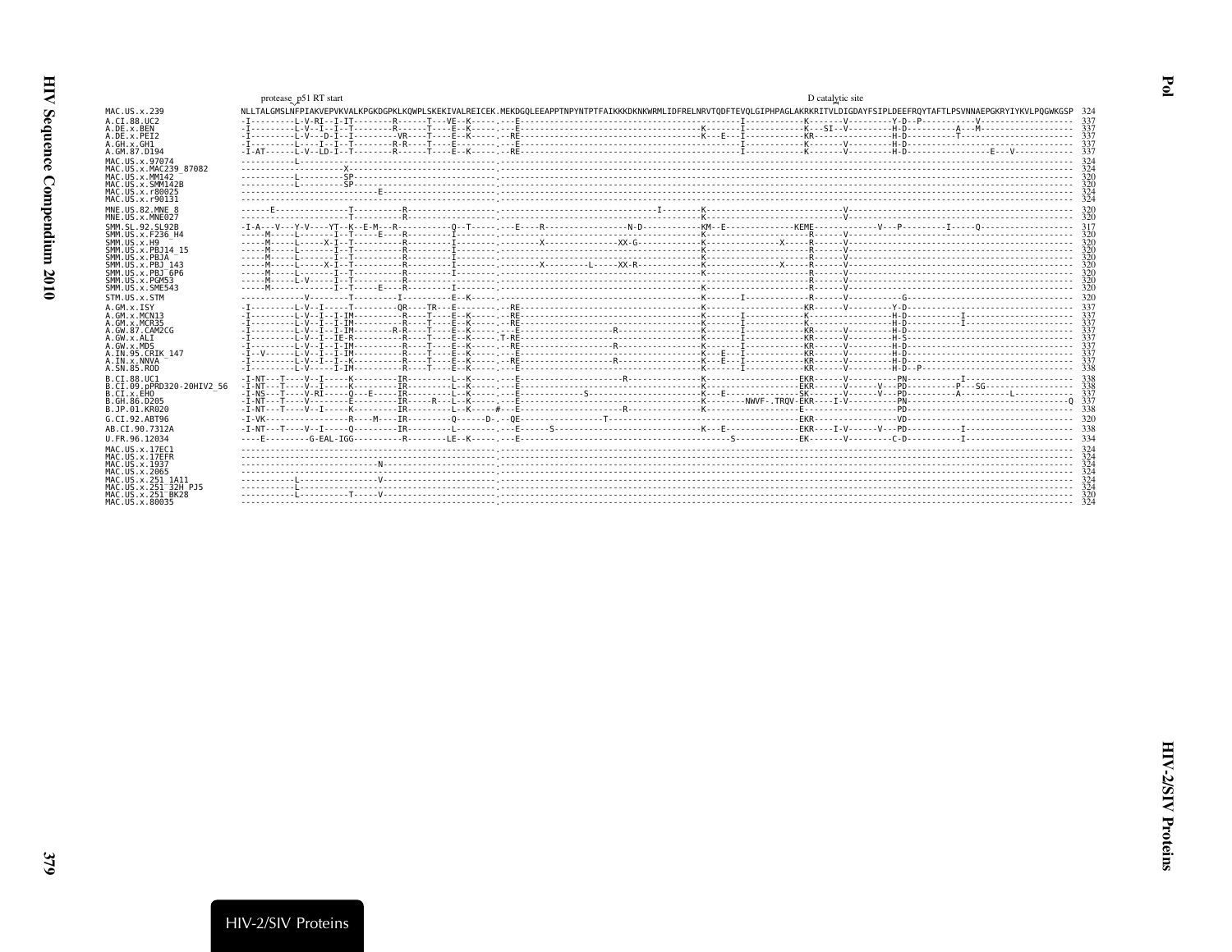```
                    protease_p51 RT start                                                                                                   D catalytic site
MAC.US.x.239        NLLTALGMSLNFPIAKVEPVKVALKPGKDGPKLKQWPLSKEKIVALREICEK.MEKDGQLEEAPPTNPYNTPTFAIKKKDKNKWRMLIDFRELNRVTQDFTEVQLGIPHPAGLAKRKRITVLDIGDAYFSIPLDEEFRQYTAFTLPSVNNAEPGKRYIYKVLPQGWKGSP  324
A.CI.88.UC2         -I---------L-V-RI--I-IT--------R------T---VE--K-----.---E-----------------------------------------------I------------K-------V---------Y-D--P-----------V------------------  337
A.DE.x.BEN          -I---------L-V--I--I--T--------R------T----E--K-----.---E-----------------------------------K-----------I------------K---SI--V---------H-D----------A---M------------------  337
A.DE.x.PEI2         -I---------L-V---D-I--I---------VR----T----E--K-----.--RE-----------------------------------K---E---I------------KR--------V---------H-D-----------T-------------------------  337
A.GH.x.GH1          -I---------L----I--I--T--------R-R----T----E--------.---E-----------------------------------------------I------------K-------V---------H-D-------------------------------------  337
A.GM.87.D194        -I-AT------L-V--LD-I--T--------R------T----E--K-----.--RE-----------------------------------------------I------------K-------V---------H-D-----------------E---V-----------  337
MAC.US.x.97074      -----------L----------------------------------------.-----------------------------------------------------------------------------------------------------------------------  324
MAC.US.x.MAC239_87082 ---------------X-------------------------------------.-----------------------------------------------------------------------------------------------------------------------  324
MAC.US.x.MM142      -----------L---------SP-----------------------------.-----------------------------------------------------------------------------------------------------------------------  320
MAC.US.x.SMM142B    -----------L---------SP-----------------------------.-----------------------------------------------------------------------------------------------------------------------  320
MAC.US.x.r80025     ---------------------------E------------------------.-----------------------------------------------------------------------------------------------------------------------  324
MAC.US.x.r90131     ----------------------------------------------------.-----------------------------------------------------------------------------------------------------------------------  324
MNE.US.82.MNE_8     ------E---------------T---------R-------------------.-----------------------------------------I---------K-----------------------------V---------------------------------------  320
MNE.US.x.MNE027     ----------------------T---------R-------------------.-----------------------------------------------------K-----------------------------V---------------------------------------  320
SMM.SL.92.SL92B     -I-A---V---Y-V----YT--K--E-M---R----------Q--T-----.---E----R----------------N-D-----------KM--E--------------KEME-------------V---P---------I-----Q------------------  317
SMM.US.x.F236_H4    -----M-----L-------I--T-----E---R---------I--------.------------------------------------------K-------------------R------V---------------------------------------------  320
SMM.US.x.H9         -----M-----L-----X-I--T---------R---------I--------.-------X---------------XX-G------------K----------------X-----R------V---------------------------------------------  320
SMM.US.x.PBJ14_15   -----M-----L-------I--T---------R---------I--------.-------------------------------------------K-------------------R------V---------------------------------------------  320
SMM.US.x.PBJA       -----M-----L-------I--T---------R---------I--------.-------------------------------------------K-------------------R------V---------------------------------------------  320
SMM.US.x.PBJ_143    -----M-----L-----X-I--T---------R---------I--------.-------X-----------L-----XX-R------------K----------------X-----R------V---------------------------------------------  320
SMM.US.x.PBJ_6P6    -----M-----L-------I--T---------R---------I--------.-------------------------------------------K-------------------R------V---------------------------------------------  320
SMM.US.x.PGM53      -----M-----L-V-----I--T---------R-------------------.-----------------------------------------------K-------------------R------V---------------------------------------------  320
SMM.US.x.SME543     -----M-------------I--T-----E---R---------I--------.-------------------------------------------K-------------------R------V---------------------------------------------  320
STM.US.x.STM        -------------V---------T---------I----------E--K-----.-----------------------------------------------K-------I-------------R------V-----------G-------------------------------  320
A.GM.x.ISY          -I---------L-V--I-----T---------QR----TR---E---------.--RE-----------------------------------------K---------------------KR------V---------Y-D---------------------------------  337
A.GM.x.MCN13        -I---------L-V--I--I-IM---------R-----T----E--K------.--RE-----------------------------------------K-------I------------K-----------------H-D-----------I-------------------  337
A.GM.x.MCR35        -I---------L-V--I--I-IM---------R-----T----E--K------.--RE-----------------------------------------K-------I------------K-----------------H-D-----------I-------------------  337
A.GW.87.CAM2CG      -I---------L-V--I--I-IM--------R-R----T----E--K------.---E-----------------------R-----------------K-------I------------KR------V---------H-D---------------------------------  337
A.GW.x.ALI          -I---------L-V--I--IE-R---------R-----T----E--K------T-RE-----------------------------------------K-------I------------KR------V---------H-S---------------------------------  337
A.GW.x.MDS          -I---------L-V--I--I-IM---------R-----T----E--K------.--RE-----------------------R-----------------K-------I------------KR------V---------H-D---------------------------------  337
A.IN.95.CRIK_147    -I--V------L-V--I--I-IM---------R-----T----E--K------.---E-----------------------------------------K---E---I------------KR------V---------H-D---------------------------------  337
A.IN.x.NNVA         -I---------L-V--I--I--K---------R-----T----E--K------.--RE-----------------------R-----------------K---E---I------------KR------V---------H-D---------------------------------  337
A.SN.85.ROD         -I---------L-V-----I-IM---------R-----T----E--K------.---E-----------------------------------------K-------I------------KR------V---------H-D--P------------------------------  338
B.CI.88.UC1         -I-NT---T-----V--I-----K---------IR---------L--K-----.---E-----------------------R---------------------K--------------------EKR------V---------PN---------I---------------------  338
B.CI.09.pPRD320-20HIV2_56 -I-NT---T-----V--I-----K---------IR---------L--K-----.---E--------------------------------------------K--------------------EKR------V-------V---PD---------P---SG------------------  338
B.CI.x.EHO          -I-NS---T-----V-RI-----Q---E-----IR---------L--K-----.---E----------S-----------------------------K---E--------------SK------V------V---PD----------A---------L-----------  337
B.GH.86.D205        -I-NT---T-----V--------E---------IR-----R---L--K-----.---E-----------------------------------------K--------NWVF-.TRQV-EKR----I-V---------PN-----------------------------------Q  337
B.JP.01.KR020       -I-NT---T-----V--I-----K---------IR---------L--K-----#---E---------------------R---------------------K--------------------E-------------------PD---------------------------------  338
G.CI.92.ABT96       -I-VK-----------------R----M----IR---------Q------D-.--QE-----------------T---------------------------------------------EKR-----------------VD---------------------------------  320
AB.CI.90.7312A      -I-NT---T-----V--I-----Q---------IR---------L--------.---E------S-------------------------------K---E---------------EKR----I-V------V---PD-----------I---------------------  338
U.FR.96.12034       ----E---------G-EAL-IGG----------R--------LE--K------.---E-----------------------------------------------S-------------EK--------V---------C-D-----------I---------------------  334
MAC.US.x.17EC1      ----------------------------------------------------.-----------------------------------------------------------------------------------------------------------------------  324
MAC.US.x.17EFR      ----------------------------------------------------.-----------------------------------------------------------------------------------------------------------------------  324
MAC.US.x.1937       ---------------------------N------------------------.-----------------------------------------------------------------------------------------------------------------------  324
MAC.US.x.2065       ----------------------------------------------------.-----------------------------------------------------------------------------------------------------------------------  324
MAC.US.x.251_1A11   -----------L------------V---------------------------.-----------------------------------------------------------------------------------------------------------------------  324
MAC.US.x.251_32H_PJ5 -----------L----------------------------------------.-----------------------------------------------------------------------------------------------------------------------  324
MAC.US.x.251_BK28   -----------L----------T-----V-----------------------.-----------------------------------------------------------------------------------------------------------------------  320
MAC.US.x.80035      ----------------------------------------------------.-----------------------------------------------------------------------------------------------------------------------  324
```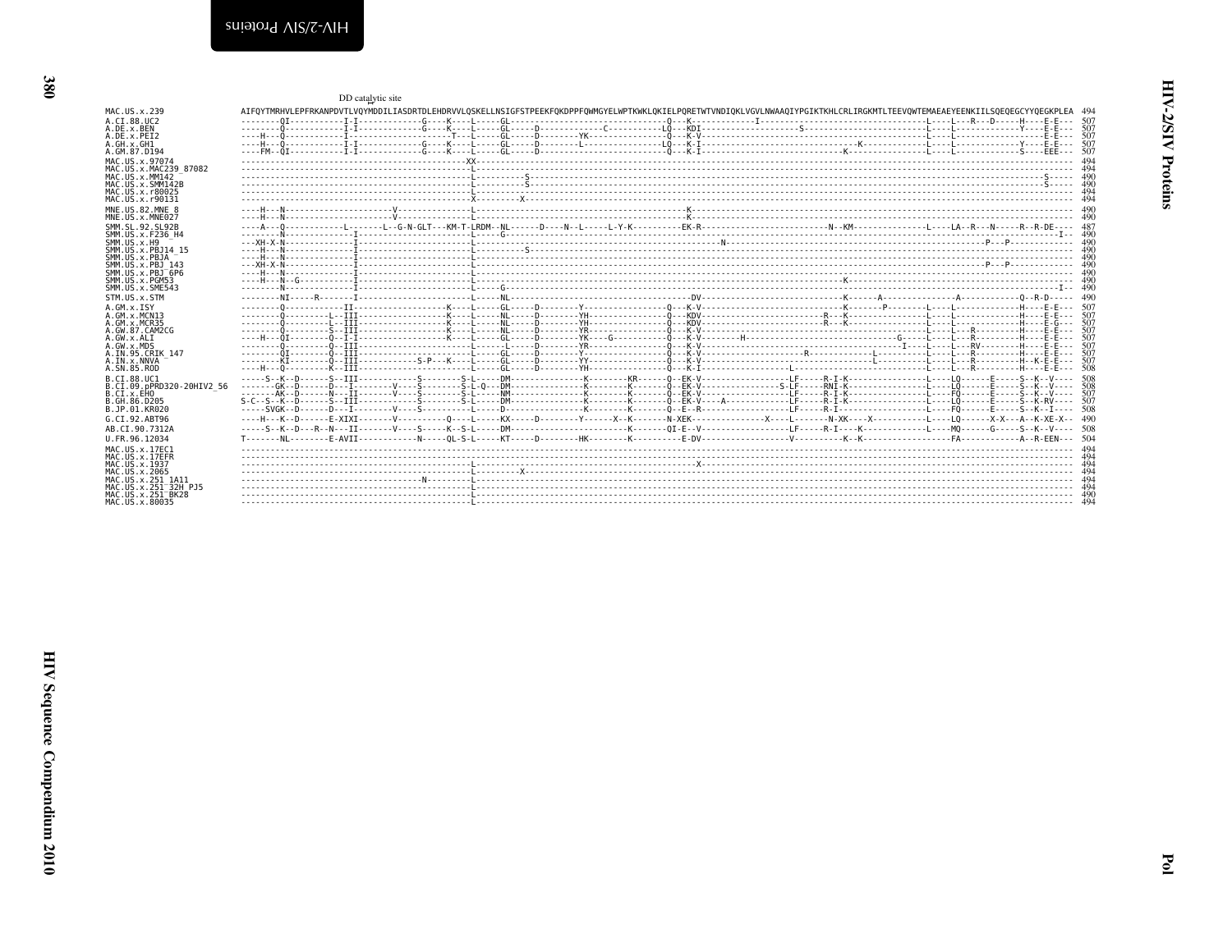DD catalytic site

```
MAC.US.x.239             AIFQYTMRHVLEPFRKANPDVTLVQYMDDILIASDRTDLEHDRVVLQSKELLNSIGFSTPEEKFQKDPPFQWMGYELWPTKWKLQKIELPQRETWTVNDIQKLVGVLNWAAQIYPGIKTKHLCRLIRGKMTLTEEVQWTEMAEAEYEENKIILSQEQEGCYYQEGKPLEA  494
A.CI.88.UC2              --------QI-----------I-I------------G----K----L-----GL-------------------------------Q---K-------------I---------------------------------L----L---R---D-----H----E-E---  507
A.DE.x.BEN               --------Q------------I-I------------G----K----L-----GL-----D--------------C----------LQ---KDI--------------------S--------------------------L----L--------------Y----E-E---  507
A.DE.x.PEI2              ----H---Q------------I-----------------------T----L-----GL-----D--------YK---------------Q---K-V------------------------------------------L----L---------------------E-E---  507
A.GH.x.GH1               ----H---Q------------I-I------------G----K----L-----GL-----D--------L----------------LQ---K-I------------------------------------K--------------L----L--------------Y----E-E---  507
A.GM.87.D194             ----FM--QI-----------I-I------------G----K----L-----GL-----D-----------------------------Q---K-I------------------------------K-------------L----L--------------S----EEE---  507
MAC.US.x.97074           ---------------------------------------------XX------------------------------------------------------------------------------------------------------------------------  494
MAC.US.x.MAC239_87082    ----------------------------------------------L----------------------------------------------------------------------------------------------------------------------  494
MAC.US.x.MM142           ----------------------------------------------L----------S-----------------------------------------------------------------------------------------------------S-----  490
MAC.US.x.SMM142B         ----------------------------------------------L----------S-----------------------------------------------------------------------------------------------------S-----  490
MAC.US.x.r80025          ----------------------------------------------L----------------------------------------------------------------------------------------------------------------------  494
MAC.US.x.r90131          ----------------------------------------------X---------X------------------------------------------------------------------------------------------------------------  494
MNE.US.82.MNE_8          ----H---N-------------------V------------------------------------------------------------K-------------------------------------------------------------------------------  490
MNE.US.x.MNE027          ----H---N-------------------V-------------------L----------------------------------------K-------------------------------------------------------------------------------  490
SMM.SL.92.SL92B          ----A---Q------------L-------L--G-N-GLT---KM-T-LRDM--NL------D----N--L-----L-Y-K----------EK-R-------------------------N--KM--------------L----LA--R---N-----R--R-DE----  487
SMM.US.x.F236_H4         --------N-------------I-------------------------L-----G-------------------------------------------------------------------------------------------------------------I--  490
SMM.US.x.H9              ---XH-X-N-------------I-------------------------L--------------------------------------------N-------------------------------------------------------P---P------------  490
SMM.US.x.PBJ14_15        ----H---N-------------I-------------------------L---------S-------------------------------------------------------------------------------------------------------------  490
SMM.US.x.PBJA            ----H---N-------------I-------------------------L-------------------------------------------------------------------------------------------------------------------------  490
SMM.US.x.PBJ_143         ---XH-X-N-------------I-------------------------L-----------------------------------------------------------------------------------------------P---P------------  490
SMM.US.x.PBJ_6P6         ----H---N-------------I-------------------------L-----------------------------------------------------------------------------------------------------------------------  490
SMM.US.x.PGM53           ----H---N--G----------I-------------------------L-------------------------------------------------------------------K------------------------------------------------  490
SMM.US.x.SME543          --------N-------------I-------------------------L-----G-------------------------------------------------------------------------------------------------------------I--  490
STM.US.x.STM             ------NI-----R-------I-------------------------L-----NL------------------------------------DV------------------------K------A--------------A-----------Q--R-D-----  490
A.GM.x.ISY               --------Q------------II-------------------K----L-----GL-----D--------Y-------------------Q---K-V------------------------K-------P--------L----L---------------H----E-E---  507
A.GM.x.MCN13             --------Q---------L--III------------------K----L-----NL-----D--------YH------------------Q---KDV--------------------R---K--------------L----L---------------H----E-E---  507
A.GM.x.MCR35             --------Q---------L--III------------------K----L-----NL-----D--------YH------------------Q---KDV--------------------R---K--------------L----L---------------H----E-G---  507
A.GW.87.CAM2CG           --------Q---------S--III------------------K----L-----NL-----D--------YR------------------Q---K-V----------------------------------------L----L---R-----------H----E-E---  507
A.GW.x.ALI               ----H---QI--------Q--I-I------------------K----L-----GL-----D--------YK-----G-----------Q---K-V-------H-----------------------------G-----L----L---R-----------H----E-E---  507
A.GW.x.MDS               --------Q---------Q--III-------------------------L-----L-----D--------YR------------------Q---K-V---------------------------------I-----L----L---RV---------H----E-E---  507
A.IN.95.CRIK_147         --------QI--------Q--III-------------------------L-----GL-----D--------Y-------------------Q---K-V--------------------R------------L-----------L----L---R-----------H----E-E---  507
A.IN.x.NNVA              --------KI--------Q--III-----------S-P---K----L-----GL-----D--------YY------------------Q---K-V------------------------------------L----------L----L---R-----------H--K-E-E---  507
A.SN.85.ROD              ----H---Q---------K--III-------------------------L-----GL-----D--------YH------------------Q---K-I----------------L--------------------------L----L---R-----------H----E-E---  508
B.CI.88.UC1              -----S--K--D------S--III--------------S--------S-L-----DM---------------K-------KR------Q--EK-V------------------LF-----R-I-K----------------L----LQ------E-----S--K--V----  508
B.CI.09.pPRD320-20HIV2_56 -------GK--D------D---I---------V----S--------S-L-Q---DM---------------K--------K-------Q--EK-V----------------S-LF-----RNI-K----------------L----LQ------E-----S--K--V----  508
B.CI.x.EHO               -------AK--D------N---II--------V----S--------S-L-----NM---------------K--------K-------Q--EK-V------------------LF-----R-I-K----------------L----FQ------E-----S--K--V----  507
B.GH.86.D205             S-C--S--K--D------S--III--------------S--------S-L-----DM---------------K--------K-------Q--EK-V----A------------LF-----R-I-K----------------L----LQ------E-----S--K-RV----  507
B.JP.01.KR020            -----SVGK--D------D---I---------V----S--------------L-----D---------------K--------K-------Q--E--R------------------LF-----R-I------------------L----FQ------E-----S--K--I----  508
G.CI.92.ABT96            ----H---K--D------E-XIXI--------V----------Q----L-----KX-----D--------Y------X--K-------N-XEK--------------X-----L-------N-XK----X-----------L----LQ------X-X---A--K-XE-X--  490
AB.CI.90.7312A           -----S--K--D---R--N---II--------V----S-----K--S-L-----DM-----------------------K-------QI-E--V------------------LF-----R-I-----K-------------L----MQ------G-----S--K--V----  508
U.FR.96.12034            T-------NL--------E-AVII-----------N-----QL-S-L-----KT-----D--------HK--------K----------E-DV-----------------V----------K--K-----------------FA-----------A--R-EEN---  504
MAC.US.x.17EC1           --------------------------------------------------------------------------------------------------------------------------------------------------------------------------  494
MAC.US.x.17EFR           --------------------------------------------------------------------------------------------------------------------------------------------------------------------------  494
MAC.US.x.1937            ----------------------------------------------L------------------------------------X------------------------------------------------------------------------------------  494
MAC.US.x.2065            ----------------------------------------------L---------X-------------------------------------------------------------------------------------------------------------  494
MAC.US.x.251_1A11        ------------------------------------N---------L----------------------------------------------------------------------------------------------------------------------  494
MAC.US.x.251_32H_PJ5     ----------------------------------------------L----------------------------------------------------------------------------------------------------------------------  494
MAC.US.x.251_BK28        ----------------------------------------------L----------------------------------------------------------------------------------------------------------------------  490
MAC.US.x.80035           ----------------------------------------------L----------------------------------------------------------------------------------------------------------------------  494
```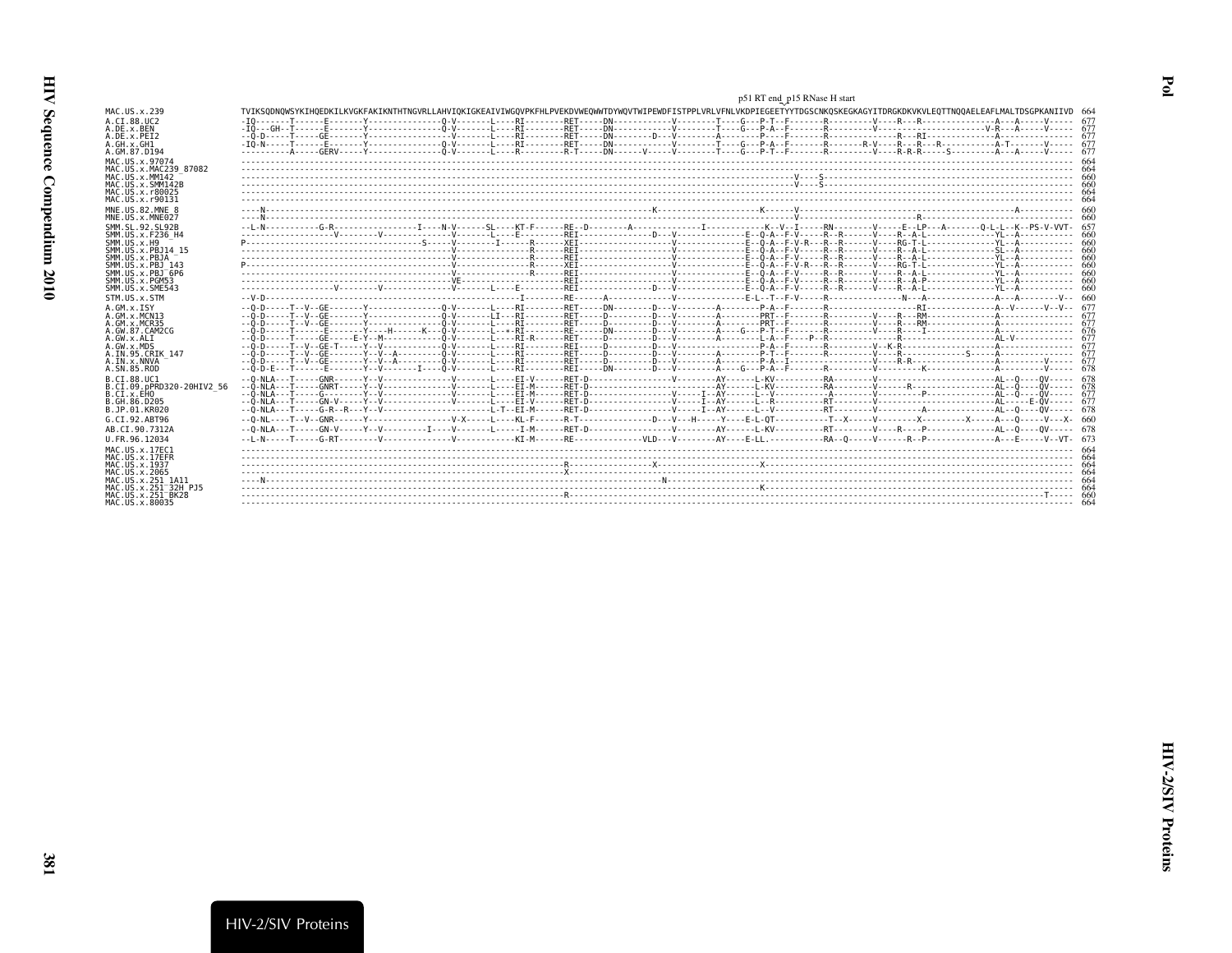p51 RT end p15 RNase H start

```
MAC.US.x.239              TVIKSQDNQWSYKIHQEDKILKVGKFAKIKNTHTNGVRLLAHVIQKIGKEAIVIWGQVPKFHLPVEKDVWEQWWTDYWQVTWIPEWDFISTPPLVRLVFNLVKDPIEGEETYYTDGSCNKQSKEGKAGYITDRGKDKVKVLEQTTNQQAELEAFLMALTDSGPKANIIVD  664
A.CI.88.UC2               -IQ-------T------E-------Y---------------Q-V-------L----RI--------RET-----DN------------V--------T----G---P-T--F-------R---------V----R---R---------------A---A------V-----  677
A.DE.x.BEN                -IQ---GH--T------E-------Y---------------Q-V-------L----RI--------RET-----DN------------V--------T----G---P-A--F-------R---------V-----------------------V-R----A-----V-----  677
A.DE.x.PEI2               --Q-D-----T------GE------Y---------------V-------L----RI--------RET-----DN--------D---V--------A--------P---F-------R---------V----R---RI--------------A------------------  677
A.GH.x.GH1                -IQ-N-----T------E-------Y---------------Q-V-------L----RI--------RET-----DN------------V--------T----G---P-A--F-------R-------R-V-----R---R---R-----------A-T-------V-----  677
A.GM.87.D194              ----------A-----GERV-----Y---------------Q-V-------L----R---------R-T-----DN------V-----V--------T----G---P-T--F-------R---------V----R-R-R------S----------A---A-----V-----  677
MAC.US.x.97074            ------------------------------------------------------------------------------------------------------------------------------------------------------------------------------  664
MAC.US.x.MAC239_87082     ------------------------------------------------------------------------------------------------------------------------------------------------------------------------------  664
MAC.US.x.MM142            --------------------------------------------------------------------------------------------------------------------V----S------------------------------------------------------  660
MAC.US.x.SMM142B          --------------------------------------------------------------------------------------------------------------------V----S------------------------------------------------------  660
MAC.US.x.r80025           ------------------------------------------------------------------------------------------------------------------------------------------------------------------------------  664
MAC.US.x.r90131           ------------------------------------------------------------------------------------------------------------------------------------------------------------------------------  664
MNE.US.82.MNE_8           ----N---------------------------------------------------------------------------------K----------------K------V---------------------------------------------A-----------  660
MNE.US.x.MNE027           ----N-----------------------------------------------------------------------------------------------------------V----------------------R-----------------------------------  660
SMM.SL.92.SL92B           --L-N-----------G-R-----------------I----N-V------SL----KT-F------RE--D--------A--------------I------------K--V--I------RN--------V-----E--LP---A-------Q-L-L--K--PS-V-VVT-  657
SMM.US.x.F236_H4          ------------------V--------V---------------V-------L----E---------REI---------------D---V--------------E--Q-A--F-V------R--R------V----R--A-L--------------YL--A------------  660
SMM.US.x.H9               P-----------------------------------S-----V--------I------R-------XEI-------------------V--------------E--Q-A--F-V-R---R--R------V----RG-T-L--------------YL--A------------  660
SMM.US.x.PBJ14_15         -------------------------------------------V------------------R-------REI-------------------V--------------E--Q-A--F-V------R--R------V----R--A-L--------------SL--A------------  660
SMM.US.x.PBJA             -------------------------------------------V------------------R-------REI-------------------V--------------E--Q-A--F-V------R--R------V----R--A-L--------------YL--A------------  660
SMM.US.x.PBJ_143          P------------------------------------------V------------------R-------XEI-------------------V--------------E--Q-A--F-V-R---R--R------V----RG-T-L--------------YL--A------------  660
SMM.US.x.PBJ_6P6          -------------------------------------------V------------------R-------REI-------------------V--------------E--Q-A--F-V------R--R------V----R--A-L--------------YL--A------------  660
SMM.US.x.PGM53            -------------------------------------------VE-------------------------REI-------------------V--------------E--Q-A--F-V------R--R------V----R--A-P--------------YL--A------------  660
SMM.US.x.SME543           ------------------V--------V---------------V-------L----E---------REI---------------D---V--------------E--Q-A--F-V------R--R------V----R--A-L--------------YL--A------------  660
STM.US.x.STM              --V-D---------------------------------------------------------I--------RE------A-----------V----------------E-L--T--F-V------R----------------N---A--------------A---A--------V--  660
A.GM.x.ISY                --Q-D-----T--V--GE-------Y---------------Q-V-------L----RI--------RET-----DN--------D---V--------A---------P-A--F-------R-----------------------RI-------------A--V------V--V--  677
A.GM.x.MCN13              --Q-D-----T--V--GE-------Y---------------Q-V-------LI---RI--------RET-----D---------D---V--------A--------PRT--F-------R---------V----R---RM-------------A------------------  677
A.GM.x.MCR35              --Q-D-----T--V--GE-------Y---------------Q-V-------L----RI--------RET-----D---------D---V--------A--------PRT--F-------R---------V----R---RM-------------A------------------  677
A.GW.87.CAM2CG            --Q-D-----T------E-------Y----H-----K---Q-V-------L--*-RI--------RE------DN--------D---V--------A-----G---P-T--F-------R---------V----R-----I------------A------------------  676
A.GW.x.ALI                --Q-D-----T------GE-----E-Y--M-----------Q-V-------L----RI-R------RET-----D---------D---V--------A---------L-A--F-----P--R---------------------R-----------------AL-V----------  677
A.GW.x.MDS                --Q-D-----T--V--GE-T-----Y--V------------Q-V-------L----RI--------RET-----D---------D---V-------------------P-A--F-------R---------V--K-R-------------------A------------------  677
A.IN.95.CRIK_147          --Q-D-----T--V--GE-------Y--V--A---------Q-V-------L----RI--------RET-----D---------D---V--------A---------P-T--F-------R---------V----R-----------S-------A------------------  677
A.IN.x.NNVA               --Q-D-----T--V--GE-------Y--V--A---------Q-V-------L----RI--------RET-----D---------D---V--------A---------P-A--I-----------------V----R-R----------------A----------V-----  677
A.SN.85.ROD               --Q-D-E---T------E-------Y--V-------I----Q-V-------L----RI--------REI-----DN--------D---V--------A----G---P-A--F-------R---------V---------K-------------A----------V-----  678
B.CI.88.UC1               --Q-NLA---T-----GNR------Y--V--------------------V-------L----EI-V------RET-D------------------V--------AY------L-KV----------RA---------V------------------------AL--Q----QV-----  678
B.CI.09.pPRD320-20HIV2_56 --Q-NLA---T-----GNRT-----Y--V--------------------V-------L----EI-M------RET-D--------------------------AY------L-KV----------RA---------V-------R--------------------AL--Q----QV-----  678
B.CI.x.EHO                --Q-NLA---T-----G--------Y--V--------------------V-------L----EI-M------RET-D------------------V-----I--AY------L--V-------------A-------V-----------P------------AL--Q----QV-----  677
B.GH.86.D205              --Q-NLA---T-----GN-V-----Y--V--------------------V-------L----EI-V------RET-D------------------V-----I--AY------L--R----------RT-------V-------------------------AL------E-QV-----  677
B.JP.01.KR020             --Q-NLA---T-----G-R--R---Y--V--------------------------L-T--EI-M------RET-D------------------V-----I--AY------L--V----------RT---------V----------A--------------AL--Q----QV-----  678
G.CI.92.ABT96             --Q-NL----T--V--GNR------Y-----------------V-X------L----KL-F------R-T--------------D---V---H-----Y----E-L-QT-----------T--X------V--------X---------X------A---Q------V---X-  660
AB.CI.90.7312A            --Q-NLA---T-----GN-V-----Y--V---------I----V-------L-----I-M------RET-D------------------V---------AY------L-KV----------RT---------V----R-----P-------------AL--Q----QV-----  678
U.FR.96.12034             --L-N-----T-----G-RT--------V---------------V-----------KI-M------RE------------VLD---V---------AY----E-LL.-----------RA--Q------V------R--P---------------A---E------V--VT-  673
MAC.US.x.17EC1            ------------------------------------------------------------------------------------------------------------------------------------------------------------------------------  664
MAC.US.x.17EFR            ------------------------------------------------------------------------------------------------------------------------------------------------------------------------------  664
MAC.US.x.1937             -------------------------------------------------------------------------R-----------------X----------------------------X-----------------------------------------------  664
MAC.US.x.2065             -------------------------------------------------------------------------X----------------------------------------------------------------------------------------------  664
MAC.US.x.251_1A11         ----N----------------------------------------------------------------------------------N-----------------------------------------------------------------------------  664
MAC.US.x.251_32H_PJ5      -----------------------------------------------------------------------------------------------------------K-----------------------------------------------------------  664
MAC.US.x.251_BK28         -------------------------------------------------------------------------R-------------------------------------------------------------------------------------T-----  660
MAC.US.x.80035            ------------------------------------------------------------------------------------------------------------------------------------------------------------------------------  664
```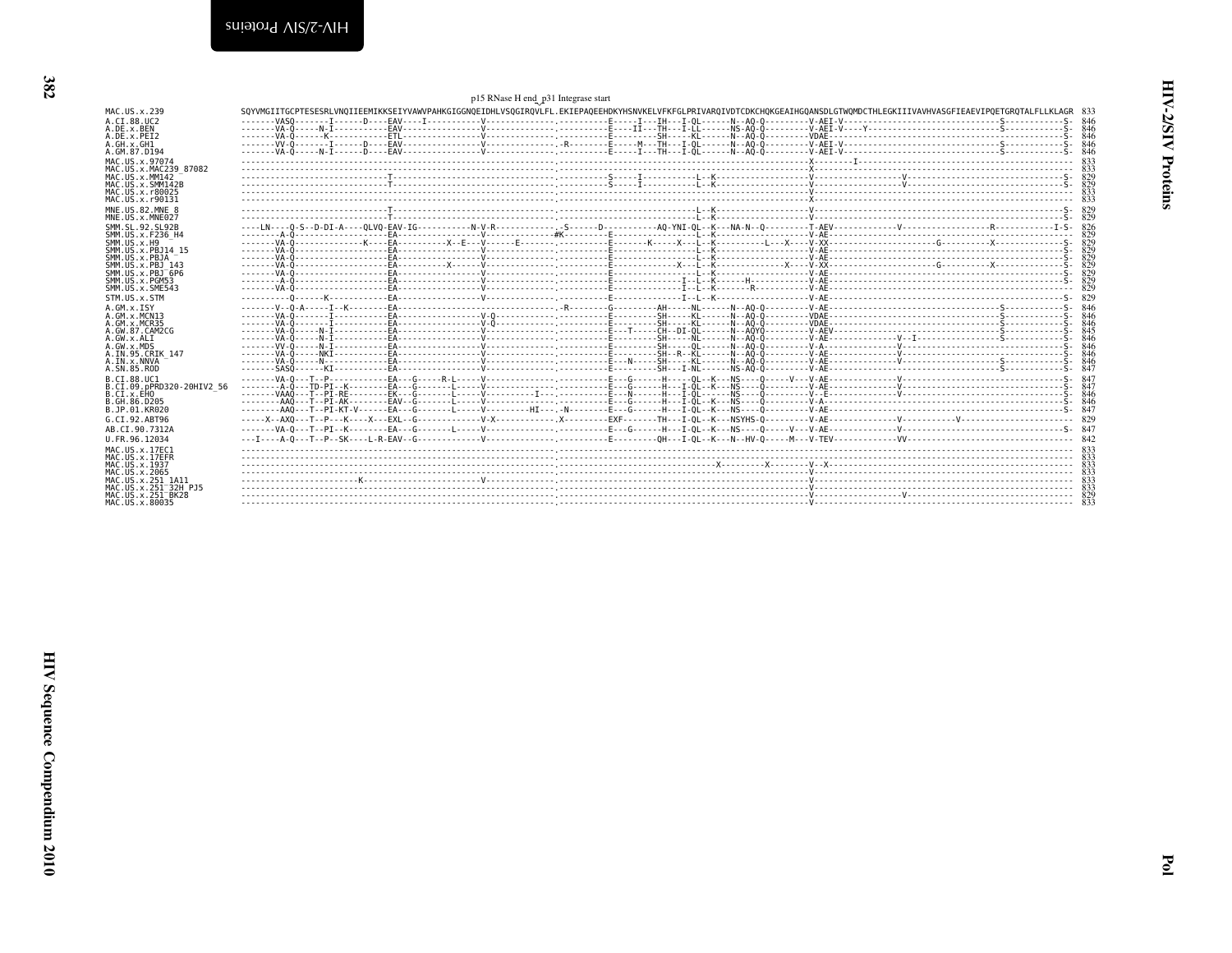p15 RNase H end p31 Integrase start

```
MAC.US.x.239               SQYVMGIITGCPTESESRLVNQIIEEMIKKSEIYVAWVPAHKGIGGNQEIDHLVSQGIRQVLFL.EKIEPAQEEHDKYHSNVKELVFKFGLPRIVARQIVDTCDKCHQKGEAIHGQANSDLGTWQMDCTHLEGKIIIVAVHVASGFIEAEVIPQETGRQTALFLLKLAGR 833
A.CI.88.UC2                -------VASQ-------I------D----EAV----I-----------V--------------.----------E-----I---IH---I-QL------N--AQ-Q---------V-AEI-V-------------------------------S------------S- 846
A.DE.x.BEN                 -------VA-Q-----N-I-----------EAV----------------V--------------.----------E----II---TH---I-LL------NS-AQ-Q---------V-AEI-V----Y--------------------------S------------S- 846
A.DE.x.PEI2                -------VA-Q------K------------ETL----------------V--------------.----------E---------SH-----KL-----N--AQ-Q---------VDAE-----------------------------------S------------S- 846
A.GH.x.GH1                 -------VV-Q-------I------D----EAV----------------V--------------.-R--------E------M---TH---I-QL------N--AQ-Q---------V-AEI-V-------------------------------S------------S- 846
A.GM.87.D194               -------VA-Q-----N-I------D----EAV----------------V--------------.----------E-----I---TH---I-QL------N--AQ-Q---------V-AEI-V-------------------------------S------------S- 846
MAC.US.x.97074             ----------------------------------------------------------------.-------------------------------------------------------X--------I-------------------------------------- 833
MAC.US.x.MAC239_87082      ----------------------------------------------------------------.-------------------------------------------------------X------------------------------------------------- 833
MAC.US.x.MM142             -----------------------------T----------------------------------.----------S-----I-----------L--K-------------------V-----------------V----------------------------------S- 829
MAC.US.x.SMM142B           -----------------------------T----------------------------------.----------S-----I-----------L--K-------------------V-----------------V----------------------------------S- 829
MAC.US.x.r80025            ----------------------------------------------------------------.-------------------------------------------------------V------------------------------------------------- 833
MAC.US.x.r90131            ----------------------------------------------------------------.-------------------------------------------------------X------------------------------------------------- 833
MNE.US.82.MNE_8            -----------------------------T----------------------------------.-----------------------------L--K-------------------V-------------------------------------------------S- 829
MNE.US.x.MNE027            -----------------------------T----------------------------------.-----------------------------L--K-------------------V-------------------------------------------------S- 829
SMM.SL.92.SL92B            ----LN----Q-S--D-DI-A----QLVQ-EAV-IG-----------N-V-R------------.-S------D-----------AQ-YNI-QL--K---NA-N--Q---------T-AEV-------------V------------------R------------I-S- 826
SMM.US.x.F236_H4           ---------A-Q------------------EA------------------V-------------#K---------E-----------------L--K-------------------V-AE------------------------------------------------- 829
SMM.US.x.H9                -------VA-Q---------------K----EA----------X--E---V------E------.----------E-------K-----X---L--K----------L---X----V-XX-----------------------G----------X-------------S- 829
SMM.US.x.PBJ14_15          -------VA-Q-------------------EA------------------V-------------.----------E-----------------L--K-------------------V-AE------------------------------------------------S- 829
SMM.US.x.PBJA              -------VA-Q-------------------EA------------------V-------------.----------E-----------------L--K-------------------V-AE------------------------------------------------S- 829
SMM.US.x.PBJ_143           -------VA-Q-------------------EA--------X---------V-------------.----------E-------------X---L--K--------------X----V-XX-----------------------G----------X-------------S- 829
SMM.US.x.PBJ_6P6           -------VA-Q-------------------EA------------------V-------------.----------E-----------------L--K-------------------V-AE------------------------------------------------S- 829
SMM.US.x.PGM53             ---------A-Q------------------EA------------------V-------------.----------E--------------I--L--K------H------------V-AE------------------------------------------------S- 829
SMM.US.x.SME543            -------VA-Q-------------------EA------------------V-------------.----------E--------------I--L--K------R------------V-AE------------------------------------------------- 829
STM.US.x.STM               ----------Q------K------------EA------------------V-------------.----------E--------------I--L--K-------------------V-AE------------------------------------------------S- 829
A.GM.x.ISY                 -------V--Q-A-----I--K--------EA--------------------------------.-R--------G---------AH-----NL------N--AQ-Q---------V-AE-------------------------------S------------S- 846
A.GM.x.MCN13               -------VA-Q-------I-----------EA------------------V-Q-----------.----------E---------SH-----KL------N--AQ-Q---------VDAE-------------------------------S------------S- 846
A.GM.x.MCR35               -------VA-Q-------I-----------EA------------------V-Q-----------.----------E---------SH-----KL------N--AQ-Q---------VDAE-------------------------------S------------S- 846
A.GW.87.CAM2CG             -------VA-Q-----N-I-----------EA------------------V-------------.----------E---T-----CH--DI-QL------N--AQYQ---------V-AEV-------------------------------S------------S- 845
A.GW.x.ALI                 -------VA-Q-----N-I-----------EA------------------V-------------.----------E---------SH-----NL------N--AQ-Q---------V-AE-------------V--I---------------S------------S- 846
A.GW.x.MDS                 -------VV-Q-----N-I-----------EA------------------V-------------.----------E---------SH-----QL------N--AQ-Q---------V-A------------V--------------------------------S- 846
A.IN.95.CRIK_147           -------VA-Q-----NKI-----------EA------------------V-------------.----------E---------SH--R--KL------N--AQ-Q---------V-AE------------V--------------------------------S- 846
A.IN.x.NNVA                -------VA-Q-----N-------------EA------------------V-------------.----------E---N-----SH-----KL------N--AQ-Q---------V-AE------------V-------------------S------------S- 846
A.SN.85.ROD                -------SASQ------KI-----------EA------------------V-------------.----------E---------SH---I-NL------NS-AQ-Q---------V-AE-------------------------------S------------S- 847
B.CI.88.UC1                -------VA-Q---T--P------------EA---G-----R-L------V-------------.----------E---G------H-----QL--K---NS----Q------V---V-AE------------V--------------------------------S- 847
B.CI.09.pPRD320-20HIV2_56  --------A-Q---TD-PI--K--------EA---G-------L------V-------------.----------E---G------H---I-QL--K---NS----Q---------V-AE------------V--------------------------------S- 847
B.CI.x.EHO                 -------VAAQ---T--PI-RE--------EK---G-------L------V----------I--.----------E---N------H---I-QL------NS----Q---------V--E------------V--------------------------------S- 846
B.GH.86.D205               --------AAQ---T--PI-AK--------EAV--G-------L------V-------------.----------E---G------H---I-QL--K---NS----Q---------V-A----------------------------------------------S- 846
B.JP.01.KR020              --------AAQ---T--PI-KT-V------EA---G-------L------V---------HI---.-N--------E---G------H---I-QL--K---NS----Q---------V-AE------------------------------------------S- 847
G.CI.92.ABT96              -----X--AXQ---T--P---K----X---EXL--G--------------V-X-----------.X---------EXF-------TH---I-QL--K---NSYHS-Q---------V-AE------------V----------V----------------------- 829
AB.CI.90.7312A             -------VA-Q---T--PI--K--------EA---G-------L------V-------------.----------E---G------H---I-QL--K---NS----Q-----V---V-AE------------V--------------------------------S- 847
U.FR.96.12034              ---I----A-Q---T--P--SK----L-R-EAV--G-------------V-------------.----------E---------QH---I-QL--K---N--HV-Q-----M---V-TEV-------------VV---------------------------------- 842
MAC.US.x.17EC1             ----------------------------------------------------------------.-------------------------------------------------------V------------------------------------------------- 833
MAC.US.x.17EFR             ----------------------------------------------------------------.-------------------------------------------------------V------------------------------------------------- 833
MAC.US.x.1937              ----------------------------------------------------------------.------------------------------------X---------X--------V--X---------------------------------------------- 833
MAC.US.x.2065              ----------------------------------------------------------------.-------------------------------------------------------V------------------------------------------------- 833
MAC.US.x.251_1A11          ----------------------K-----------------------V-----------------.-------------------------------------------------------V------------------------------------------------- 833
MAC.US.x.251_32H_PJ5       ----------------------------------------------------------------.-------------------------------------------------------V------------------------------------------------- 833
MAC.US.x.251_BK28          ----------------------------------------------------------------.-------------------------------------------------------V-----------------V------------------------------- 829
MAC.US.x.80035             ----------------------------------------------------------------.-------------------------------------------------------V------------------------------------------------- 833
```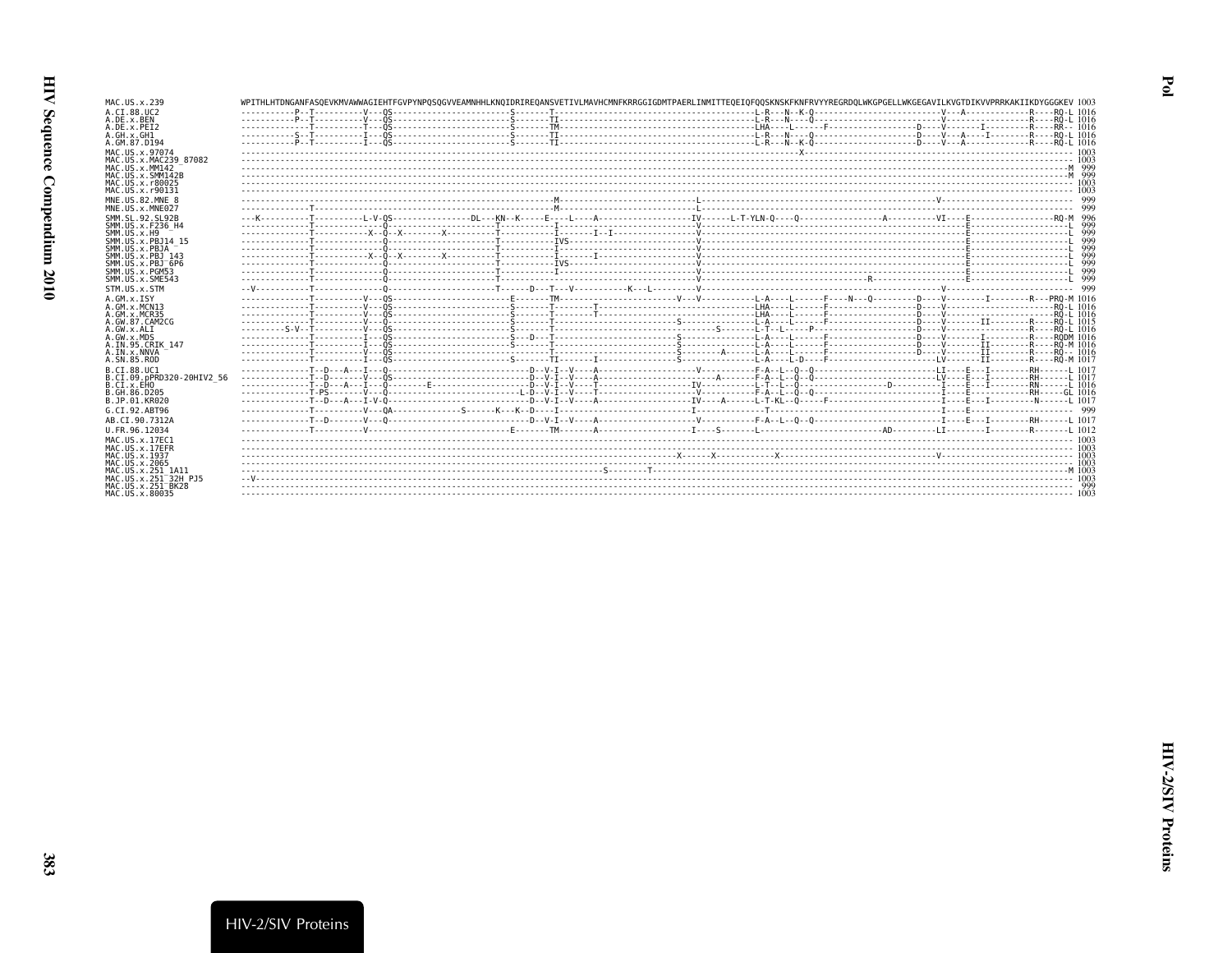```
MAC.US.x.239               WPITHLHTDNGANFASQEVKMVAWWAGIEHTFGVPYNPQSQGVVEAMNHHLKNQIDRIREQANSVETIVLMAVHCMNFKRRGGIGDMTPAERLINMITTEQEIQFQQSKNSKFKNFRVYYREGRDQLWKGPGELLWKGEGAVILKVGTDIKVVPRRKAKIIKDYGGGKEV 1003
A.CI.88.UC2                -----------P--T----------V---QS-----------------------S-------T------------------------------------------L-R---N--K-Q--------------------------V---A-------------R----RQ-L 1016
A.DE.x.BEN                 -----------P--T----------V---QS-----------------------S-------TI-----------------------------------------L-R---N----Q---------------------------V-----------------R----RQ-L 1016
A.DE.x.PEI2                --------------T----------T---QS-----------------------S-------TM-----------------------------------------LHA----L------F------------------D----V-------I---------R----RR-- 1016
A.GH.x.GH1                 -----------S--T----------I---QS-----------------------S-------TI-----------------------------------------L-R---N----Q--------------------D----V---A----I--------R----RQ-L 1016
A.GM.87.D194               -----------P--T----------I---QS-----------------------S-------TI-----------------------------------------L-R---N--K-Q--------------------D----V---A-------------R----RQ-L 1016
MAC.US.x.97074             ------------------------------------------------------------------------------------------------------------------X-------------------------------------------------------------- 1003
MAC.US.x.MAC239_87082      --------------------------------------------------------------------------------------------------------------------------------------------------------------------------------- 1003
MAC.US.x.MM142             --------------------------------------------------------------------------------------------------------------------------------------------------------------------------------M  999
MAC.US.x.SMM142B           --------------------------------------------------------------------------------------------------------------------------------------------------------------------------------M  999
MAC.US.x.r80025            --------------------------------------------------------------------------------------------------------------------------------------------------------------------------------- 1003
MAC.US.x.r90131            --------------------------------------------------------------------------------------------------------------------------------------------------------------------------------- 1003
MNE.US.82.MNE_8            -----------------------------------------------------------------M-----------------------------L--------------------------------------------------V---------------------------  999
MNE.US.x.MNE027            --------------T-------------------------------------------------M-----------------------------L---------------------------------------------------------------------------  999
SMM.SL.92.SL92B            ---K----------T----------L-V-QS----------------DL---KN--K-----E----L----A-------------------IV------L-T-YLN-Q----Q-----------------A----------VI----E------------------RQ-M  996
SMM.US.x.F236_H4           --------------T--------------Q----------------------T-----------I----------------------------V---------------------------------------------------------E-------------------L  999
SMM.US.x.H9                --------------T------------X--Q--X--------X----------T-----------I-------I--I-----------------V---------------------------------------------------------E-------------------L  999
SMM.US.x.PBJ14_15          --------------T--------------Q-----------------------T-----------IVS-----------------------------V---------------------------------------------------------E-------------------L  999
SMM.US.x.PBJA              --------------T--------------Q-----------------------T-----------I---------------------------V---------------------------------------------------------E-------------------L  999
SMM.US.x.PBJ_143           --------------T------------X--Q--X--------X----------T-----------I-------I------------------V---------------------------------------------------------E-------------------L  999
SMM.US.x.PBJ_6P6           --------------T--------------Q-----------------------T-----------IVS-----------------------------V---------------------------------------------------------E-------------------L  999
SMM.US.x.PGM53             --------------T--------------Q-----------------------T-----------I---------------------------V---------------------------------------------------------E-------------------L  999
SMM.US.x.SME543            --------------T--------------Q-----------------------T-----------------------------------------V-----------------------------------R-------------------E-------------------L  999
STM.US.x.STM               --V-----------T--------------Q----------------------T------D---T---V----------K---L----------V-----------------------------------------------------V-----------------------  999
A.GM.x.ISY                 --------------T----------V---QS-----------------------E-------TM-----------------------V---V----------L-A----L------F----N---Q---------D----V--------I--------R---PRQ-M 1016
A.GM.x.MCN13               --------------T----------V---QS-----------------------S-------T--------T-----------------------------LHA----L------F------------------D----V---------------------RQ-L 1016
A.GM.x.MCR35               --------------T----------V---QS-----------------------S-------T--------T-----------------------------LHA----L------F------------------D----V---------------------RQ-L 1016
A.GW.87.CAM2CG             --------------T----------V---Q------------------------S-------T-----------------------S---------------L-A----L------F------------------D----V--------II---------R----RQ-L 1015
A.GW.x.ALI                 ---------S-V--T----------V---QS-----------------------S-------T--------------------------------S-------L-T--L----P---------------------D----V------------------R----RQ-L 1016
A.GW.x.MDS                 --------------T----------I---QS-----------------------S---D---T-----------------------S---------------L-A----L------F------------------D----V--------I---------R----RQDM 1016
A.IN.95.CRIK_147           --------------T----------I---QS-----------------------S-------T-----------------------S---------------L-A----L------F------------------D----V--------II---------R----RQ-M 1016
A.IN.x.NNVA                --------------T----------V---QS-----------------------------T-----------------------S--------A------L-A----L------F------------------D----V--------II---------R----RQ-- 1016
A.SN.85.ROD                --------------T----------I---QS-----------------------S-------TI--------I--------------S---------------L-A----L-D----F--------------------LV-------II---------R----RQ-M 1017
B.CI.88.UC1                --------------T--D---A---I---Q-----------------------------D--V-I--V----A--------------------V----------F-A--L--Q--Q------------------------LI----E---I---------RH------L 1017
B.CI.09.pPRD320-20HIV2_56  --------------T--D-------V---QS----------------------------D--V-I--V----A--------------------------A---------F-A--L--Q--Q------------------------LV----E---I---------RH------L 1017
B.CI.x.EHO                 --------------T--D---A---I---Q---------E------------------D--V-I--V----T-----------------IV----------L-T--L--Q----------------D-----------I-----E---I---------RN------L 1016
B.GH.86.D205               --------------T-PS-------V---Q-------------------------L-D--V-I--V----T--------------------V----------F-A--L--Q--Q------------------------I-----E----------------RH-----GL 1016
B.JP.01.KR020              --------------T--D---A---I-V-Q-----------------------------D--V-I--V----A-----------------IV----A------L-T-KL--Q-----F------------------------I-----E---I-------------N------L 1017
G.CI.92.ABT96              --------------T----------V---QA--------------S------K---K--D----I--------------------------I---------------T------------------------------------I-----E-------------------------  999
AB.CI.90.7312A             --------------T--D-------V---Q----------------------------D--V-I--V----A--------------------V----------F-A--L--Q--Q--------------------------I-----E---I---------RH------L 1017
U.FR.96.12034              --------------T----------V-------------------------------E-------TM-------A-----------------I----S-------L---------------------------AD----------LI--------I---------R-------L 1012
MAC.US.x.17EC1             --------------------------------------------------------------------------------------------------------------------------------------------------------------------------------- 1003
MAC.US.x.17EFR             --------------------------------------------------------------------------------------------------------------------------------------------------------------------------------- 1003
MAC.US.x.1937              -----------------------------------------------------------------------------------------X------X------------X--------------------------------------------V--------------------------- 1003
MAC.US.x.2065              --------------------------------------------------------------------------------------------------------------------------------------------------------------------------------- 1003
MAC.US.x.251_1A11          ---------------------------------------------------------------------------------S-------T--------------------------------------------------------------------------------------M 1003
MAC.US.x.251_32H_PJ5       --V------------------------------------------------------------------------------------------------------------------------------------------------------------------------------ 1003
MAC.US.x.251_BK28          ---------------------------------------------------------------------------------------------------------------------------------------------------------------------------------  999
MAC.US.x.80035             --------------------------------------------------------------------------------------------------------------------------------------------------------------------------------- 1003
```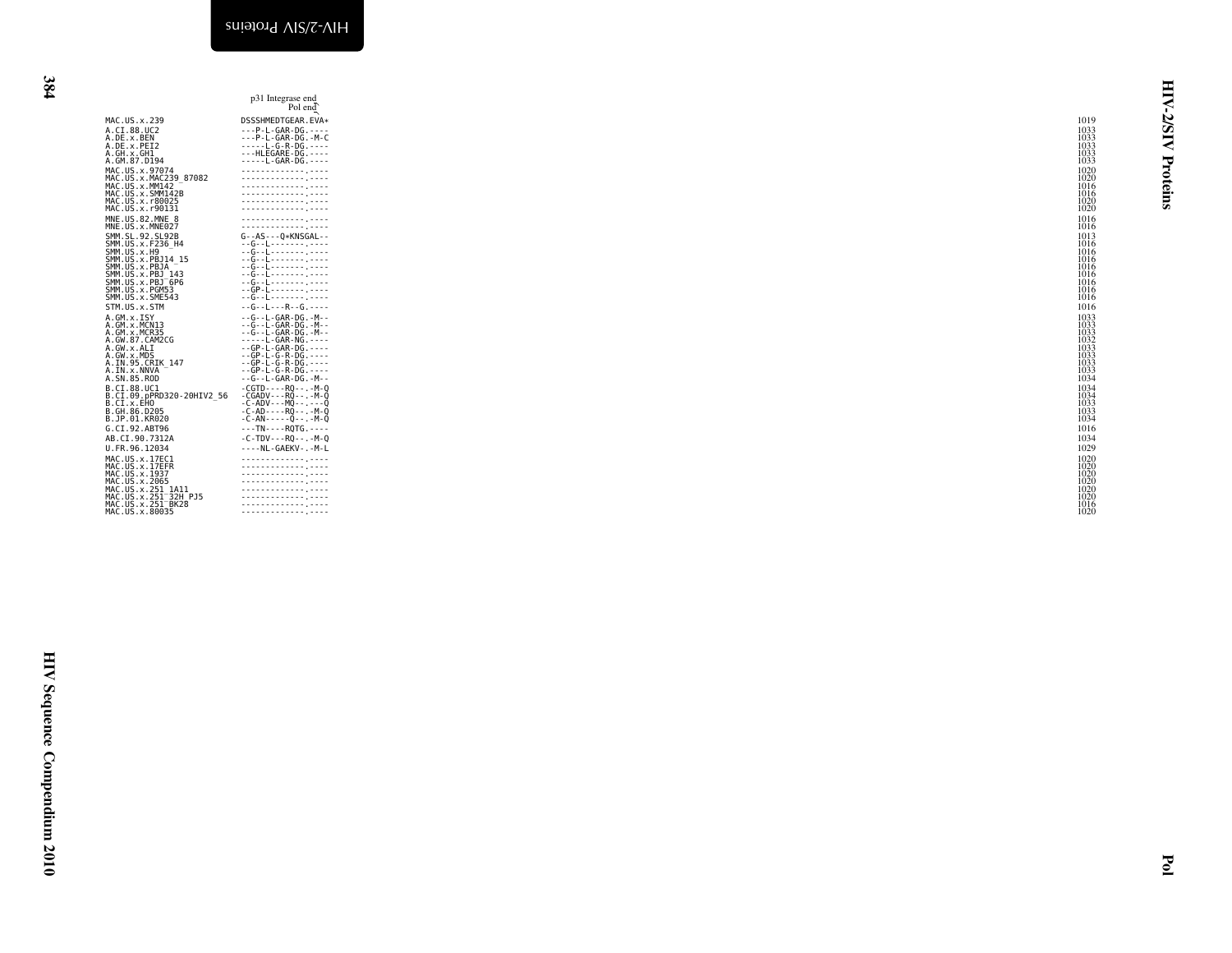```
                              p31 Integrase end
                                    Pol end
MAC.US.x.239                  DSSSHMEDTGEAR.EVA*                1019
A.CI.88.UC2                   ---P-L-GAR-DG.----                1033
A.DE.x.BEN                    ---P-L-GAR-DG.-M-C                1033
A.DE.x.PEI2                   -----L-G-R-DG.----                1033
A.GH.x.GH1                    ---HLEGARE-DG.----                1033
A.GM.87.D194                  -----L-GAR-DG.----                1033
MAC.US.x.97074                -------------.----                1020
MAC.US.x.MAC239_87082         -------------.----                1020
MAC.US.x.MM142                -------------.----                1016
MAC.US.x.SMM142B              -------------.----                1016
MAC.US.x.r80025               -------------.----                1020
MAC.US.x.r90131               -------------.----                1020
MNE.US.82.MNE_8               -------------.----                1016
MNE.US.x.MNE027               -------------.----                1016
SMM.SL.92.SL92B               G--AS---Q*KNSGAL--                1013
SMM.US.x.F236_H4              --G--L-------.----                1016
SMM.US.x.H9                   --G--L-------.----                1016
SMM.US.x.PBJ14_15             --G--L-------.----                1016
SMM.US.x.PBJA                 --G--L-------.----                1016
SMM.US.x.PBJ_143              --G--L-------.----                1016
SMM.US.x.PBJ_6P6              --G--L-------.----                1016
SMM.US.x.PGM53                --GP-L-------.----                1016
SMM.US.x.SME543               --G--L-------.----                1016
STM.US.x.STM                  --G--L---R--G.----                1016
A.GM.x.ISY                    --G--L-GAR-DG.-M--                1033
A.GM.x.MCN13                  --G--L-GAR-DG.-M--                1033
A.GM.x.MCR35                  --G--L-GAR-DG.-M--                1033
A.GW.87.CAM2CG                -----L-GAR-NG.----                1032
A.GW.x.ALI                    --GP-L-GAR-DG.----                1033
A.GW.x.MDS                    --GP-L-G-R-DG.----                1033
A.IN.95.CRIK_147              --GP-L-G-R-DG.----                1033
A.IN.x.NNVA                   --GP-L-G-R-DG.----                1033
A.SN.85.ROD                   --G--L-GAR-DG.-M--                1034
B.CI.88.UC1                   -CGTD----RQ--.-M-Q                1034
B.CI.09.pPRD320-20HIV2_56     -CGADV---RQ--.-M-Q                1034
B.CI.x.EHO                    -C-ADV---MQ--.---Q                1033
B.GH.86.D205                  -C-AD----RQ--.-M-Q                1033
B.JP.01.KR020                 -C-AN-----Q--.-M-Q                1034
G.CI.92.ABT96                 ---TN----RQTG.----                1016
AB.CI.90.7312A                -C-TDV---RQ--.-M-Q                1034
U.FR.96.12034                 ----NL-GAEKV-.-M-L                1029
MAC.US.x.17EC1                -------------.----                1020
MAC.US.x.17EFR                -------------.----                1020
MAC.US.x.1937                 -------------.----                1020
MAC.US.x.2065                 -------------.----                1020
MAC.US.x.251_1A11             -------------.----                1020
MAC.US.x.251_32H_PJ5          -------------.----                1020
MAC.US.x.251_BK28             -------------.----                1016
MAC.US.x.80035                -------------.----                1020
```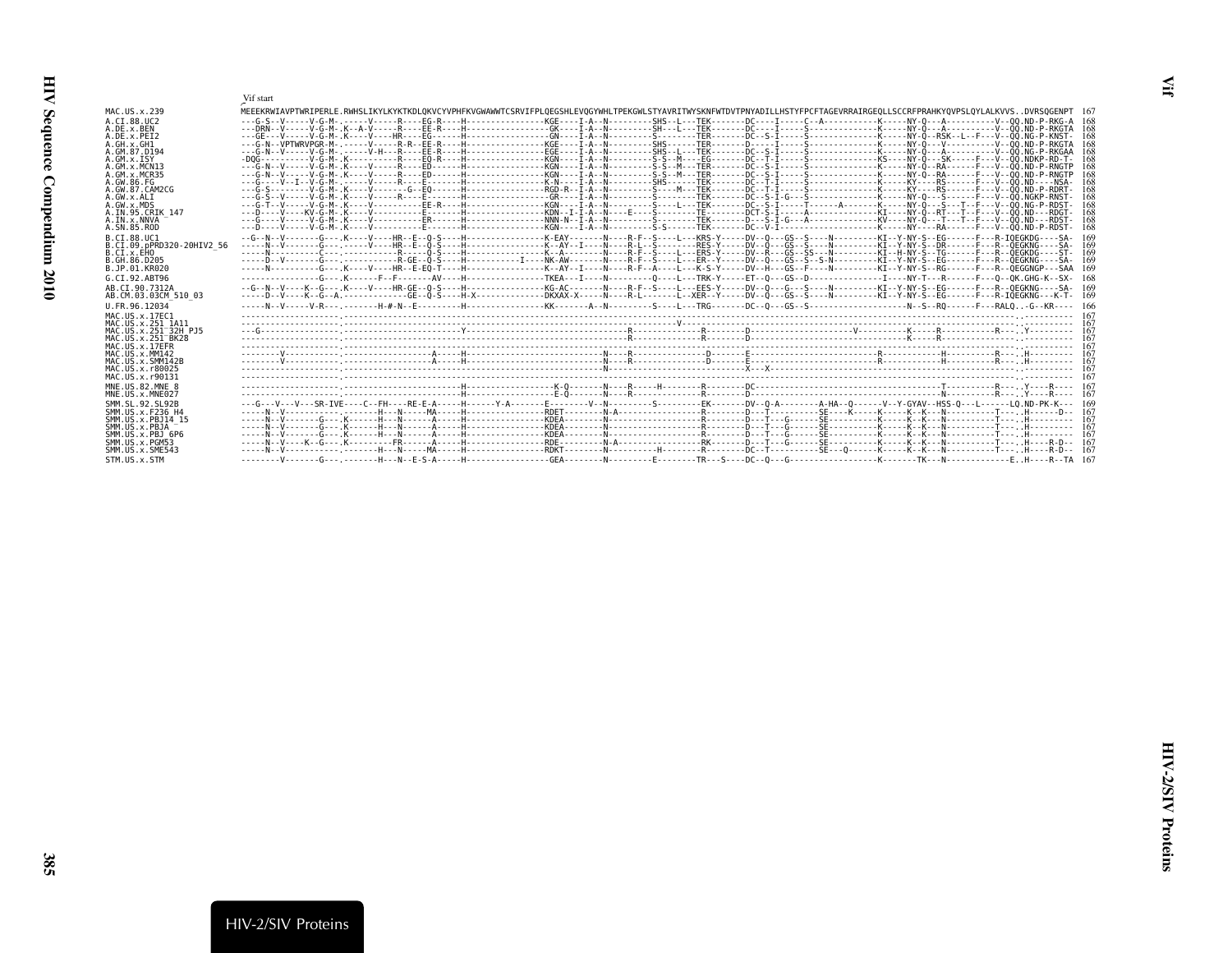Vif start

```
MAC.US.x.239              MEEEKRWIAVPTWRIPERLE.RWHSLIKYLKYKTKDLQKVCYVPHFKVGWAWWTCSRVIFPLQEGSHLEVQGYWHLTPEKGWLSTYAVRITWYSKNFWTDVTPNYADILLHSTYFPCFTAGEVRRAIRGEQLLSCCRFPRAHKYQVPSLQYLALKVVS..DVRSQGENPT 167
A.CI.88.UC2               ---G-S--V-----V-G-M-.------V-----R----EG-R----H---------------KGE----I-A--N---------SHS--L---TEK-------DC----I-----C--A-----------K-----NY-Q---A---------V--QQ.ND-P-RKG-A 168
A.DE.x.BEN                ---DRN--V-----V-G-M-.K--A-V-----R----EE-R----H----------------GK----I-A--N---------SH---L---TEK-------DC----I-----S---------------K-----NY-Q---A---------V--QQ.ND-P-RKGTA 168
A.DE.x.PEI2               ---GE---V-----V-G-M-.K----V----HR----EG------H----------------GN----I-A--N---------S--------TER-------DC--S-I-----S---------------K-----NY-Q--RSK--L--F---V--QQ.NG-P-KNST- 168
A.GH.x.GH1                ---G-N--VPTWRVPGR-M-.------V-----R-R--EE-R----H---------------KGE----I-A--N---------SHS------TER-------D-----I-----S---------------K-----NY-Q---V---------V--QQ.ND-P-RKGTA 168
A.GM.87.D194              ---G-N--V-----V-G-M-.------V-H---R----EE-R----H---------------EGE----I-A--N---------SHS--L---TEK-------DC--S-I-----S---------------K-----NY-Q---A---------V--QQ.NG-P-RKGAA 168
A.GM.x.ISY                -DQG----------V-G-M-.K----------R----EQ-R----H---------------KGN----I-A--N---------S-S--M---EG--------DC--T-I-----S---------------KS----NY-Q---SK------F---V--QQ.NDKP-RD-T- 168
A.GM.x.MCN13              ---G-N--V-----V-G-M-.K----V-----R----ED------H---------------KGN----I-A--N---------S-S--M---TER-------DC--S-I-----S---------------K-----NY-Q--RA------F---V--QQ.ND-P-RNGTP 168
A.GM.x.MCR35              ---G-N--V-----V-G-M-.K----V-----R----ED------H---------------KGN----I-A--N---------S-S--M---TER-------DC--S-I-----S---------------K-----NY-Q--RA------F---V--QQ.ND-P-RNGTP 168
A.GW.86.FG                ---G----V--I--V-G-M-.------V-----R----E-------H---------------K-N----I-A--N---------SHS------TEK-------DC--T-I-----S---------------K-----KY----RS------F---V--QQ.ND----NSA- 168
A.GW.87.CAM2CG            ---G-S--------V-G-M-.K----V--------G--EQ------H---------------RGD-R--I-A--N---------S----M---TER-------DC--T-I-----S---------------K-----KY----RS------F---V--QQ.ND-P-RDRT- 168
A.GW.x.ALI                ---G-S--V-----V-G-M-.K----V-----R----E-------H----------------GR----I-A--N---------S--------TEK-------DC--S-I-G---S---------------K-----NY-Q---S------F---V--QQ.NGKP-RNST- 168
A.GW.x.MDS                ---G-T--V-----V-G-M-.K----V----------EE-R----H---------------KGN----I-A--N---------S----L---TEK-------DC--S-I-----T-----A--------K-----NY-Q---S---T--F---V--QQ.NG-P-RDST- 168
A.IN.95.CRIK_147          ---D----V----KV-G-M-.K----V----------E-------H---------------KDN--I-I-A--N----E---S--------TE--------DCT-S-I-----A--------------KI----NY-Q--RT---T--F---V--QQ.ND---RDGT- 168
A.IN.x.NNVA               ---G----V-----V-G-M-.K----V----------ER------H---------------NNN-N--I-A--N---------S--------TEK-------D---S-I-G---A--------------KV----NY-Q---T---T--F---V--QQ.ND---RDST- 168
A.SN.85.ROD               ---D----V-----V-G-M-.K----V----------E-------H---------------KGN----I-A--N---------S-S------TEK-------DC--V-I-------------------K-----NY----RA------F---V--QQ.ND-P-RDST- 168
B.CI.88.UC1               --G--N--V-------G---.K----V----HR--E--Q-S----H---------------K-EAY-------N----R-F---S----L---KRS-Y-----DV--Q---GS--S----N---------KI--Y-NY-S--EG------F---R-IQEGKDG----SA- 169
B.CI.09.pPRD320-20HIV2_56 -----N--V-------G---.------V----HR--E--Q-S----H---------------K--AY--I----N----R-L---S-------RES-Y-----DV--Q---GS--S----N---------KI--Y-NY-S--DR------F---R--QEGKNG----SA- 169
B.CI.x.EHO                -----N----------C---.------------R-----Q-S----H---------------K--A--------N----R-F---S----L---ERS-Y-----DV--R---GS--SS---N---------KI--H-NY-S--TG------F---R--QEGKDG----ST- 169
B.GH.86.D205              -----D--V-------G---.----------R-GE--Q-S----H----------I----NK-AW-------N----R-F---S----L---ER--Y-----DV--Q---GS--S--S-N---------KI--Y-NY-S--EG------F---R--QEGKNG----SA- 169
B.JP.01.KR020             -----N----------G---.K----V----HR--E-EQ-T----H---------------K--AY--I----N----R-F---A----L---K-S-Y-----DV--H---GS--F----N---------KI--Y-NY-S--RG------F---R--QEGGNGP---SAA 169
G.CI.92.ABT96             ----------------G---.K------F--F-------AV----H---------------TKEA---I----N---------Q----L---TRK-Y-----ET--Q---GS--D---------------I----NY-T---R------F---Q--QK.GHG-K--SX- 168
AB.CI.90.7312A            --G--N--V----K--G---.K----V----HR-GE--Q-S----H---------------KG-AC-------N----R-F---S----L---EES-Y-----DV--Q---G---S----N---------KI--Y-NY-S--EG------F---R--QEGKNG----SA- 169
AB.CM.03.03CM_510_03      -----D--V----K--G--A.------------GE--Q-S----H-X--------------DKXAX-X-----N----R-L-------L---XER--Y-----DV--Q---GS--S----N---------KS--Y-NY-S--EG------F---R-IQEGKNG---K-T- 169
U.FR.96.12034             -----N--V-----V-R---.--------H-#-N--E---------H---------------KK-------A--N---------S----L---TRG-------DC--Q---GS--S-------------------N--S--RQ------F---RALQ..-G--KR---- 166
MAC.US.x.17EC1            --------------------.------------------------------------------------------------------------------------------------------------------------------------------..--------- 167
MAC.US.x.251_1A11         --------------------.-------------------------------------------------------V----------------------------------------------------------------------------------..--------- 167
MAC.US.x.251_32H_PJ5      ---G----------------.-------------------------Y-----------------------R---------------R--------D---------------------------V--------K-----R-------------R---.Y--------- 167
MAC.US.x.251_BK28         --------------------.-------------------------------------------------R---------------R--------D------------------------------------K-----R-------------------..--------- 167
MAC.US.x.17EFR            --------------------.------------------------------------------------------------------------------------------------------------------------------------------..--------- 167
MAC.US.x.MM142            ---------V----------.-----------------A-----H--------------------------N----R---------------D--------E-----------------------------R-------------H----------R---.H--------- 167
MAC.US.x.SMM142B          ---------V----------.-----------------A-----H--------------------------N----R---------------D--------E-----------------------------R-------------H----------R---.H--------- 167
MAC.US.x.r80025           --------------------.-------------------------------------------------N-------------------------------X---X---------------------------------------------------..--------- 167
MAC.US.x.r90131           --------------------.------------------------------------------------------------------------------------------------------------------------------------------..--------- 167
MNE.US.82.MNE_8           --------------------.------------------------H---------------K-Q-------N----R-----H--------R--------DC--------------------------------------------------T----------R---.Y----R---- 167
MNE.US.x.MNE027           --------------------.------------------------H---------------E-Q-------N----R---------------R--------D---------------------------------------------------N----------R---.Y----R---- 167
SMM.SL.92.SL92B           ---G---V---V---SR-IVE----C--FH----RE-E-A-----H------Y-A-------E--------V--N---------S----------EK-------DV--Q-A---------A-HA--Q-----V--Y-GYAV--HSS-Q---L------LQ.ND-PK-K--- 169
SMM.US.x.F236_H4          -----N--V-----------.-------H---N-----MA-----H---------------RDET-------N-A---------------R--------D---T-------------SE----K-----K-----K--K---N-----------T----.H-------D-- 167
SMM.US.x.PBJ14_15         -----N--V-------G---.K------H---N-----A------H---------------KDEA-------N-------------------R--------D---T---G-----SE-----------K-----K--K---N-----------T----.H--------- 167
SMM.US.x.PBJA             -----N--V-------G---.K------H---N-----A------H---------------KDEA-------N-------------------R--------D---T---G-----SE-----------K-----K--K---N-----------T----.H--------- 167
SMM.US.x.PBJ_6P6          -----N--V-------G---.K------H---N-----A------H---------------KDEA-------N-------------------R--------D---T---G-----SE-----------K-----K--K---N-----------T----.H--------- 167
SMM.US.x.PGM53            -----N--V----K--G---.K----------FR-----A-----H---------------RDE--------N-A---------------RK-------D---T---G-----SE-----------K-----K--K---N-----------T----.H----R-D-- 167
SMM.US.x.SME543           -----N--V-----------.-------H---N-----MA-----H---------------RDKT---------------H--------R--------DC--T----------SE---Q------K-----K--K---N-----------T----.H----R-D-- 167
STM.US.x.STM              --------V-------G---.-------H---N--E-S-A-----H---------------GEA--------N---------E--------TR---S----DC--Q---G------------------K-------TK---N-------------E..H----R--TA 167
```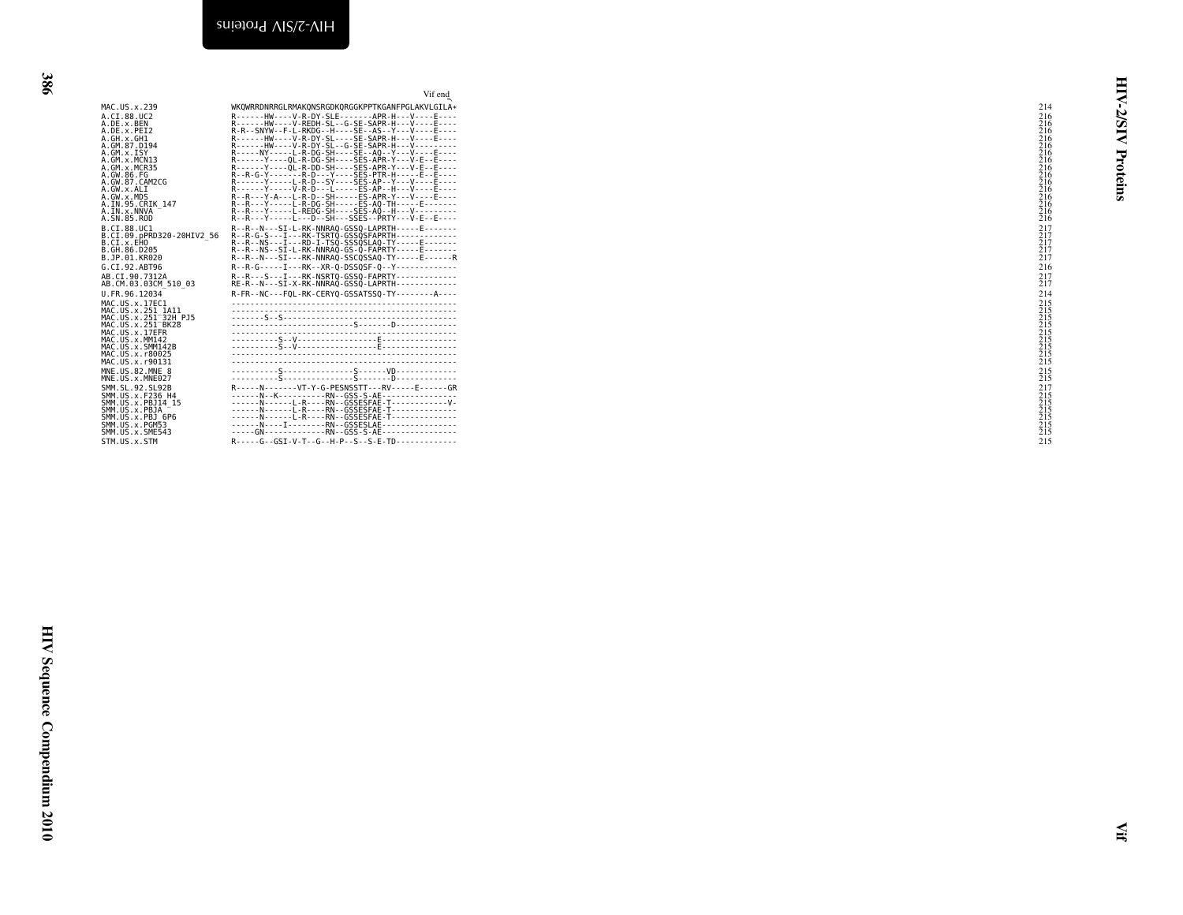Vif end

```
MAC.US.x.239              WKQWRRDNRRGLRMAKQNSRGDKQRGGKPPTKGANFPGLAKVLGILA*     214
A.CI.88.UC2               R------HW----V-R-DY-SLE-------APR-H---V----E----     216
A.DE.x.BEN                R------HW----V-REDH-SL--G-SE-SAPR-H---V----E----     216
A.DE.x.PEI2               R-R--SNYW--F-L-RKDG--H----SE--AS--Y---V----E----     216
A.GH.x.GH1                R------HW----V-R-DY-SL----SE-SAPR-H---V----E----     216
A.GM.87.D194              R------HW----V-R-DY-SL--G-SE-SAPR-H---V---------     216
A.GM.x.ISY                R-----NY-----L-R-DG-SH----SE--AQ--Y---V----E----     216
A.GM.x.MCN13              R------Y----QL-R-DG-SH----SES-APR-Y---V-E--E----     216
A.GM.x.MCR35              R------Y----QL-R-DD-SH----SES-APR-Y---V-E--E----     216
A.GW.86.FG                R--R-G-Y-------R-D---Y----SES-PTR-H-----E--E----     216
A.GW.87.CAM2CG            R------Y-----L-R-D--SY----SES-AP--Y---V----E----     216
A.GW.x.ALI                R------Y-----V-R-D---L-----ES-AP--H---V----E----     216
A.GW.x.MDS                R--R---Y-A---L-R-D--SH-----ES-APR-Y---V----E----     216
A.IN.95.CRIK_147          R--R---Y-----L-R-DG-SH-----ES-AQ-TH-----E-------     216
A.IN.x.NNVA               R--R---Y-----L-REDG-SH----SES-AQ--H---V---------     216
A.SN.85.ROD               R--R---Y-----L---D--SH---SSES--PRTY---V-E--E----     216
B.CI.88.UC1               R--R--N---SI-L-RK-NNRAQ-GSSQ-LAPRTH-----E-------     217
B.CI.09.pPRD320-20HIV2_56 R--R-G-S---I---RK-TSRTQ-GSSQSFAPRTH-------------     217
B.CI.x.EHO                R--R--NS---I---RD-I-TSQ-SSSQSLAQ-TY-----E-------     217
B.GH.86.D205              R--R--NS--SI-L-RK-NNRAQ-GS-Q-FAPRTY-----E-------     217
B.JP.01.KR020             R--R--N---SI---RK-NNRAQ-SSCQSSAQ-TY-----E------R     217
G.CI.92.ABT96             R--R-G-----I---RK--XR-Q-DSSQSF-Q--Y-------------     216
AB.CI.90.7312A            R--R---S---I---RK-NSRTQ-GSSQ-FAPRTY-------------     217
AB.CM.03.03CM_510_03      RE-R--N---SI-X-RK-NNRAQ-GSSQ-LAPRTH-------------     217
U.FR.96.12034             R-FR--NC---FQL-RK-CERYQ-GSSATSSQ-TY--------A----     214
MAC.US.x.17EC1            ------------------------------------------------     215
MAC.US.x.251_1A11         ------------------------------------------------     215
MAC.US.x.251_32H_PJ5      -------S--S-------------------------------------     215
MAC.US.x.251_BK28         --------------------------S-------D-------------     215
MAC.US.x.17EFR            ------------------------------------------------     215
MAC.US.x.MM142            ----------S--V-----------------E----------------     215
MAC.US.x.SMM142B          ----------S--V-----------------E----------------     215
MAC.US.x.r80025           ------------------------------------------------     215
MAC.US.x.r90131           ------------------------------------------------     215
MNE.US.82.MNE_8           ----------S---------------S------VD-------------     215
MNE.US.x.MNE027           ----------S---------------S-------D-------------     215
SMM.SL.92.SL92B           R-----N-------VT-Y-G-PESNSSTT---RV-----E------GR     217
SMM.US.x.F236_H4          ------N--K----------RN--GSS-S-AE----------------     215
SMM.US.x.PBJ14_15         ------N------L-R----RN--GSSESFAE-T------------V-     215
SMM.US.x.PBJA             ------N------L-R----RN--GSSESFAE-T--------------     215
SMM.US.x.PBJ_6P6          ------N------L-R----RN--GSSESFAE-T--------------     215
SMM.US.x.PGM53            ------N----I--------RN--GSSESLAE----------------     215
SMM.US.x.SME543           -----GN-------------RN--GSS-S-AE----------------     215
STM.US.x.STM              R-----G--GSI-V-T--G--H-P--S--S-E-TD-------------     215
```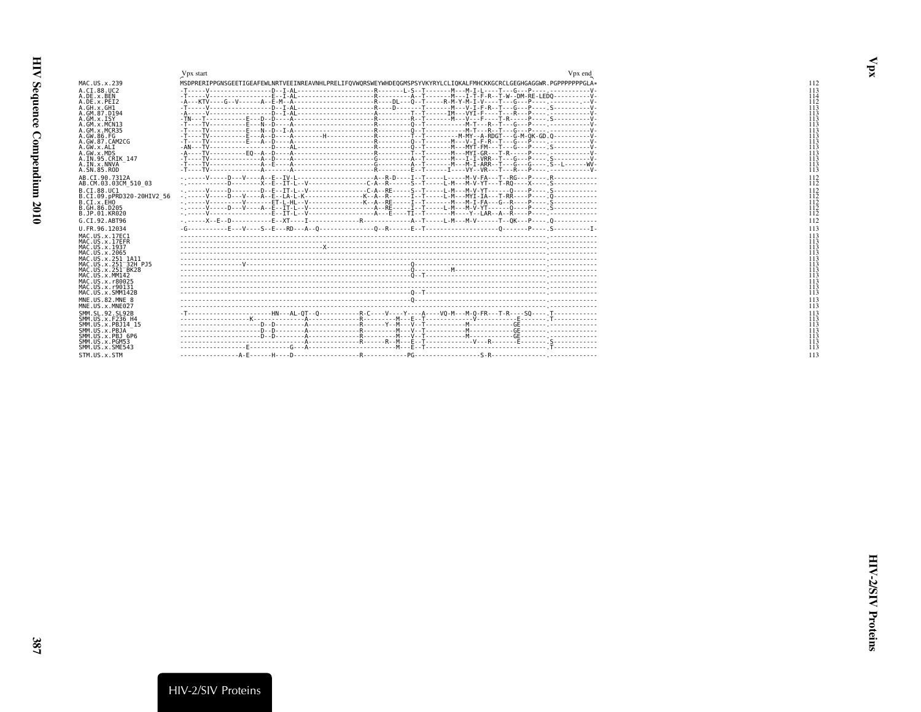```
                          Vpx start                                                                                                          Vpx end
MAC.US.x.239              MSDPRERIPPGNSGEETIGEAFEWLNRTVEEINREAVNHLPRELIFQVWQRSWEYWHDEQGMSPSYVKYRYLCLIQKALFMHCKKGCRCLGEGHGAGGWR.PGPPPPPPPGLA*     112
A.CI.88.UC2               -T-----V------------------D--I-AL---------------------R-------L-S--T-------M---M-I-L----T---G---P----.-----------V-     113
A.DE.x.BEN                -T-----V------------------E--I-AL---------------------R---------A--T-------M---I-T-F-R--T-W--DM-RE-LEDQ----------V-     114
A.DE.x.PEI2               -A---KTV----G--V------A--E-M--A-----------------------R----DL---Q--T------R-M-Y-M-I-V----T---G---P----.-----------V-     112
A.GH.x.GH1                -T-----V------------------D--I-AL---------------------R----D------T--------M---V-I-F-R--T---G---P----.S----------V-     113
A.GM.87.D194              -A-----V------------------D--I-AL---------------------A---------T--T------IM---VYI-F----T---R---P----.-----------V-     113
A.GM.x.ISY                -TN---T-----------E---D--D----A-----------------------R---------R--T-------M---V---F----T-R-----P----.S----------V-     113
A.GM.x.MCN13              -T----TV----------E---N--D----A-----------------------R---------Q--T-----------M-T---R--T---G---P----.-----------V-     113
A.GM.x.MCR35              -T----TV----------E---N--D--I-A-----------------------R---------Q--T-----------M-T---R--T---G---P----.-----------V-     113
A.GW.86.FG                -T----TV----------E---A--D----A---------H-------------R---------T--T---------M-MY--A-RDGT---G-M-QK-GD.Q----------V-     113
A.GW.87.CAM2CG            -T----TV----------E---A--D----A-----------------------R---------Q--T-------M---V-I-F-R--T---G---P----.-----------V-     113
A.GW.x.ALI                -AN---TV------------------D----AL---------------------R---------Q--T-------M---MYT-FM---T---G---P----.S----------V-     113
A.GW.x.MDS                -A----TV----------EQ--A--D----A-----------------------R---------T--T-------M---MYI-GR---T-R-----P----.-----------V-     113
A.IN.95.CRIK_147          -T----TV------------------D----A-----------------------G---------A--T-------M---I-I-VRR--T---G---P----.S----------V-     113
A.IN.x.NNVA               -T----TV--------------A--E----A-----------------------G---------A--T-------M---M-I-ARR--T---G---G----.S--L------WV-     113
A.SN.85.ROD               -T----TV----------------A-------A---------------------R---------E--T-----I-----VY--VR---T---R---P----.-----------V-     113
AB.CI.90.7312A            -.-----V-----D---V----A--E--IV-L----------------------A--R-D----I--T-----L-----M-V-FA---T--RG---P----.R-----------     112
AB.CM.03.03CM_510_03      -.-----------D--------X--E--IT-L--V---------------C-A--R------S--T-----L-M---M-V-YT---T-RQ----X----.S-----------     112
B.CI.88.UC1               -.-----V-----D--------D--E--IT-L--V---------------C-A--RE-----S--T-----L-M---M-V-YT------Q----P----.S-----------     112
B.CI.09.pPRD320-20HIV2_56 -.-----V-----D---V----A--E--LA-L-K---------------K--A--R------I--T-----L-M---MYI-IA---T-RR---P----.Q-----------     112
B.CI.x.EHO                -.-----V----------V-------ET-L-HL--V--------------K--A--RE-----I--T-------M---M-I-FA---G--R----P----.S-----------     112
B.GH.86.D205              -.-----V-----D---V----A--E--IT-L--V-----------------A--RE-----I--T-----L-M---M-V-YT-----Q----P----.S-----------     112
B.JP.01.KR020             -.-----V------------------E--IT-L--V-----------------A---E----TI--T-------M----Y--LAR--A--R----P----.-----------     112
G.CI.92.ABT96             -.------X--E--D-----------E--XT----I-------------R---------------A--T-----L-M---M-V------T--QK---P----.Q-----------     112
U.FR.96.12034             -G-----------E---V----S--E---RD---A--Q---------------Q--R------E--T-------------------Q-------P----.S----------I-     113
MAC.US.x.17EC1            --------------------------------------------------------------------------------------------------------.-----------     113
MAC.US.x.17EFR            --------------------------------------------------------------------------------------------------------.-----------     113
MAC.US.x.1937             --------------------------------------------X-------------------------------------------------------------.-----------     113
MAC.US.x.2065             --------------------------------------------------------------------------------------------------------.-----------     113
MAC.US.x.251_1A11         --------------------------------------------------------------------------------------------------------.-----------     113
MAC.US.x.251_32H_PJ5      ------------------V-------------------------------------Q-----------------------------------------------.-----------     113
MAC.US.x.251_BK28         --------------------------------------------------------Q---------M-------------------------------------.-----------     113
MAC.US.x.MM142            --------------------------------------------------------Q-T---------------------------------------------.-----------     113
MAC.US.x.r80025           --------------------------------------------------------------------------------------------------------.-----------     113
MAC.US.x.r90131           --------------------------------------------------------------------------------------------------------.-----------     113
MAC.US.x.SMM142B          --------------------------------------------------------Q-T---------------------------------------------.-----------     113
MNE.US.82.MNE_8           --------------------------------------------------------Q-----------------------------------------------.-----------     113
MNE.US.x.MNE027           --------------------------------------------------------------------------------------------------------.-----------     113
SMM.SL.92.SL92B           -T---------------------HN---AL-QT--Q-----------R-C----V----Y----A----VQ-M---M-Q-FR---T-R----SQ----.T-----------     113
SMM.US.x.F236_H4          -----------------K--------------A--------------R---------M---E--T-------------V-----------E-------.T-----------     113
SMM.US.x.PBJ14_15         ----------------------D--D--------A--------------R-------Y--M---V--T----------M-----------GE------.------------     113
SMM.US.x.PBJA             ----------------------D--D--------A--------------R---------M---V--T----------M-----------GE------.------------     113
SMM.US.x.PBJ_6P6          ----------------------D--D--------A--------------R---------M---V--T----------M-----------GE------.------------     113
SMM.US.x.PGM53            ----------------------------------A--------------R-------R--M---E--T-------------V---R-------E-------.S-----------     113
SMM.US.x.SME543           -----------------E----------G---A-------------------------M---E--T----------------------------------.T-----------     113
STM.US.x.STM              ---------------A-E------H----D------------------R------------PG------------------S-R--------------.------------     113
```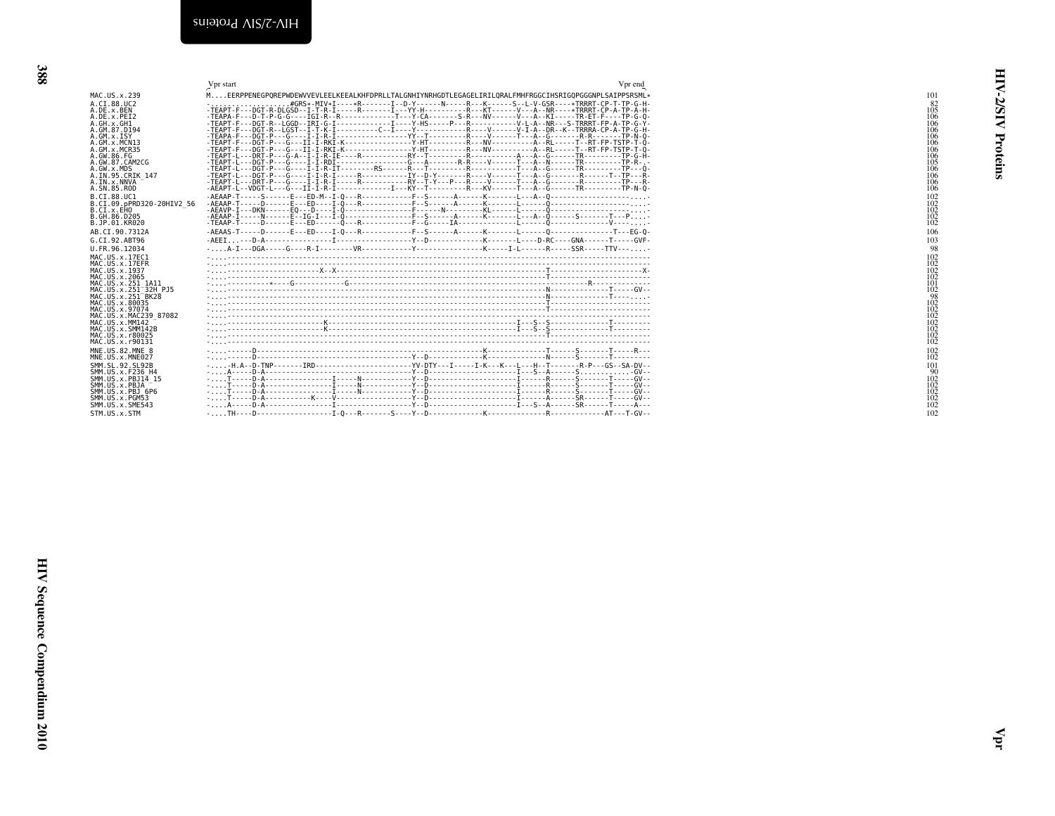```
                          Vpr start                                                                                                            Vpr end
MAC.US.x.239              M....EERPPENEGPQREPWDEWVVEVLEELKEEALKHFDPRLLTALGNHIYNRHGDTLEGAGELIRILQRALFMHFRGGCIHSRIGQPGGGNPLSAIPPSRSML*   101
A.CI.88.UC2               -....................#GRS*-MIV*I-----*R-------I--D-Y------N-----R---K------S--L-V-GSR----*TRRRT-CP-T-TP-G-H-   82
A.DE.x.BEN                -TEAPT-F---DGT-R-DLGSD--I-T-R-I-----R-------I---YY-H---------R---KT------V---A--NR----*TRRRT-CP-A-TP-A-H-   105
A.DE.x.PEI2               -TEAPA-F---D-T-P-G-G----IGI-R--R-------------T---Y-CA--------S-R---NV------V---A--KI----TR-ET-F----TP-G-Q-   106
A.GH.x.GH1                -TEAPT-F---DGT-R--LGGD--IRI-G-I-------------I----Y-HS-----P---R-----------V-L-A--NR---S-TRRRT-FP-A-TP-G-Y-   106
A.GM.87.D194              -TEAPT-F---DGT-R--LGST--I-T-K-I----------C--I----Y-------------R----V------V-I-A--DR--K--TRRRA-CP-A-TP-G-H-   106
A.GM.x.ISY                -TEAPA-F---DGT-P---G----I-I-R-I-----------------YY--T---------R----V------T---A--G-------R-R-------TP-N-Q-   106
A.GM.x.MCN13              -TEAPT-F---DGT-P---G---II-I-RKI-K----------------Y-HT---------R---NV----------A--RL-----T--RT-FP-TSTP-T-Q-   106
A.GM.x.MCR35              -TEAPT-F---DGT-P---G---II-I-RKI-K----------------Y-HT---------R---NV----------A--RL-----T--RT-FP-TSTP-T-Q-   106
A.GW.86.FG                -TEAPT-L---DRT-P---G-A--I-I-R-IE----R-----------RY--T---------R-----------A---A--G------TR---------TP-G-H-   106
A.GW.87.CAM2CG            -TEAPT-L---DGT-P---G----I-I-RDI-----------------G---A-------R-R----V------T---A--N------TR---------TP-R-.-   105
A.GW.x.MDS                -TEAPT-L---DGT-P---G----I-I-R-IT-------RS------R---T---------R-----------T---A--G------TR---------TP---Q-   106
A.IN.95.CRIK_147          -TEAPT-L---DGT-P---G----I-I-R-I-----R-----------IY--D-Y-------R----V------T---A--G-------R------T--TP---R-   106
A.IN.x.NNVA               -TEAPT-L---DRT-P---G----I-I-R-I-----R-----------RY--T-Y---P---R----V------T---A--G-------R---------TP---R-   106
A.SN.85.ROD               -AEAPT-L--VDGT-L---G---II-I-R-I-------------I---KY--T---------R---KV------T---A--G------TR---------TP-N-Q-   106
B.CI.88.UC1               -AEAAP-T-----S------E---ED-M--I-Q---R------------F--S------A------K-------L---A--Q-------------------....-   102
B.CI.09.pPRD320-20HIV2_56 -AEAAP-T-----D------E---ED----I-Q---R------------F--S------A------K-------L------Q-------------------....-   102
B.CI.x.EHO                -AEAVP-I---DKN------EQ---D----I-Q----------------F-------N--------KL------L------Q-------------------....-   102
B.GH.86.D205              -AEAAP-I-----N------E--IG-I---I-Q----------------F--S------A------K-------L---A--Q------S-------T---P....-   102
B.JP.01.KR020             -TEAAP-T-----D------E---ED------Q---R------------F--G------IA---------------L------Q---------------V----....-   102
AB.CI.90.7312A            -AEAAS-T-----D------E---ED----I-Q---R------------F--S------A------K-------L------Q-----------------T---EG-Q-   106
G.CI.92.ABT96             -AEEI...---D-A----------------I------------------Y--D-------------K-------L----D-RC----GNA------T-----GVF-   103
U.FR.96.12034             -....A-I---DGA-----G----R-I--------VR------------Y----------------K-----I-L------R-----SSR-----TTV---....-   98
MAC.US.x.17EC1            -.........................................................................................................   102
MAC.US.x.17EFR            -.........................................................................................................   102
MAC.US.x.1937             -....-------------------X--X--------------------------------------------------T-----------------------X-   102
MAC.US.x.2065             -....-----------------------------------------------------------------------T------------------------   102
MAC.US.x.251_1A11         -....-----------*----G--------------G-------------------------------------------------------R------------   101
MAC.US.x.251_32H_PJ5      -....-------------------------------------------------------------------------N--------------T-----GV--   102
MAC.US.x.251_BK28         -....-------------------------------------------------------------------------N--------------T-------..-   98
MAC.US.x.80035            -....-------------------------------------------------------------------------T------------------------   102
MAC.US.x.97074            -....-------------------------------------------------------------------------T------------------------   102
MAC.US.x.MAC239_87082     -....-----------------------------------------------------------------------------------------------   102
MAC.US.x.MM142            -....------------------------K-------------------------------------------I---S--S--------------T---------   102
MAC.US.x.SMM142B          -....------------------------K-------------------------------------------I---S--S--------------T---------   102
MAC.US.x.r80025           -....-------------------------------------------------------------------------T------------------------   102
MAC.US.x.r90131           -....-----------------------------------------------------------------------------------------------   102
MNE.US.82.MNE_8           -....-------D------------------------------------------------K---------------T------S-------T-----R---   102
MNE.US.x.MNE027           -....-------D--------------------------------------Y--D-------------K--------------N------S-------T---------   102
SMM.SL.92.SL92B           -.....-H.A--D-TNP--------IRD----------------------YV-DTY---I-----I-K---K---L---H--T-------R-P---GS--SA-DV--   101
SMM.US.x.F236_H4          -....A-----D-A--------------------------------------Y--D--------------------I---S--A------S........--GV--   90
SMM.US.x.PBJ14_15         -....T-----D-A----------------I-----N-------------Y--D--------------------I------R------S-------T-----GV--   102
SMM.US.x.PBJA             -....T-----D-A----------------I-----N-------------Y--D--------------------I------R------S-------T-----GV--   102
SMM.US.x.PBJ_6P6          -....T-----D-A----------------I-----N-------------Y--D--------------------I------R------S-------T-----GV--   102
SMM.US.x.PGM53            -....T-----D-A------------K-----V-----------------Y--D--------------------I------A------SR------T-----GV--   102
SMM.US.x.SME543           -....A-----D-A----------------I-------------------Y--D--------------------I---S--A------SR------T-----A---   102
STM.US.x.STM              -....TH----D------------------I-Q---R-------S----Y--D-------------K--------------R-------------AT---T-GV--   102
```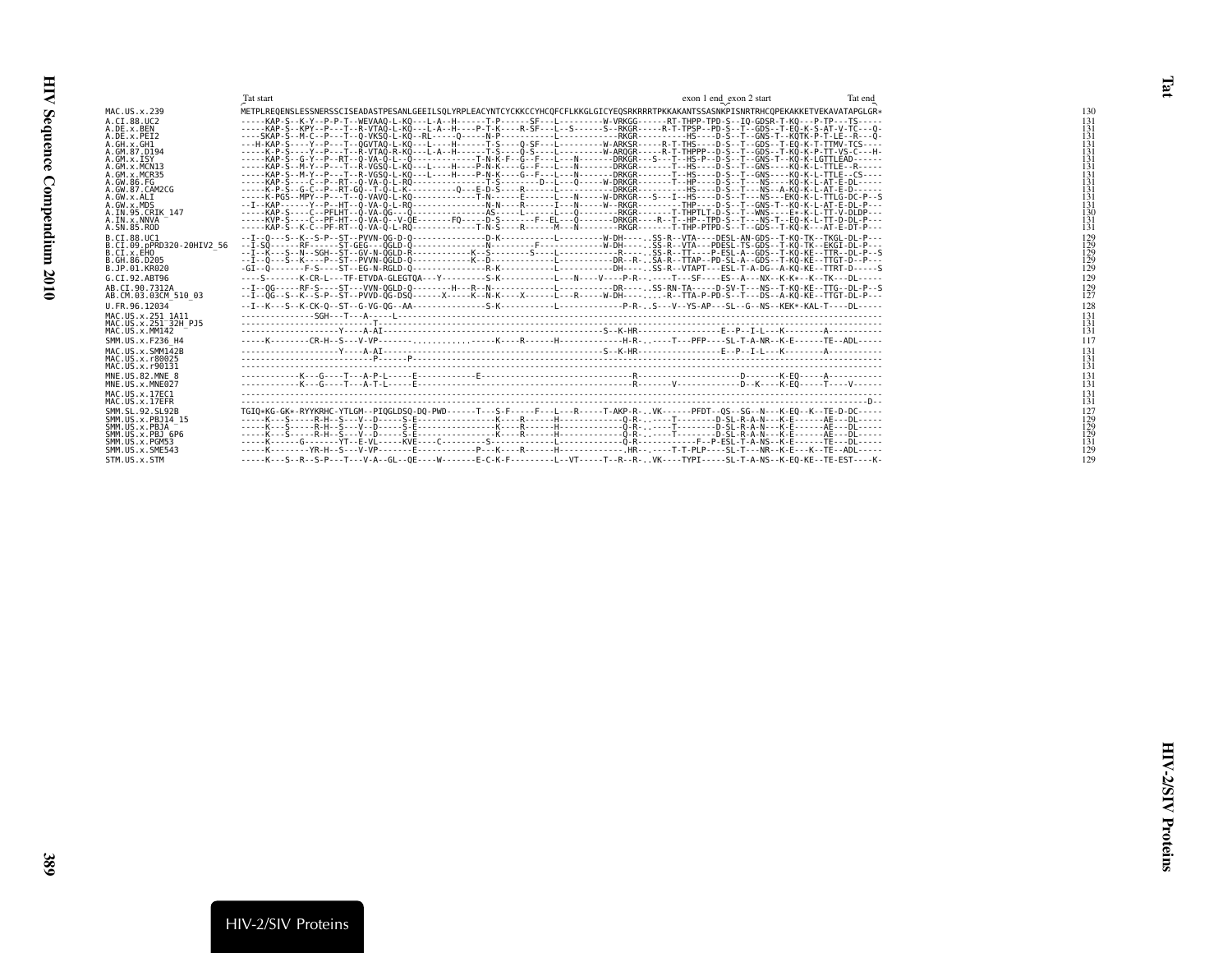```
                          Tat start                                                                                                   exon 1 end exon 2 start             Tat end
MAC.US.x.239              METPLREQENSLESSNERSSCISEADASTPESANLGEEILSQLYRPLEACYNTCYCKKCCYHCQFCFLKKGLGICYEQSRKRRRTPKKAKANTSSASNKPISNRTRHCQPEKAKKETVEKAVATAPGLGR*  130
A.CI.88.UC2               -----KAP-S--K-Y--P-P-T--WEVAAQ-L-KQ---L-A--H------T-P------SF---L---------W-VRKGG------RT-THPP-TPD-S--IQ-GDSR-T-KQ---P-TP---TS-----  131
A.DE.x.BEN                -----KAP-S--KPY--P---T--R-VTAQ-L-KQ---L-A--H----P-T-K-----R-SF---L--S------S--RKGR-----R-T-TPSP--PD-S--T--GDS--T-EQ-K-S-AT-V-TC---Q-  131
A.DE.x.PEI2               ----SKAP-S--M-C--P---T--Q-VKSQ-L-KQ--RL-----Q-----N-P-----------L------------RKGR----------HS----D-S--T--GNS-T--KQTK-P-T-LE--R---Q-  131
A.GH.x.GH1                ---H-KAP-S----Y--P---T--QGVTAQ-L-KQ---L----H------T-S----Q-SF---L---------W-ARKSR-----R-T-THS----D-S--T--GDS--T-EQ-K-T-TTMV-TCS----  131
A.GM.87.D194              -----K-P-S----Y--P---T--R-VTAQ-R-KQ---L-A--H------T-S----Q-S----L---------W-ARQGR-----R-T-THPPP--D-S--T--GDS--T-KQ-K-P-TT-VS-C---H-  131
A.GM.x.ISY                -----KAP-S--G-Y--P--RT--Q-VA-Q-L--Q------------T-N-K-F--G--F---L---N-------DRKGR---S---T--HS-P--D-S--T--GNS-T--KQ-K-LGTTLEAD------  131
A.GM.x.MCN13              -----KAP-S--M-Y--P---T--R-VGSQ-L-KQ---L----H----P-N-K----G--F---L---N-------DRKGR-------T--HS----D-S--T--GNS----KQ-K-L-TTLE--R-----  131
A.GM.x.MCR35              -----KAP-S--M-Y--P---T--R-VGSQ-L-KQ---L----H----P-N-K----G--F---L---N-------DRKGR-------T--HS----D-S--T--GNS----KQ-K-L-TTLE--CS----  131
A.GW.86.FG                -----KAP-S----C--P--RT--Q-VA-Q-L-RQ---------------T-S--------D--L---Q-----W-DRKGR-------T--HP----D-S--T---NS----KQ-K-L-AT-E-DL-----  131
A.GW.87.CAM2CG            -----K-P-S--G-C--P--RT-GQ--T-Q-L-K---------Q---E-D-S----R------L-----------DRKGR----------HS----D-S--T---NS--A-KQ-K-L-AT-E-D------  131
A.GW.x.ALI                -----K-PGS--MPY--P---T--Q-VAVQ-L-KQ--------------T-N-----E------L---N-----W-DRKGR---S---I--HS----D-S--T---NS---EKQ-K-L-TTLG-DC-P--S  131
A.GW.x.MDS                --I--KAP-------Y--P--HT--Q-VA-Q-L-RQ--------------N-N----R------I---N-----W--RKGR---------THP----D-S--T--GNS-T--KQ-K-L-AT-E-DL-P---  131
A.IN.95.CRIK_147          -----KAP-S----C--PFLHT--Q-VA-QG---Q--------------AS----L------L---Q-------RKGR-------T-THPTLT-D-S--T--WNS----E*-K-L-TT-V-DLDP---  130
A.IN.x.NNVA               -----KVP-S----C--PF-HT--Q-VA-Q--V-QE-------FQ-----D-S-----F--EL---Q-------DRKGR-----R--T--HP--TPD-S--T---NS-T--EQ-K-L-TT-D-DL-P---  131
A.SN.85.ROD               -----KAP-S--K-C--PF-RT--Q-VA-Q-L-RQ--------------T-N-S----R------M---N--------RKGR------T-THP-PTPD-S--T--GDS--T-KQ-K---AT-E-DT-P---  131
B.CI.88.UC1               --I--Q---S--K--S-P--ST--PVVN-QG-D-Q--------------D-K-----------L---------W-DH-----.SS-R--VTA----DESL-AN-GDS--T-KQ-TK--TKGL-DL-P---  129
B.CI.09.pPRD320-20HIV2_56 --I-SQ------RF------ST-GEG---QGLD-Q--------------N----------F-----------W-DH-----.SS-R--VTA----PDESL-TS-GDS--T-KQ-TK--EKGI-DL-P---  129
B.CI.x.EHO                --I--K---S--N--SGH--ST--GV-N-QGLD-R--------------K--S--------S------------R-----.SS-R--TT----P-ESL-A--GDS--T-KQ-KE--TTR--DL-P--S  129
B.GH.86.D205              --I--Q---S--K-----P--ST--PVVN-QGLD-Q------------K--D--------------L-----------DR--R-.SA-R--TTAP--PD-SL-A--GDS--T-KQ-KE--TTGT-D--P---  129
B.JP.01.KR020             -GI--Q-------F-S----ST--EG-N-RGLD-Q--------------R-K----------L-----------DH-----.SS-R--VTAPT---ESL-T-A-DG--A-KQ-KE--TTRT-D-----S  129
G.CI.92.ABT96             ----S-------K-CR-L---TF-ETVDA-GLEGTQA---Y----------S-K-----------L---N----V----P-R-.-----T---SF----ES--A---NX--K-K*--K--TK---DL-----  129
AB.CI.90.7312A            --I--QG-----RF-S----ST---VVN-QGLD-Q--------H---R--N-----------L-----------DR-----.SS-RN-TA------D-SV-T---NS--T-KQ-KE--TTG--DL-P--S  129
AB.CM.03.03CM_510_03      --I--QG--S--K--S-P--ST--PVVD-QG-DSQ------X-----K--N-K----X------L---R-----W-DH-----.-R--TTA-P-PD-S--T---DS--A-KQ-KE--TTGT-DL-P---  127
U.FR.96.12034             --I--K---S--K-CK-Q--ST--G-VG-QG--AA--------------S-K-----------L------------P-R-..S---V--YS-AP---SL--G--NS--KEK*-KAL-T----DL-----  128
MAC.US.x.251_1A11         ---------------SGH---T---A-----L-------------------------------------------------------------------------------------------------  131
MAC.US.x.251_32H_PJ5      -----------------------T---------------------------------------------------------------------------------------------------------  131
MAC.US.x.MM142            -------------------Y----A-AI-------------------------------------------S--K-HR----------------E--P--I-L---K---------A-----------  131
SMM.US.x.F236_H4          -----K--------CR-H--S---V-VP-------.........-----K----R------H------------H-R-..-----T---PFP----SL-T-A-NR--K-E------TE--ADL-----  117
SMM.US.x.SMM142B          --------------------Y----A-AI------------------------------------------S--K-HR-----------------E--P--I-L---K---------A-----------  131
MAC.US.x.r80025           -----------------------------P------P------------------------------------------------------------------------------------------  131
MAC.US.x.r90131           ---------------------------------------------------------------------------------------------------------------------------------  131
MNE.US.82.MNE_8           ------------K---G----T---A-P-L-----E------------E-------------------------R---------------------D-------K-EQ-----A-----------  131
MNE.US.x.MNE027           ------------K---G----T---A-T-L-----E--------------------------------------R-------V-------------D--K-----K-EQ-----T-----V-----  131
MAC.US.x.17EC1            ---------------------------------------------------------------------------------------------------------------------------------  131
MAC.US.x.17EFR            ---------------------------------------------------------------------------------------------------------------------------D--  131
SMM.SL.92.SL92B           TGIQ*KG-GK*-RYYKRHC-YTLGM--PIQGLDSQ-DQ-PWD------T---S-F-----F---L---R-----T-AKP-R-..VK------PFDT--QS--SG--N---K-EQ--K--TE-D-DC-----  127
SMM.US.x.PBJ14_15         -----K---S-----R-H--S---V--D-----S-E----------------K----R------H------------Q-R-..----T--------D-SL-R-A-N---K-E------AE---DL-----  129
SMM.US.x.PBJA             -----K---S-----R-H--S---V--D-----S-E----------------K----R------H------------Q-R-..----T--------D-SL-R-A-N---K-E------AE---DL-----  129
SMM.US.x.PBJ_6P6          -----K---S-----R-H--S---V--D-----S-E----------------K----R------H------------Q-R-..----T--------D-SL-R-A-N---K-E------AE---DL-----  129
SMM.US.x.PGM53            -----K-------G-------YT--E-VL-----KVE----C---------S-----------L------------Q-R--------------F--P-ESL-T-A-NS--K-E------TE---DL-----  131
SMM.US.x.SME543           -----K--------YR-H--S---V-VP-------E------------P---K----R------H------------.HR--.----T-T-PLP----SL-T---NR--K-E---K--TE--ADL-----  129
STM.US.x.STM              -----K---S--R--S-P---T---V-A--GL--QE----W-------E-C-K-F---------L--VT-----T--R--R-..VK----TYPI-----SL-T-A-NS--K-EQ-KE--TE-EST----K-  129
```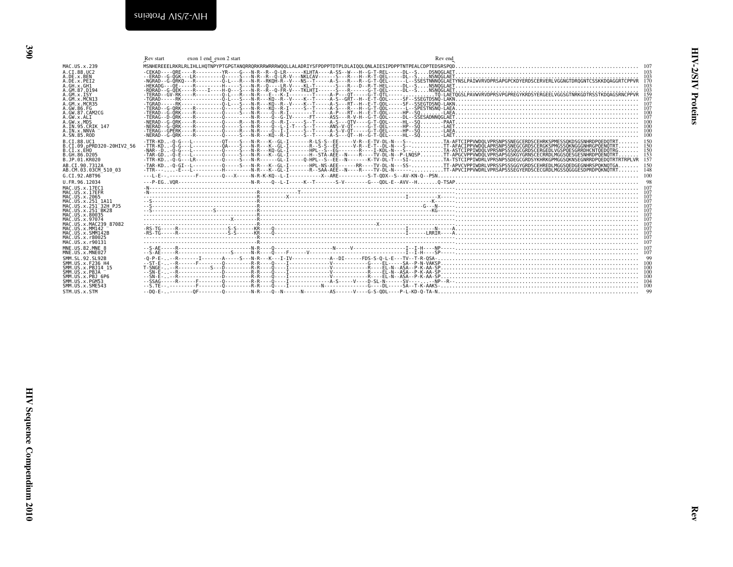```
                          Rev start          exon 1 end exon 2 start                                                                  Rev end
MAC.US.x.239              MSNHEREEELRKRLRLIHLLHQTNPYPTGPGTANQRRQRKRRWRRRWQQLLALADRIYSFPDPPTDTPLDLAIQQLQNLAIESIPDPPTNTPEALCDPTEDSRSPQD.............................................................. 107
A.CI.88.UC2               -CEKAD----QRE----R---------YR----G---N-R--R--Q-LR------KLHTA----A-SS--W---H--G-T-REL-----DL--S....DSNQGLAET............................................................ 103
A.DE.x.BEN                --ERAD--G-QGK---LR---------Q-----S---N-R--R--Q-LR-V---NKLCAV------S---R---H--R-T-QEL-----DL--S....NSNQGLAET............................................................ 103
A.DE.x.PEI2               -NGRAD--G-QRKQ---R---------Q-L---R---N-R---RKQH-R--V---NS--T------A-S---R---R--G-T-QEL-----L--SSESTNNNQGLAETYNSLPAIWVRVDPRSAPGPCKDYERDSCERVERLVGGNGTDRQGNTCSSKKQAGGRTCPPVR 170
A.GH.x.GH1                -HEKADG---QE-----R---------H-----S---N-R--Q----LR-V----KL-T-------S---R---D--R-T-HEL-----DL--S....NSNQGLAET............................................................ 103
A.GM.87.D194              -RDRAD--G-QEK----R----I----H-Q---S---N-R--R--Q-FR-V---TKLHTI------S---R------G-T-QEL-----DL--S....NSNQGLAET............................................................ 103
A.GM.x.ISY                -TERAD--GV-RK----R---------Q-L---R---N-R---E---K-I--------T-----A-P---QT-----G-T-QTL-------------TQ-LAETQGSLPAVWVRVDPRSVPGPREGYKRDSYERGEELVGGSGTNRKGDTRSSTKDQAGSRNCPPVR 159
A.GM.x.MCN13              -TGRAD-----RK--------------Q-L---S---N-R---KQ--R--V----K--T-----A-S--GRT--H--E-T-QDL-----SF--SSEGTDSNQ-LAKN.......................................................... 107
A.GM.x.MCR35              -TGRAD-----RK--------------Q-L---S---N-R---KQ--R--V----K--T-----A-S---RT--H--E-T-QDL-----SF--SSEGTDSNQ-LAKN.......................................................... 107
A.GW.86.FG                -TERAD--G-QRK----R---------Q-----S---N-R---KQ--R-I-----S--T-----A-S---R---H--G-T-QDL-----L--SPESTNSNQ-LAEA.......................................................... 107
A.GW.87.CAM2CG            -TERAD--G-QRK----R---------Q-----S---N-R----Q--R-I--------T-----A-P---RT--H--G-T-QDL-----HP--SQ.........-LAEA......................................................... 100
A.GW.x.ALI                -TERAG--D-QRK----R---------Q---------N-R----Q--G-IV------FT-----ASS---R-V-H--G-T-QDL-----DL--SSESADNNQGLAET.......................................................... 107
A.GW.x.MDS                -NERAD--G-QRK----R---------Q-----R---N-R----Q--R-I-----S--T-----A-S---QTV----G-T-QDL-----HL--SQ.........-PAAT......................................................... 100
A.IN.95.CRIK_147          -NERAD--G-QRK----R---------Q-----S---N-R----Q--L-I-T---S--T-----ANS-V-QT-----G-T-QEL-----HP--SQ.........-LAET......................................................... 100
A.IN.x.NNVA               -TERAG--GPERK----R---------Q-----R---N-R----Q--I-I-----S--T-----A-S-V-QT-----G-T-QEL-----HP--SQ.........-LAEA......................................................... 100
A.SN.85.ROD               -NERAD--G-QRK----R---------Q-----S---N-R---KQ--R-I-----S--T-----A-S---QT--H--G-T-QEL-----HL--SQ.........-LAET......................................................... 100
B.CI.88.UC1               -TTR-KD..-Q-G---L----------QT----S---N-R---K--GL-I--------R-LS-S--EE------V-R--E-TV-DL-N---S--..........TA-AFTCIPPVWDQLVPRSNPSSNEGCERDSCEHRKSPMESSQKDSGSNHRDPQEDQTRT....... 150
B.CI.09.pPRD320-20HIV2_56 -TTR-KD..-Q-G---L----------QA----S---N-R---K--GL-I--------R--S-S--EE------V-R--E-T--DL-N---S--..........TT-AFACIPPVWDQLAPRSNPSSNEGCGRDSCERGKSPMGSSQKNGGGNHRGPQENQTRT....... 150
B.CI.x.EHO                -NAR--D..-Q-G---L----------Q-----S---N-R---KQ-GL-I--------HPL--S--EG------R-----I-KDL-N---S--..........TA-ASTCIPPIWDQLVPRSNPSSSQGCGRDSCERGEDLVGSPQESGRRDHCNTQEDQTRG....... 150
B.GH.86.D205              -TAR-GD..-Q-E---L----------Q-----S---N-R---K--GL-I--------H--STA-AEE--N---R----TV-DL-N--P-LNQSP.........TT-APGCVPPVWDQLVPRSAPSGSKGYGRNSCECRRDLMGGSQESGESNHRDPQENQTRT....... 153
B.JP.01.KR020             -TTR-KD..-Q-G---LR---------Q-----S---N-R------GL-I------Q-HPL--S--EE--N--------K-TV-DL-T---SI-...........TA-TSTCIPPIWDRLVPRSNPSSDEGCGRDSYKHRKGPMGGSQKNSEGNRRDPQEDQTRTRTRPLVR 157
AB.CI.90.7312A            -TAR-KD..-Q-GI--L----------Q-----S---N-R---K--GL-I--------HPL-NS-AEE------RR-----TV-DL-N---SS-..........TT-APVCVPPIWDRLVPRSSPSSSGGYGRDSCEHREDLMGGSQEDGEGNHRSPQKNQTGA....... 150
AB.CM.03.03CM_510_03       -TTR-------E---L----------H---------N-R---K--GL-I--------R--SAA-AEE--N---R----TV-DL-N--------..........TT-APVCIPPVWDRLVPRSAPSSSEGYERDSCECGRDLMGSSQGGGESDPRDPQKNQTRT....... 148
G.CI.92.ABT96             ---L-E--..---------F--------Q---X-----N-R-K-KQ--L-I------------X--ARE---------S-T-QDX--S--AV-KN-Q--PSN................................................................ 100
U.FR.96.12034             ---P-EG..VQR------------------------N-R----Q--L-I-----K--T-------S-V--------G---QDL-E--AVV--H.......Q-TSAP............................................................ 98
MAC.US.x.17EC1            -N--------------------------------------R-------------------------------------------------------------................................................................. 107
MAC.US.x.17EFR            -N--------------------------------------R-----------T-----------------------------------------------.................................................................... 107
MAC.US.x.2065             ----------------------------------------R-----------X-------------------------------I---------X-----.................................................................... 107
MAC.US.x.251_1A11         --S-------------------------------------R---------------------------------------------------K------.................................................................... 107
MAC.US.x.251_32H_PJ5      --S-------------------------------------R-----------------------------------------------------G---N-----.................................................................. 107
MAC.US.x.251_BK28         --S---------------S---------------------R---------------------------------------------------KG-----.................................................................... 107
MAC.US.x.80035            ----------------------------------------R-----------------------------------------------------------.................................................................... 107
MAC.US.x.97074            ------------------------------X---------R-----------------------------------------------------------.................................................................... 107
MAC.US.x.MAC239_87082     ----------------------------------------R-------------------------X---------------------------------.................................................................... 107
MAC.US.x.MM142            -RS-TG-----R----------------S-S------KR-----Q---------------------------------------I---------N-----A...................................................................107
MAC.US.x.SMM142B          -RS-TG-----R----------------S-S------KR-----Q---------------------------------------I------LRRIR----A...................................................................107
MAC.US.x.r80025           ----------------------------------------R-----------------------------------------------------------.................................................................... 107
MAC.US.x.r90131           ----------------------------------------R-----------------------------------------------------------.................................................................... 107
MNE.US.82.MNE_8           --S-AE-----R------------------------N-R----Q----------------N-----V-----------------I--I-H----NP-----................................................................... 107
MNE.US.x.MNE027           --S-AE-----R------------------S-----N-R----Q----F------V--------------------------I--I-H----SP-----................................................................... 107
SMM.SL.92.SL92B           -Q-P-E-..--R-------I-------A-----S---N-R---K---I-IV-------------A--DI------FDS-S-Q-L-E---TV--T-R-QSA-................................................................... 99
SMM.US.x.F236_H4          --ST-E-..--R------F--------Q---------R-R----Q----I--------------V------------G----EL-----SA--P-N-VAKSP................................................................ 100
SMM.US.x.PBJ14_15         T-SNGE-..--R-----------S---D---------R-R----Q----I--------------V------------R----EL-N--ASA--P-K-AA-SP................................................................ 100
SMM.US.x.PBJA             --SN-E-..--R---------------D---------R-R----Q----I--------------V------------R----EL-N--ASA--P-K-AA-SP................................................................ 100
SMM.US.x.PBJ_6P6          --SN-E-..--R---------------D---------R-R----Q----I--------------V------------R----EL-N--ASA--P-K-AA-SP................................................................ 100
SMM.US.x.PGM53            --SSAG-----R------F--------Q---------R-R----Q----I--------------A-S-----V----D-SL-N-----SV----.--NP--R--................................................................ 104
SMM.US.x.SME543           --S.TE-..---------F--------Q---------R-R----Q----I---------N---------------G----DL-----SA--T-K-AAKS-.................................................................. 100
STM.US.x.STM              --DQ-E-..--------QF--------Q---------N-R----Q--N------N---------AS------V----G-S-QDL----P-L-KD-Q-TA-N.................................................................. 99
```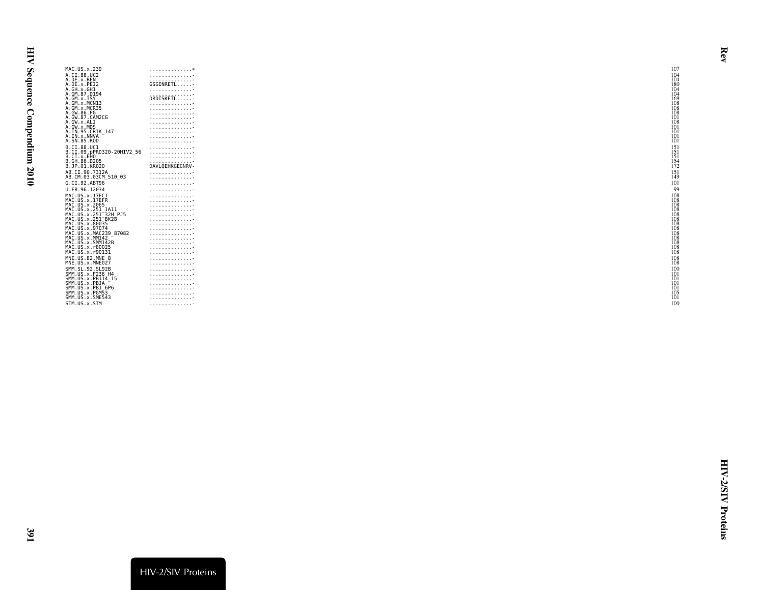```
MAC.US.x.239               ..............*                                                                                                                     107
A.CI.88.UC2                ...............-                                                                                                                    104
A.DE.x.BEN                 ...............-                                                                                                                    104
A.DE.x.PEI2                GSGINRETL......-                                                                                                                    180
A.GH.x.GH1                 ...............-                                                                                                                    104
A.GM.87.D194               ...............-                                                                                                                    104
A.GM.x.ISY                 DRDISKETL......-                                                                                                                    169
A.GM.x.MCN13               ...............-                                                                                                                    108
A.GM.x.MCR35               ...............-                                                                                                                    108
A.GW.86.FG                 ...............-                                                                                                                    108
A.GW.87.CAM2CG             ...............-                                                                                                                    101
A.GW.x.ALI                 ...............-                                                                                                                    108
A.GW.x.MDS                 ...............-                                                                                                                    101
A.IN.95.CRIK_147           ...............-                                                                                                                    101
A.IN.x.NNVA                ...............-                                                                                                                    101
A.SN.85.ROD                ...............-                                                                                                                    101
B.CI.88.UC1                ...............-                                                                                                                    151
B.CI.09.pPRD320-20HIV2_56  ...............-                                                                                                                    151
B.CI.x.EHO                 ...............-                                                                                                                    151
B.GH.86.D205               ...............-                                                                                                                    154
B.JP.01.KR020              DAVLQEHKGEGNRV-                                                                                                                     172
AB.CI.90.7312A             ...............-                                                                                                                    151
AB.CM.03.03CM_510_03       ...............-                                                                                                                    149
G.CI.92.ABT96              ...............-                                                                                                                    101
U.FR.96.12034              ...............-                                                                                                                     99
MAC.US.x.17EC1             ...............-                                                                                                                    108
MAC.US.x.17EFR             ...............-                                                                                                                    108
MAC.US.x.2065              ...............-                                                                                                                    108
MAC.US.x.251_1A11          ...............-                                                                                                                    108
MAC.US.x.251_32H_PJ5       ...............-                                                                                                                    108
MAC.US.x.251_BK28          ...............-                                                                                                                    108
MAC.US.x.80035             ...............-                                                                                                                    108
MAC.US.x.97074             ...............-                                                                                                                    108
MAC.US.x.MAC239_87082      ...............-                                                                                                                    108
MAC.US.x.MM142             ...............-                                                                                                                    108
MAC.US.x.SMM142B           ...............-                                                                                                                    108
MAC.US.x.r80025            ...............-                                                                                                                    108
MAC.US.x.r90131            ...............-                                                                                                                    108
MNE.US.82.MNE_8            ...............-                                                                                                                    108
MNE.US.x.MNE027            ...............-                                                                                                                    108
SMM.SL.92.SL92B            ...............-                                                                                                                    100
SMM.US.x.F236_H4           ...............-                                                                                                                    101
SMM.US.x.PBJ14_15          ...............-                                                                                                                    101
SMM.US.x.PBJA              ...............-                                                                                                                    101
SMM.US.x.PBJ_6P6           ...............-                                                                                                                    101
SMM.US.x.PGM53             ...............-                                                                                                                    105
SMM.US.x.SME543            ...............-                                                                                                                    101
STM.US.x.STM               ...............-                                                                                                                    100
```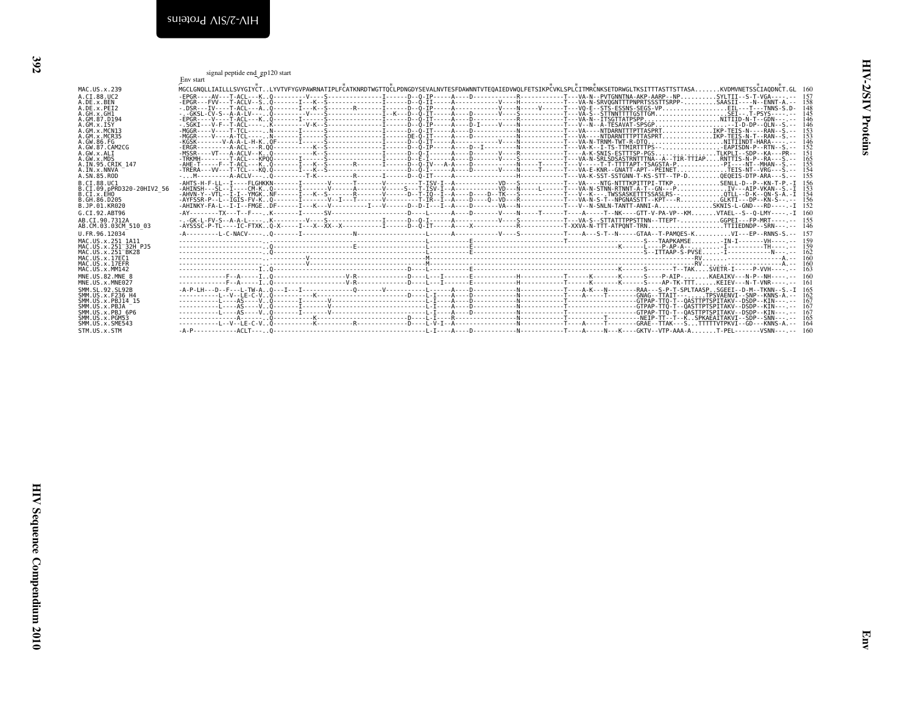signal peptide end gp120 start

Env start

```
MAC.US.x.239              MGCLGNQLLIAILLLSVYGIYCT..LYVTVFYGVPAWRNATIPLFCATKNRDTWGTTQCLPDNGDYSEVALNVTESFDAWNNTVTEQAIEDVWQLFETSIKPCVKLSPLCITMRCNKSETDRWGLTKSITTTASTTSTTASA.......KVDMVNETSSCIAQDNCT.GL  160
A.CI.88.UC2               -EPGR----AV---T-ACL---K..Q---------V----S---------------I------D--Q-IP-----A----D------------R------------T---VA-N--PVTGNNTNA-AKP-AARP--NP..........SYLTII--S-T-VGA-----.--  157
A.DE.x.BEN                -EPGR---FVV---T-ACLV--S..Q-------I---K--S---------------I------D--Q-II-----A-----------V----H------------T---VA-N-SRVQGNTTTPNPRTSSSTTSRPP-..........SAASII----N--ENNT-A.--  158
A.DE.x.PEI2               -.DSR---IV----T-ACL---A..Q-------I---K--S-------R-------I------D--Q-IP-----A-----------V----N-----V------T---VQ-E--STS-ESSNS-SEGS-VP...................EIL---T---TNNS-S.D-  148
A.GH.x.GH1                -.-GKSL-CV-S--A-A-LV--..Q---------V----S---------------I--K---D--Q-IT-----A----D-------V----S------------T---VA-S--STTNNTTTTGSTTGM.......................SEI--.T-PSYS-----.--  145
A.GM.87.D194              -EPGR----V----T-ACL---K..Q-------I------S---------------I------D--Q-IT-----A----D------------R------------T---VA-N--ITSGTTATPSPP.........................NITIID-N-T--GDN-----.--  146
A.GM.x.ISY                -.SGKI---V-F--T-ACL---..K--------V-K--S---------------I------D--Q-IP-----A----D-I-----V----N------------T---V--N--A-TESAVAT-SPSGP.........................-I-D-DP--QLN--S.--  146
A.GM.x.MCN13              -MGGR----V----T-TCL----..N-------I------S---------------I------D--Q-IT-----A----D------------N------------T---VA----NTDARNTTTPTTASPRT...............IKP-TEIS-N----RAN--S.--  153
A.GM.x.MCR35              -MGGR----V----A-TCL----..N-------I------S---------------I------DE-Q-IT-----A----D------------N------------T---VA----NTDARNTTTPTTASPRT...............IKP-TEIS-N-T--RAN--S.--  153
A.GW.86.FG                -KGSK--------V-A-A-L-H-K..QF------I------S---------------I------D--Q-IT-----A-----------V----N------------T---VA-N-TRNM-TWT-R-DTQ.........................NITIINDT-HARA-----.--  146
A.GW.87.CAM2CG            -ERGR---------A-ACL---R.QQ-----------K--S---------------I------D--Q-IP-----A----D--I---------N------------T---VA-K--I-TS-TTMIRTTTPS--.................-EAPISDN-P--RTN--S.--  152
A.GW.x.ALI                -MSSR----VT---A-ACLV--K..Q-----------K--S---------------I------D--Q-I-----A-----D-------V----R------------T---A-K-SNIS-ESTTTSP-PGS.........................TLKPLI--SDP--KA---PR--  151
A.GW.x.MDS                -TRKMH--------T-ACL---KPQQ-------I------S---------------I------D--E-I-----A-----D-------V----S------------T---VA-N-SRLSDSASTRNTTTNA--A--TIR-TTIAP....RNTTIS-N-P--RA---S.--  165
A.IN.95.CRIK_147          -AHE-T-----F--T-ACL---K..Q-------I---K--S-------R-------I------D--Q-IV---A-A----D------------N------T------T---V-----T-T-TTTTAPT-TSAGSTA-P.............-PI----NT--MHAN--S.--  155
A.IN.x.NNVA               -TRERA---VV---T-TCL---KQ.Q-------I---K--S---------------D--Q-I-----A-----D-------V----N------T------T---VA-E-KNR--GNATT-APT--PEINET.............TEIS-NT--VRG---S.--  154
A.SN.85.ROD               -...M---------A-ACLV---..Q---------T-K---------R-------I------D--Q-IT-----A---------------H------------T---VA-K-SST-SSTGNN-T-KS-STT--TP-D.........QEQEIS-DTP-ARA---S.--  155
B.CI.88.UC1               -AHTS-H-F-LL--I----FLGHKKN-------I-------V------T-------V---------T-ISV-I--A-----------VD---S------------T---VA----NTG-NTTTKPITTPI-TTKP.............SENLL-D--P--KN-T-P.-I  156
B.CI.09.pPRD320-20HIV2_56 -AHINSH--SL--I----CM-K..Q-------I-------V------A-------V-----S---T-ISV-I--A-----------VD---N------L------T---VA-N-STNN-RTNNT-A-T--GN---P..............IV---AIP-VKAN--S.-I  153
B.CI.x.EHO                -AHVN-Y--VTL--I-I--YMGK..NF------I---K--S-------R-------V------D--T-IQ--I--A----D---D--TK---S------------T---V--K---.TWSSASKETTTSSASLRS-..............QTLL--D-K--QN-S-A.-I  154
B.GH.86.D205              -AYFSSR-P--L--IGIS-FV-K..Q-------I-------V--I---T-------V---------T-IR--I--A----D----Q--VD---R------------T---VA-N-S-T--NPGNASSTT--KPT---R..........GLKTI---DP--KN-S--.--  156
B.JP.01.KR020             -AHINKY-FA-L--I-I--FMGE..DF------I---K---V---------I---V------D--D-I---I--A----D-------VA---N------------T---V--N-SNLN-TANTT-ANNI-A..............SKNIS-L-GND---RD-----.-I  152
G.CI.92.ABT96             -AY--------TX---T--F---.K-------I-------SV---------------D-----L-----A----D-------V----N-----T------T-----A-----T--NK-----GTT-V-PA-VP--KM........VTAEL--S--Q-LMY-----.-I  160
AB.CI.90.7312A            -.-GK-L-FV-S--A-A-L----..K---------V----S---------------I------D--Q-I-----A-----------V----S------------T---VA-S--STTATTTPPSTTNN--TTEPT-............GGPEI---FP-MRT-----.--  155
AB.CM.03.03CM_510_03      -AYSSSC-P-TL----IC-FTXK..Q-X-----I---X--XX--X-----------I------D--Q-IT-----A----X------------R------------T-XXVA-N-TTT-ATPQNT-TRN.......................TTIIEDNDP--SRN---.--  146
U.FR.96.12034             -A---------L-C-NACV----..Q-------I-------------N-------------------L------A-----------V----S------------T----A---S-T--N-----GTAA--T-PAMQES-K...........VI---EP--RNNS-S.--  157
MAC.US.x.251_1A11         ------------------------..------------------------------------------L------------E----------------------------T------------------S---TAAPKAMSE.........-IN-I-------VH-----.--  159
MAC.US.x.251_32H_PJ5      ------------------------..Q-----------------------E---------------L------------E-------------------------------------------K------L-----P-AP-A-..........-I-----------TH-----.--  159
MAC.US.x.251_BK28         ------------------------..Q---------------------------------------L------------E-------------------------------------------------S--ITTAAP-S-PVSE......-I-----------N----.--  162
MAC.US.x.17EC1            ------------------------..------------V----------------------------M------------------------------------------------------------------------RV..........-..--------------A.--  160
MAC.US.x.17EFR            ------------------------..------------V----------------------------M------------------------------------------------------------------------RV..........-..--------------A.--  160
MAC.US.x.MM142            ----------------------I..Q---------------------------------D----L-----------E-------------------------------------K------S-------T--TAK....SVETR-I-----P-VVH-----.--  163
MNE.US.82.MNE_8           ------------F--A-----I..Q--------------------V-R-------------D----L---I-------E-----------H------------T------K-------K------S----P-AIP-........KAEAIKV---N-P--NH-----.--  160
MNE.US.x.MNE027           ------------F--A-----I..Q--------------------V-R-------------D----L---I-------E-----------H------------T------K-------K------S----AP-TK-TTT......KEIEV---N-T-VNR-----.--  161
SMM.SL.92.SL92B           -A-P-LH---D--F---L-TW-A..Q---I---I--------------Q-------V------------L------A----D------------N------------T----A-K---N--------RAA---S-P-T-SPLTAASP..SGEEI--D-M--TKNN--S.-I  165
SMM.US.x.F236_H4          -----------L--V--LE-C-V..Q-----------K---------------------D----L-I----A-----D------------N------------T----A-----T--------GNAG--TTAIT---......TPSVAENVI--SNP--KNNS-A.--  162
SMM.US.x.PBJ14_15         -----------L----AS----V..Q-------I-------V-----------------------L-I----A-----D------------N------------T--------------------GTPAP-TTQ-T--QASTTPTSPITAKV--DSDP--KIN----.--  167
SMM.US.x.PBJA             -----------L----AS----V..Q-------I-------V-----------------------L-I----A-----D------------N------------T--------------------GTPAP-TTQ-T--QASTTPTSPITAKV--DSDP--KIN----.--  167
SMM.US.x.PBJ_6P6          -----------L----AS----V..Q-------I-------V-----------------------L-I----A-----D------------N------------T--------------------GTPAP-TTQ-T--QASTTPTSPITAKV--DSDP--KIN----.--  167
SMM.US.x.PGM53            --------------A-------V..Q-----------K---------------------D----L-I----R-----------------N------------T----------T--------NEIP-TT--T--K..SPKAEAITAKVI--SDP--SNN----.--  165
SMM.US.x.SME543           -----------L--V--LE-C-V..Q-----------K-------R-------------D----L-V-I--A-----D------------N------------T----A-----T--------GRAE--TTAK---S...TTTTTVTPKVI--GD---KNNS-A.--  164
STM.US.x.STM              -A-P------------ACLT---..Q-----------------------------------L-I----A----D------------N------------T----A-----N---K----GKTV--VTP-AAA-A.......T-PEL--------VSNN----.--  160
```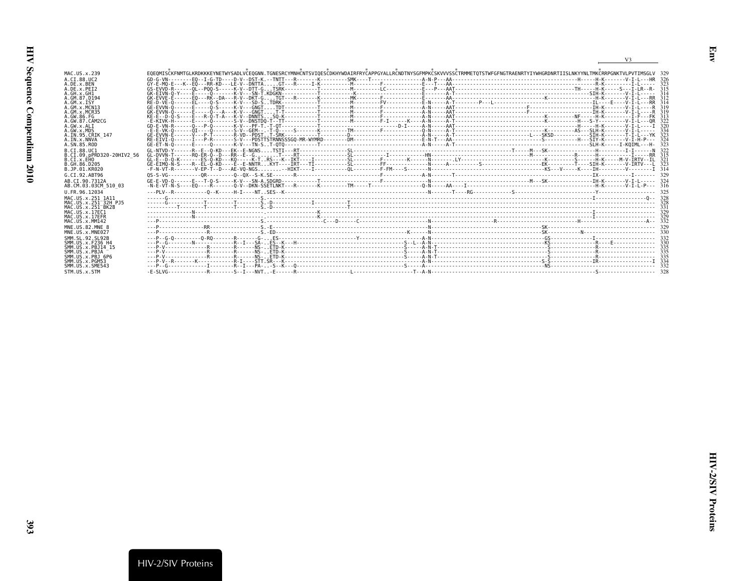```
                                                                                                                                                              V3
                                    *                              *           *       *            *          *           *        *                                                            *
MAC.US.x.239               EQEQMISCKFNMTGLKRDKKKEYNETWYSADLVCEQGNN.TGNESRCYMNHCNTSVIQESCDKHYWDAIRFRYCAPPGYALLRCNDTNYSGFMPKCSKVVVSSCTRMMETQTSTWFGFNGTRAENRTYIYWHGRDNRTIISLNKYYNLTMKCRRPGNKTVLPVTIMSGLV  329
A.CI.88.UC2                GD-G-VN--------EQ--I-G-TD----D-V--DST-K.--TNTT---R-------K---------SMK----T----------------A-N-P---AA-----------------------------------------H-----H-K-------V-I-L---HR  326
A.DE.x.BEN                 GY-E-MQ-E---K--EQ---RR-KD---LE-V--DNTTA.....GT---R-----I-K---------M---------F------------E---T---AA-----------------------------------------------R-K---------I-L-----  323
A.DE.x.PEI2                GS-EVVD-R------QL--PQQ-S-----K-V--DTT-G...TSRK-----------T----------M---------LC----------E---P---AAT-------------------------------------TH-----H-K-----S---I-LR--R-  315
A.GH.x.GH1                 GK-EIVN-Q-Y----E-----Q-------K-V---SN-T.KDGKN------------T-----------K---------------------E-------A-T-----------------------------------------SIH-K-------V-I-L------  314
A.GM.87.D194               GK-EVVE-E------EQ---RK--DA---R-V--DKT-G....TGT---R-------K---------MK--------F------------E-------AA----------------------------K---------------H-K-------V-I-L---RR  312
A.GM.x.ISY                 RE-D-VE-Q------EL----Q-S-----K-V---SD-S..TDRK------------T----------M---------FV----------E-N-----A-T--------P---L-------------------------------IL----E-----V-I-L---RR  314
A.GM.x.MCN13               GE-EVVN-Q------E-----Q-S-----K-V---GNGT....TDT-----------T----------M---------F-----------A-N-----AAT-------------------F----------------------IH-K-------V-I-L----R  319
A.GM.x.MCR35               GK-EVVN-Q------E-----Q---A---K-V---GNGT....T-T-----------T----------M---------F-----------A-N-----AAT-------------------F----------------------IH-K-------V-I-L----R  319
A.GW.86.FG                 KE-E--D-Q-S----E---R-Q-T-A---K-V--DNNTS..SQ-K------------T----------M---------F-----------A-N-----AAT-----------------------------K---------NF-----H-K---------I-F---FK  313
A.GW.87.CAM2CG             -E-KIVK-H------E-----Q-------S-V--DNSTDQ-T--TT-----------T----------M---------F-I------K---A-N-----A-T-----------------------------K-----------H---S-Y---------V-I-L---QR  322
A.GW.x.ALI                 GD-E-VN-R------Q----P-Q------K-V---PF-T..T-QT------------T-------------------------D-I-----A-N-----AAT----------------------------------------H-----H-K-------V-I-L----I  320
A.GW.x.MDS                 -E-E-VK-Q------QI----Q-------S-V--GEM--..-T-Q-----S------K---------TM---------F-----------Q-N-----A-T-----------------------------K---------AS---SLH-K-------V-I-L-----  334
A.IN.95.CRIK_147           GE-EVVN-E------V---P-T-------R-VD--PDST..T-SRK-----------T---------D---------------------A-N-----A-T-----------------------L---SKSD-----------SIH-K-------T-I-L---YK  323
A.IN.x.NNVA                RE-EIVI-Q------I---P-R-------S-V---PDSTTSTRNNSSSGQ-MR-WYMRD------DM--------------------E-N-T---AA-----------------------------S-----------H---SIY-K-------V-I-H-P---  324
A.SN.85.ROD                GE-ET-N-Q------E-----Q-------K-V---TN-S..T-QTQ-----------T--------------------------------A-N-----A-T-----------------------------------------SLH-K-----I-KQIML---H-  323
B.CI.88.UC1                GL-NTVD-Y------R--E--Q-KD---EK--E-NGNS....TSTI---RT---------------SL--------------------------------------------------T-----M---SK---------------H---------I-I------N  322
B.CI.09.pPRD320-20HIV2_56  GL-DVVN-T------RQ-ER-Q--D---RR--E--G.......T----RT---------------SL------------I-----------HN------------------------------M-------------R------H---------I-----RR  315
B.CI.x.EHO                 GL-E--D-Q-K-------ES-Q-KD---KQ-----K-T..RS---K--IKT----I---------SL---------F--------K------N-------.LY----------------------------K---------S-----H-K----M-V-IRTV--IL  321
B.GH.86.D205               GE-EIMQ-N-S----R--EL-Q-KD----E--E-NNTR...KYT----IRT---TI---------SL---------FF-------------N-----A--------S------------------EK---------T----SIH-K-------V-IRTV---L  323
B.JP.01.KR020              -F-N-VT-R-------V-EP-T--D---AE-VQ-NGS.........HIKT----I----------QL---------F-FM----S------N-------------------------------------KS---V-----K----IH---------V--------I  314
G.CI.92.ABT96              QS-S-VG-----------QR---------Q--QX--S-K.SE-------R----------------------F---------------------N---------------------------------------------IX-----------I-------  329
AB.CI.90.7312A             GE-E-VD-Q------E---T-Q-S-----K-V---SN-A.SDGRD------------T-------------------------------N----------------------------------M---SK-----------IH-K-------V-I-L-----  324
AB.CM.03.03CM_510_03       -N-E-VT-N-S----EQ----R-------Q-V--DKN-SSETLNKT---R-------K---------TM-----T-------------Q-N-----AA----I------------------------------------------H-K-------V-I-L-P---  316
U.FR.96.12034              ---PLV--R-----------Q--K-----H-I----NT..SES--K------------------------------------------N-------T----RG------------S----------------------------Y------------------  325
MAC.US.x.251_1A11          ------G----------------------------S.---------------------------------------------------------------------------------------------------------I----------------Q--  328
MAC.US.x.251_32H_PJ5       ------G----------T---------T-------S.-D------------I---------T------------------------------------------------------------------------------------------------------  328
MAC.US.x.251_BK28          ----------T--------T---------T-------S.-D--------------------T------------------------------------------------------------------------------------------------------  331
MAC.US.x.17EC1             ---------------N-------------------------------K--------------------------------------------------------------------------------------------------I-------------------  329
MAC.US.x.17EFR             ---------------N-------------------------------K--------------------------------------------------------------------------------------------------I-------------------  329
MAC.US.x.MM142             ---P------------------------------S.-----------------C---D------C-----------------------N-------------------R---------------------------H----------------------A--  332
MNE.US.82.MNE_8            ---P--------------RR--------------S.-E-----------------------------------------------N----------------------------------------SK-------------------------------------  329
MNE.US.x.MNE027            ---P----------------R-------------S.-ED---------------------------------K------------N----------------------------------------SK-----------N-----------------------  330
SMM.SL.92.SL92B            ---P--G-Q---------Q-RQ-------R-------G-..ES---------------------------Y-----------------A-N-----------------------------------GS---------------I-------------------  332
SMM.US.x.F236_H4           ---P--G-------N-------------R--I---SA..ES--K---H---------------------------S--L--A-N----------------------------------------KS---------------R-----E-------------  330
SMM.US.x.PBJ14_15          ---P-V--------------R-------R------NS-..ETD-K----------------------------S-----A-N-T------------------------------------------S-----------------R-------------------  335
SMM.US.x.PBJA              ---P-V--------------R-------R------NS-..ETD-K----------------------------S-----A-N-T------------------------------------------S-----------------R-------------------  335
SMM.US.x.PBJ_6P6           ---P-V--------------R-------R------NS-..ETD-K----------------------------S-----A-N-T------------------------------------------S-----------------R-------------------  335
SMM.US.x.PGM53             ---P-V--R-------K-----------R-I----STT.SR---K------------------------------------A-N--------------------------------------S-S---------------IR------------------I  334
SMM.US.x.SME543            ---P--G-------------I-------R--I---PA-..-S--K---Q------------------------S-----A------------------------------------------------NS------------------------------------  332
STM.US.x.STM               -E-SLVG-------------R--------S--I---NVT..-E------R-------------------L--------------------T--A-N------------------------------------------------S-------------------  328
```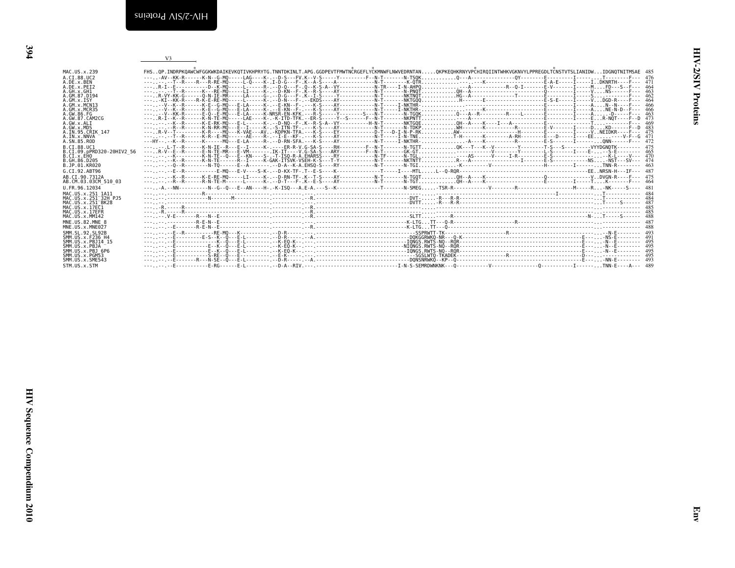```
                          V3
                                      *                                                          *               *                                             *                                         *
MAC.US.x.239              FHS..QP.INDRPKQAWCWFGGKWKDAIKEVKQTIVKHPRYTG.TNNTDKINLT.APG.GGDPEVTFMWTNCRGEFLYCKMNWFLNWVEDRNTAN.....QKPKEQHKRNYVPCHIRQIINTWHKVGKNVYLPPREGDLTCNSTVTSLIANIDW...IDGNQTNITMSAE  485
A.CI.88.UC2               ---..-AV--KK-R------K-N--G-MQ-----LAG----K..-D-S---FV.K--V-S-----Y---------F--N-T-------N-TSQK...........Q---A--------------QY---------E---------I-----...T---------F---  476
A.DE.x.BEN                ---..---.-T--R----R---R-RE-MQ-----L-Q----K..I-D-G---F..K--A-S-----A-----------N-T--------K-QTR...............-----K-----------------E-A-E-----I-----I..DKNRTH----F---  471
A.DE.x.PEI2               ---..R-I--E-----------D--K-MQ-----L------R..--D-Q---F..Q--K-S-A--VY-----------N-TR----I-N-AHPQ..............---A-----------R--Q-I-------E-V-------I-----M....FD---S--F---  464
A.GH.x.GH1                ---..---.-T--R------K---RE-MQ-----LI-----K..-D-KN--F..K--R-S-----AY-----------N-T-------N-PNQT...........QH--A----------------------Q---------I-----V....NS------F---  463
A.GM.87.D194              ---..R-VY-KK-G------Q-N-IE-MR-----LA-----G..-D-G---F..K--I-S-----Y------------N-T-------NKTNQT...........HG--A---------------T-------E---------I-----S....--------F---  462
A.GM.x.ISY                ---..-KI--KK-R----R-K-E-RE-MQ-----L------K..-D-N---F..--EKDS----AY------------N-T-------NKTGQQ..............H-------E-------------------E-S-E-----I-----V...DGD-R----F---  464
A.GM.x.MCN13              ---..---V--K--R------K-E--G-MQ---E-LA----K..-E-KN--F..---K-S----AY------------N-T-----I-NKTHR-...................------------------------E---------I-----A....N--N----F---  466
A.GM.x.MCR35              ---..---V--K--R------K-E--G-MQ---E-LA----K..-E-KN--F..K--S-S----AY------------N-T-----I-NKTHR-..................K------------------------E---------I-----A....NE-N-D--F---  466
A.GW.86.FG                ---..---V--KK-R------E-Q--E-MQ---E-LA----K-NRSR-EN-KFK.---R-S-----Y--------S---N-T-------N-TGQK...........Q---A--R---------R----L-------E---------I-----A....-D------F---  463
A.GW.87.CAM2CG            ---..R-I--K--R------K-N-TE-MQ-----LAE----K..-K-ITD-TFK.--ER-S-----Y--S------F--N-T-------NKPNTT...........--A------------------------E---------I-----E...R-NQT----F--D  473
A.GW.x.ALI                ---..---.-K--R------K-E-RK-MQ---E-L------K..-D-NQ--F..K--R-S-A--VY-----------H-N-T-------NKTGQE...........QH--A----K----I---A---------E---------T-----...--------F---  469
A.GW.x.MDS                ---..---.-R--R------K-N-RR-MQ---E--I-----K..-S-ITN-TF..---K-S----AY------------N-T-------N-TDKP...........WH-------K-----------R---------E-V-------I-----D....KD------F--D  483
A.IN.95.CRIK_147          ---..R-V--T---------K-R---MQ---K-VAE---AV..-KDPKN-TFA.---K-S----EY------------D-T---D-I-N-P-RK...........AW----------------------H--------E---------I-----V..NEIDKR----F---  475
A.IN.x.NNVA               ---..---.-T--R------K-R--E-MQ------AE----R..--I-E--KF..---K-S----AY------------N-T-----I-N-TNE...........T-H-------K---------A-RH-------E----D-----I-----EE........-V-F--G  471
A.SN.85.ROD               ---HY---.-K--R------K------MQ---E-LA-----R..-D-RN-SFA.---K-S----AY------------N-T-----I-NKTHR-...............-A----K----------R---------E-S-------I-----...QNN-------F---  472
B.CI.88.UC1               ---..-.-L-T--R------K-N-IE--R---E--I-----K..-.--ER-R-V.G-SA-S----RH----------F--N-T-------N-TGTT...........QK---T---K--V--------Y---------T-S---S----------VYYDGNDTK--------  475
B.CI.09.pPRD320-20HIV2_56 ---..R-V--E--R------E-N-TE-MR---E-VM-------.IK-IT----V.G-SA-S----ARY----------F--N-T-------GK-GT.............-----------V-------Y---------L-S-------I-----E-...--S-E-------  465
B.CI.x.EHO                ---..---.-K---------K-N-TE--Q---E--KN----S-..-T-ISQ-R-A.EHARSS----RY-----------N-TF------N-TGL..............---AS-------V-----I-R--------E-S---------------...--K-L-----V---  470
B.GH.86.D205              ---..---.-K--R------K-N-TE------R--I-----K-GAK-ITSVK-VSEH-K-S---T-Y------------N-T-------NKTNTT...........R---A----------------I--------E-S---------------NS....-NST---SV---  474
B.JP.01.KR020             ---..---.-Q--R--------N-TQ------E--A-------.--D-A--K-A.EHSQ-S----RY------------N-T-------N-TGI.............-K---------V-------------------H---------I-------..TNN-R-------  463
G.CI.92.ABT96             ---..---.-E--R------------E-MQ---E-V----S-K..-D-KX-TF-.T--E-S----K---------------T-----I---MTL.....L--Q-RQR--------------------------------------------------EE..NRSN-H---IF---  487
AB.CI.90.7312A            ---..---.-K--R------K-E-RE-MQ-----LI-----K..-D-RN-TF..K--T-S----AY------------N-T-------N-TGQT...........QH--A----K-------------------Q-------------------V..DVGN-R----F---  475
AB.CM.03.03CM_510_03      ---..---.-R--R------R-N-TE-M------L------K..-D-T---F..K--E-S----AY------------N-T-------N-TGT.............QH--A----K------------------E---------I-----T....K-------F---  464
U.FR.96.12034             ---..-A.--NN----------N--G--Q---E--AN----H-..-K-ISQ---A.E-A.---S--K----------------T-------N-SMEG.....-TSR-R-------------V--------R--------------------M-----R...-NK-----S----  481
MAC.US.x.251_1A11         ---..---.------------R-----------------------.-----------.-------------------------------------------.................................................-I------------...T-----------  484
MAC.US.x.251_32H_PJ5      ---..---.-------------------N--------M-------.-------------.-R.-----------------------------DVT-......-R---R-R------------------------------------------------...T-----------  484
MAC.US.x.251_BK28         ---..---.------------------------------------.-----------.-------------------------------------DVTT......-R---R-R------------------------------------------------...T-----S-----  487
MAC.US.x.17EC1            ---..-R.-----R-------------------------------.-----------.-R.------------------------------------.......................................................-------------  485
MAC.US.x.17EFR            ---..-R.-----R-------------------------------.-----------.-R.------------------------------------.......................................................-------------  485
MAC.US.x.MM142            ---..---.V-E-------R---N--E------------------.-----------.-R.---------------------------------SLTT......-----R-------------------------------------------------N-...T-----S-----  488
MNE.US.82.MNE_8           ---..---.-----------R-E-N--E-----------------.-----------.----.--------------------------------K-LTG...TT---Q-R------------------R-------------------------------...-------------  487
MNE.US.x.MNE027           ---..---.-E-------R-E-N--E-------------------.-----------.-R.----------------------------------K-LTG...TT---Q------------------------------------------------------...-------------  488
SMM.SL.92.SL92B           ---..---.-E--R-----------RE-MQ---K-----------.-D-R-----.----.-----------------------------------SSPRWTT-TK-----------------------R-------------------------------...--N-E---------  493
SMM.US.x.F236_H4          ---..---.-E-----------E-S--K--Q---E-L--------.-D-R-----.-A.------------------------------------DQKGGRWKQ-NR---Q-K-----------------------------------E----...-NS-E---------  491
SMM.US.x.PBJ14_15         ---..---.-E--------------K--Q---E-L----------.-K-EQ-K-.----.-----------------------------------IQNGS.RWTS-NQ--RQR--------------------------------------E----...-N--E---------  495
SMM.US.x.PBJA             ---..---.-E-------------E--K--Q---E-L--------.-K-EQ-K-.----.-----------------------------------NIQNGS.RWTS-NQ--RQR-------------------------------------E----...-N--E---------  495
SMM.US.x.PBJ_6P6          ---..---.-E-------------E--K--Q---E-L--------.-K-EQ-K-.----.-----------------------------------IQNGS.RWTS-NQ--RQR--------------------------------------E----...-N--E---------  495
SMM.US.x.PGM53            ---..---.-E-------------S-RE--Q---E----------.-E-K-----.----.-----------------------------------SGSLWTQ-TKADEK------------------R-----------------------D----...-------------  495
SMM.US.x.SME543           ---..---.-E-------R---N-SE--Q---E-L----------.-D-R-----.-A.------------------------------------DQNSNRWKQ--KP--Q--------------------------------------E----...-NN-E---------  493
STM.US.x.STM              ---..---.-E-----------E-RG------E-L----------.-D-A--RIV.----.---------------------------I-N-S-SEMRDWNKNK---Q-----------V---------------Q----------I------...TNN-E----A---  489
```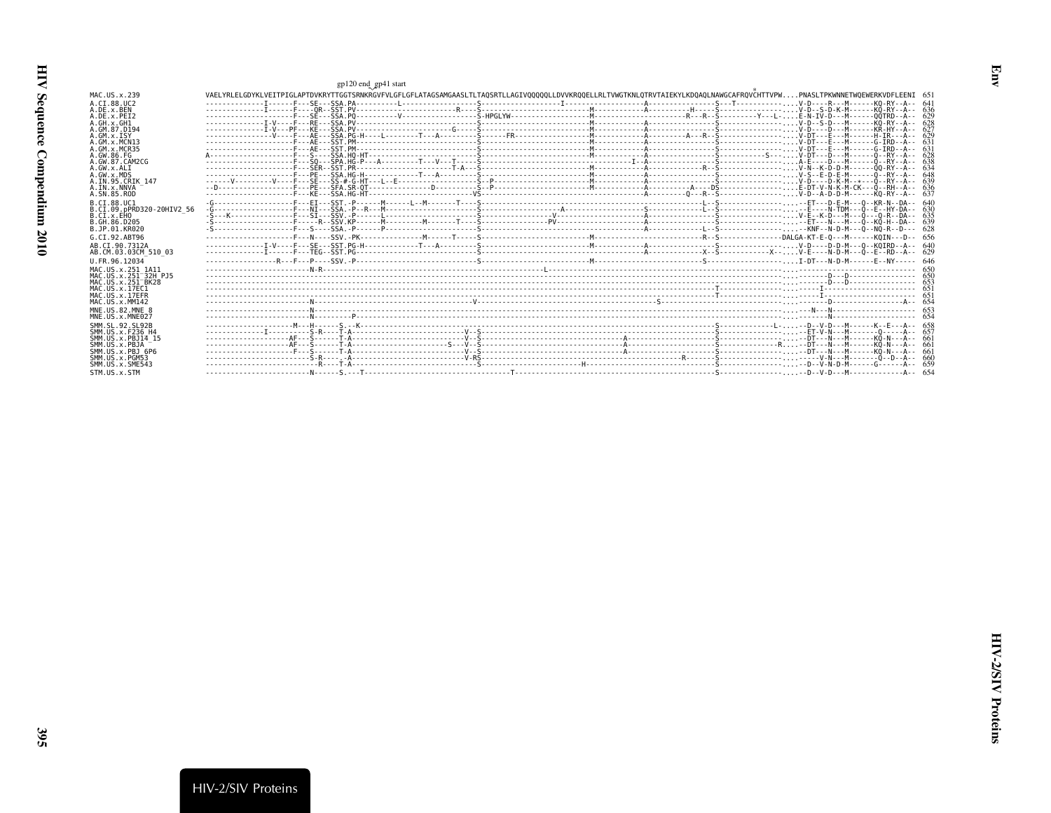```
                              gp120 end gp41 start
                                                                                                                             *
MAC.US.x.239              VAELYRLELGDYKLVEITPIGLAPTDVKRYTTGGTSRNKRGVFVLGFLGFLATAGSAMGAASLTLTAQSRTLLAGIVQQQQQLLDVVKRQQELLRLTVWGTKNLQTRVTAIEKYLKDQAQLNAWGCAFRQVCHTTVPW....PNASLTPKWNNETWQEWERKVDFLEENI  651
A.CI.88.UC2               --------------I------F---SE---SSA.PA----------L-------------------S-------------------I-------------------A-----------------S---T-----------....V-D----R---M------KQ-RY--A--  641
A.DE.x.BEN                --------------I------F----QR--SST.PV--------------------R----S-------------------------M------------A----------H-----S-----------------....V-D--S-D-K-M------KQ-RY--A--  636
A.DE.x.PEI2               ---------------------F---SE---SSA.PQ----------V-------------------S-HPGLYW---------------M------------------------R---R--S----------Y---L-....E-N-IV-D---M------QQTRD--A--  629
A.GH.x.GH1                --------------I-V----F---RE---SSA.PV------------------------------S---------------------M------------A-----------------S-----------------....V-D--S-D---M------KQ-RY--A--  628
A.GM.87.D194              --------------I-V---PF---KE---SSA.PV-----------------------G------S---------------------M------------A-----------------S-----------------....V-D----D---M------KR-HY--A--  627
A.GM.x.ISY                ----------------V----F---AE---SSA.PG-H-----L--------T---A---------S------FR-------------M------------A---------A---R--S-----------------....V-DT---E---M------H-IR---A--  629
A.GM.x.MCN13              ---------------------F---AE---SST.PM------------------------------S---------------------M------------A-----------------S-----------------....V-DT---E---M------G-IRD--A--  631
A.GM.x.MCR35              ---------------------F---AE---SST.PM------------------------------S---------------------M------------A-----------------S-----------------....V-DT---E---M------G-IRD--A--  631
A.GW.86.FG                A--------------------F---S----SSA.HQ-HT---------------------------S---------------------M------------A-----------------S------------S----....V-DT---D---M------Q--RY--A--  628
A.GW.87.CAM2CG            ---------------------F---SQ---SPA.HG-P---A---------T---V---T------S-------------------------------I--A-----------------S-----------------....A-E----D---M------Q--RY--A--  638
A.GW.x.ALI                ---------------------F---SER--SST.PR----------------------T-A-----S---------------------M------------A-------------R---S-----------------....V-N--K-D-D-M------QQ-RY--A--  634
A.GW.x.MDS                ---------------------F---PE---SSA.HG-H--------------T---A---------S---------------------M------------A-----------------S-----------------....V-S--E-D-E-M------Q--RY--A--  648
A.IN.95.CRIK_147          ------V---------V----F---SE---SS-#-G-HT---L--E------------------S--P--------------------M------------A-----------------S-----------------....V-D----D-K-M--*---Q--RY--A--  639
A.IN.x.NNVA               --D------------------F---PE---SFA.SR-QT---------------D-----------S--P--------------------M------------A-----------A---DS----------------....E-DT-V-N-K-M-CK---Q--RH--A--  636
A.SN.85.ROD               ---------------------F---KE---SSA.HG-HT---------------------------VS--------------------------------A----------Q---R--S-----------------....V-D--A-D-D-M------KQ-RY--A--  637
B.CI.88.UC1               -G-------------------F---EI---SST.-P------M------L--M-------T-----S---------------------------------------------------L--S-----------------....--ET---D-E-M---Q--KR-N--DA--  640
B.CI.09.pPRD320-20HIV2_56 -G-------------------F---NI---SSA.-P--R---M-----------------------S--------------------A-----------------S-------------L--S-----------------....--E----N-TDM---Q--E--HY-DA--  630
B.CI.x.EHO                -S---K---------------F---SI---SSV.-P-------L----------------------S-------------------V-------------------A-----------------S-----------------....V-E--K-D---M---Q---Q-R--DA--  635
B.GH.86.D205              -S-------------------F-----R--SSV.KP------M---------M-------T-----S--------------PV---------------------A-----------------S-----------------....--ET---N---M---Q--KQ-H--DA--  639
B.JP.01.KR020             -S-------------------F---S----SSA.-P------P-----------------------S----------------------------------------A-------------L--S-----------------....--KNF--N-D-M---Q--NQ-R--D---  628
G.CI.92.ABT96             ---------------------F---N----SSV.-PK--------------M------T-----S---------------------M-----------------------R--S---------------DALGA-KT-E-Q---M------KQIN---D--  656
AB.CI.90.7312A            --------------I-V----F---SE---SST.PG-H-------------T---A---------S---------------------M------------A-----------------S-----------------....V-D----D-D-M---Q--KQIRD--A--  640
AB.CM.03.03CM_510_03      --------------I------F---TEG--SST.PG------------------------------S-------------------------------------A-----------X--S-------------X-....V-E----N-D-M---Q--E--RD--A--  629
U.FR.96.12034             -----------------R---F---P----SSV.-P------------------------------S---------------------M----------------------S-----------------------....I-DT---N-D-M------E--NY-----  646
MAC.US.x.251_1A11         -------------------------N-R--------------------------------------------------L-----------------------------------------------------------....----------------------------  650
MAC.US.x.251_32H_PJ5      ----------------------------------------------------------------------------------------------------------------------------------------------....-------D---D----------------  650
MAC.US.x.251_BK28         ----------------------------------------------------------------------------------------------------------------------------------------------....-------D---D----------------  653
MAC.US.x.17EC1            -----------------------------------------------------------------------------------------------------------------T------------------------....-----I----------------------  651
MAC.US.x.17EFR            -----------------------------------------------------------------------------------------------------------------T------------------------....-----I----------------------  651
MAC.US.x.MM142            -------------------------N-------------------------------------------V----------------------------S-----------------------------------------....-------D---------------A--  654
MNE.US.82.MNE_8           -------------------------N--------------------------------------------------------------------------------------------------------------------....---N---N--------------------  653
MNE.US.x.MNE027           -------------------------N----------P-----------------------------------------------------------------------------------------------------....-------N--------------------  654
SMM.SL.92.SL92B           ---------------------M---H-----S---K------------------------------------------------------------------------------S-------------L-....--D--V-D---M------K--E---A--  658
SMM.US.x.F236_H4          --------------I----------S-R----T-A-----------------------V--S---------------------------------------------------S-----------------....--ET-V-N---M-------Q-----A--  657
SMM.US.x.PBJ14_15         -------------------AF---S------T-A------------------------V--S---------------------A--------------------------S-----------------....--DT---N---M------KQ-N---A--  661
SMM.US.x.PBJA             -------------------AF---S------T-A--------------------S---V--S---------------------A--------------------------S-------------R....--DT---N---M------KQ-N---A--  661
SMM.US.x.PBJ_6P6          ---------------------F---S------T-A------------------------V--S---------------------A--------------------------S-----------------....--DT---N---M------KQ-N---A--  661
SMM.US.x.PGM53            -------------------------S-R------A------------------------V-RS-----------------------------------R----------S-----------------....-----V-N---M-------Q--D--A--  660
SMM.US.x.SME543           ---------------------------R----T-A-----------------------S----------------H------------------------------------S-----------------....--D--V-N-D-M------G------A--  659
STM.US.x.STM              -------------------------N------S.---T----------------------------T-------------------------------------------S-----------------....--D--V-D---M-------------A--  654
```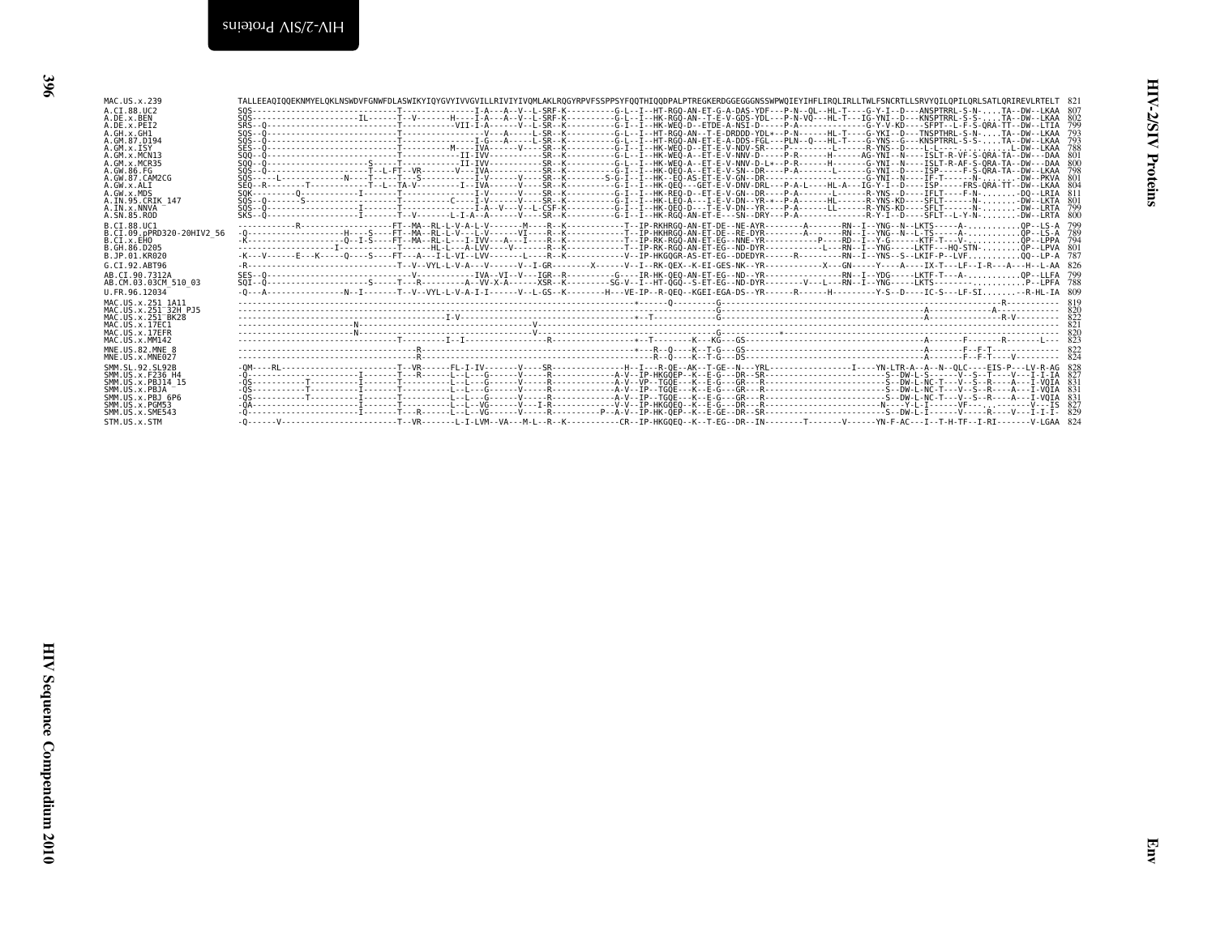```
MAC.US.x.239                TALLEEAQIQQEKNMYELQKLNSWDVFGNWFDLASWIKYIQYGVYIVVGVILLRIVIYIVQMLAKLRQGYRPVFSSPPSYFQQTHIQQDPALPTREGKERDGGEGGGNSSWPWQIEYIHFLIRQLIRLLTWLFSNCRTLLSRVYQILQPILQRLSATLQRIREVLRTELT  821
A.CI.88.UC2                 SQS------------------------------T---------------I-A---A--V--L-SRF-K----------G-L--I--HT-RGQ-AN-ET-G-A-DAS-YDF---P-N--QL--HL-T----G-Y-I--D---ANSPTRRL-S-N-....TA--DW--LKAA  807
A.DE.x.BEN                  SQS-----------------------IL------T--V-------H----I-A---A--V--L-SRF-K----------G-L--I--HK-RGQ-AN--T-E-V-GDS-YDL---P-N-VQ---HL-T---IG-YNI--D---KNSPTRRL-S-S-....TA--DW--LKAA  802
A.DE.x.PEI2                 SRS--Q---------------------------T-----------VII-I-A------V--L-SR--K----------G-I--I--HK-WEQ-D--ETDE-A-NSI-D-----P-A---------------G-Y-V-KD----SFPT--L-F-S-QRA-TT--DW--LTIA  799
A.GH.x.GH1                  SQS--Q---------------------------T-----------------V---A-----L-SR--K----------G-L--I--HT-RGQ-AN--T-E-DRDDD-YDL+--P-N------HL-T----G-YKI--D---TNSPTHRL-S-N-....TA--DW--LKAA  793
A.GM.87.D194                SQS--Q---------------------------T---------------I-G---A-----L-SR--K----------G-L--I--HT-RGQ-AN-ET-E-A-DDS-FGL---PLN--Q---HL-T----G-YNS--G---KNSPTRRL-S-S-....TA--DW--LKAA  793
A.GM.x.ISY                  SES--Q---------------------------T-----------M----IVA------V----SR--K----------G-I--I--HK-WEQ-D--ET-E-V-NDV-SR----P---------L-------R-YNS--D----L-L----..........L-DW--LKAA  788
A.GM.x.MCN13                SQQ--Q---------------------------T-------------II-IVV----------SR--K----------G-L--I--HK-WEQ-A--ET-E-V-NNV-D-----P-R-------H-------AG-YNI--N----ISLT-R-VF-S-QRA-TA--DW---DAA  801
A.GM.x.MCR35                SQQ--Q-------------------------S-----T-------------II-IVV----------SR--K----------G-L--I--HK-WEQ-A--ET-E-V-NNV-D-L+--P-R------H-------G-YNI--N----ISLT-R-AF-S-QRA-TA--DW---DAA  800
A.GW.86.FG                  SQS--Q--------------------------T--L-FT--VR--------V---IVA----------SR--K----------G-I--I--HK-QEQ-A--ET-E-V-SN--DR----P-A--------L-------G-YNI--D----ISP-----F-S-QRA-TA--DW--LKAA  798
A.GW.87.CAM2CG              SQS-----L--------------N----T-------T---S---------I-V-------V----SR--K---------S-G-I--I--HK--EQ-AS-ET-E-V-GN--DR-------------------G-YNI--N----IF-T-------N-.......-DW--PKVA  801
A.GW.x.ALI                  SEQ--R---------T-----------------T--L--TA-V---------I--IVA-------V----SR--K----------G-I--I--HK-QEQ---GET-E-V-DNV-DRL---P-A-L----HL-A---IG-Y-I--D----ISP-----FRS-QRA-TT--DW--LKAA  804
A.GW.x.MDS                  SQK--------Q-----------------I--------T-------------I-V-------V----SR--K----------G-I--I--HK-REQ-D--ET-E-V-GN--DR----P-A-------L-------R-YNS--D----IFLT----F-N-.......-DQ--LRIA  811
A.IN.95.CRIK_147            SQS--Q-------S--------------------T-----------C-----I-V-------V----SR--K----------G-I--I--HK-LEQ-A---I-E-V-DN--YR-+--P-A-------HL------R-YNS-KD----SFLT-------N-.......-DW--LKTA  801
A.IN.x.NNVA                 SQS--Q----------------------I--------T--------------I-A--V---V--L-CSF-K----------G-I--I--HK-QEQ-D---T-E-V-DN--YR----P-A------LL------R-YNS-KD----SFLT-------N-.......-DW--LRTA  799
A.SN.85.ROD                 SKS--Q----------------------I--------T--V--------L-I-A--A-------V----SR--K----------G-I--I--HK-RGQ-AN-ET-E----SN--DRY---P-A---------------R-Y-I--D----SFLT--L-Y-N-.......-DW--LRTA  800
B.CI.88.UC1                 ------------R----------------------FT--MA--RL-L-V-A-L-V-------M-----R--K------------T--IP-RKHRGQ-AN-ET-DE--NE-AYR---------A-------RN--I--YNG--N--LKTS-----A-...........QP--LS-A  799
B.CI.09.pPRD320-20HIV2_56   -Q------------------H----S-----FT--MA--RL-L-V---L-V-------VI-----R--K------------T--IP-HKHRGQ-AN-ET-DE--RE-DYR---------A-------RN--I--YNG--N--L-TS-----A-...........QP--LS-A  789
B.CI.x.EHO                  -K-------------------Q--I-S----FT--MA--RL-L---I-IVV---A---I-----R--K------------T--IP-RK-RGQ-AN-ET-EG--NNE-YR-----------P-----RD--I--Y-G------KTF-T---V-...........QP--LPPA  794
B.GH.86.D205                ---------------------I------------T------HL-L---A-LVV-----V--------R--K------------T--IP-RK-RGQ-AN-ET-EG--ND-DYR------------L----RN--I--YNG-----LKTF---HQ-STN-........QP--LPVA  801
B.JP.01.KR020               -K---V------E---K-----Q----S----FT---A---I-L-VI--LVV-------L-----R--K------------V--IP-HKGQGR-AS-ET-EG--DDEDYR------R---------RN--I--YNS--S--LKIF-P--LVF...........QQ--LP-A  787
G.CI.92.ABT96               -R------------------------------T--V--VYL-L-V-A---V-------V--I-GR--------X-------V--I--RK-QEX--K-EI-GES-NK--YR-------------X---GN-----Y-----A----IX-T---LF--I-R---A---H--L-AA  826
AB.CI.90.7312A              SES--Q----------------------------V-------------IVA--VI--V---IGR--R------------G----IR-HK-QEQ-AN-ET-EG--ND--YR---------------------RN--I--YDG-----LKTF-T---A-...........QP--LLFA  799
AB.CM.03.03CM_510_03        SQI--Q----------------------S-----T---R-----------A--VV-X-A-------XSR--K----------SG-V--I--HT-QGQ--S-ET-EG--DN-DYR---------V---L----RN--I--YNG-----LKTS-----------.........P--LPFA  788
U.FR.96.12034               -Q---A-----------------N--I-------T--V--VYL-L-V-A-I-I-------V--L-GS--K---------H----VE-IP--R-QEQ--KGEI-EGA-DS--YR-------R-------H----------Y-S--D----IC-S---LF-SI.........-R-HL-IA  809
MAC.US.x.251_1A11           -------------------------------------------------------------------------------+-------Q---------G---------------------------------------------------------------R----------  819
MAC.US.x.251_32H_PJ5        ------------------------------------------------------------------------------------------------G---------------------------------------------------A-------------A-------------  820
MAC.US.x.251_BK28           ----------------------------------------------------I-V---------------------------------+--T-----------G---------------------------------------------------A----------------R-V-------  822
MAC.US.x.17EC1              -------------------------N----------------------------------V-------------------------------------------------------------------------------------------------------------------  821
MAC.US.x.17EFR              -------------------------N----------------------------------V------------------------------------------G-------------+------------------------------------------------------------------  820
MAC.US.x.MM142              ---------------------------------------T----------I--I---------------------R-------------------+--T---------K---KG---GS-----------------------------------A-------F-------R-------L---  823
MNE.US.82.MNE_8             ---------------------------------------R-------------------------------------------------------+---R--Q-----K--T-G---GS-----------------------------------A-------F--F-T-------------  822
MNE.US.x.MNE027             ---------------------------------------R-----------------------------------------------------------R--Q-----K--T-G---DS-----------------------------------A-------F--F-T-----V---------  824
SMM.SL.92.SL92B             -QM----RL-------------------------T--VR------FL-I-IV-------V----SR-------------H--I---R-QE--AK--T-GE--N---YRL----------------I----YN-LTR-A--A--N--QLC----EIS-P---LV-R-AG  828
SMM.US.x.F236_H4            -Q--------------------------I--------T---R-----L--L---G-------V-----R---------------A-V--IP-HKGQEP--K--E-G---DR--SR------------------------------S--DW-L-S------V--S--T-----V---I-I-IA  827
SMM.US.x.PBJ14_15           -QS-----------T-----------I--------T-----------L--L---G-------V-----R---------------A-V--VP--TGQE---K--E-G---GR---R------------------------------S--DW-L-NC-T----V--S--R-----A---I-VQIA  831
SMM.US.x.PBJA               -QS-----------T-----------I--------T-----------L--L---G-------V-----R---------------A-V--IP--TGQE---K--E-G---GR---R------------------------------S--DW-L-NC-T----V--S--R-----A---I-VQIA  831
SMM.US.x.PBJ_6P6            -QS-----------T-----------I--------T-----------L--L---G-------V-----R---------------A-V--IP--TGQE---K--E-G---GR---R------------------------------S--DW-L-NC-T----V--S--R-----A---I-VQIA  831
SMM.US.x.PGM53              -QA-----------------------I--------T-----------L--L--VG-------V---I-R--------------V-V--IP-HKGQEQ--K--E-G---DR---R-----------------------------N----Y-L-I-------VF----..........V---IS  827
SMM.US.x.SME543             -Q--------------------------I--------T---R-----L--L--VG-------V-----R-------------P--A-V--IP-HK-QEP--K--E-GE--DR--SR------------------------------S--DW-L-I-------V-----R-----V---I-I-I-  829
STM.US.x.STM                -Q------V-----------------------T--VR--------L-I-LVM--VA---M-L--R--K-----------CR--IP-HKGQEQ--K--T-EG--DR--IN----------T--------V-------YN-F-AC---I--T-H-TF--I-RI--------V-LGAA  824
```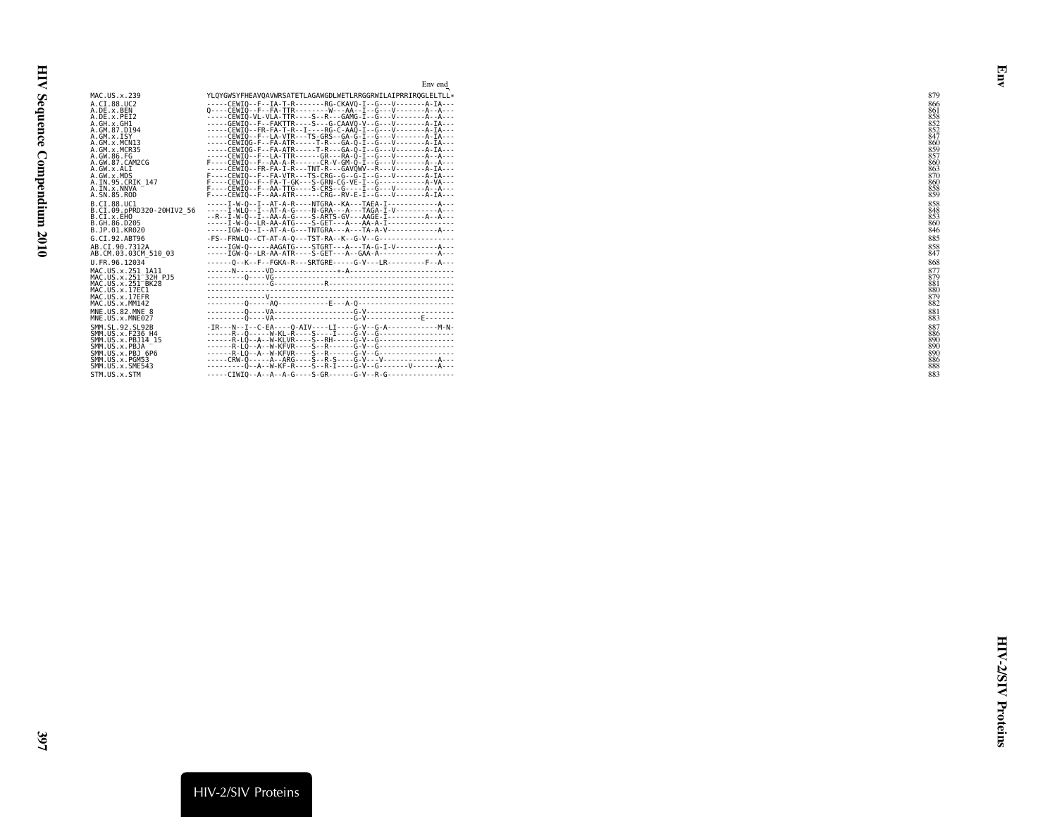```
                                                                                          Env end
MAC.US.x.239                YLQYGWSYFHEAVQAVWRSATETLAGAWGDLWETLRRGGRWILAIPRRIRQGLELTLL*               879
A.CI.88.UC2                 -----CEWIQ--F--IA-T-R-------RG-CKAVQ-I--G---V-------A-IA---               866
A.DE.x.BEN                  Q----CEWIQ--F--FA-TTR--------W---AA--I--G---V-------A--A---               861
A.DE.x.PEI2                 -----CEWIQ-VL-VLA-TTR----S--R---GAMG-I--G---V-------A--A---               858
A.GH.x.GH1                  -----GEWIQ--F--FAKTTR---S---G-CAAVQ-V--G---V-------A-IA---               852
A.GM.87.D194                -----CEWIQ--FR-FA-T-R--I----RG-C-AAQ-I--G---V-------A-IA---               852
A.GM.x.ISY                  -----CEWIQ--F--LA-VTR---TS-GRS--GA-G-I--G---V-------A-IA---               847
A.GM.x.MCN13                -----CEWIQG-F--FA-ATR-----T-R---GA-Q-I--G---V-------A-IA---               860
A.GM.x.MCR35                -----CEWIQG-F--FA-ATR-----T-R---GA-Q-I--G---V-------A-IA---               859
A.GW.86.FG                  -----CEWIQ--F--LA-TTR------GR---RA-Q-I--G---V-------A--A---               857
A.GW.87.CAM2CG              F----CEWIQ--F--AA-A-R------CR-V-GM-Q-I--G---V-------A--A---               860
A.GW.x.ALI                  -----CEWIQ--FR-FA-I-R---TNT-R---GAVQWV--R---V-------A-IA---               863
A.GW.x.MDS                  F----CEWIQ--F--FA-VTR---TS-CRG--G--G-I--G---V-------A-IA---               870
A.IN.95.CRIK_147            F----CEWIQ--F--FA-T-GK--S-GRN-CG-VE-I--G-----------A-VA---               860
A.IN.x.NNVA                 F----CEWIQ--F--AA-TTG----S-CRS--G----I--G---V-------A--A---               858
A.SN.85.ROD                 F----CEWIQ--F--AA-ATR------CRG--RV-E-I--G---V-------A-IA---               859
B.CI.88.UC1                 -----I-W-Q--I--AT-A-R----NTGRA--KA---TAEA-I-----------A---               858
B.CI.09.pPRD320-20HIV2_56   -----I-WLQ--I--AT-A-G----N-GRA---A---TAGA-I-V---------A---               848
B.CI.x.EHO                  --R--I-W-Q--I--AA-A-G----S-ARTS-GV---AAGE-I---------A--A---               853
B.GH.86.D205                -----I-W-Q--LR-AA-ATG----S-GET---A---AA-A-I---------------               860
B.JP.01.KR020               -----IGW-Q--I--AT-A-G---TNTGRA---A---TA-A-V-----------A---               846
G.CI.92.ABT96               -FS--FRWLQ--CT-AT-A-Q---TST-RA--K--G-V--G-----------------               885
AB.CI.90.7312A              -----IGW-Q-----AAGATG----STGRT---A---TA-G-I-V---------A---               858
AB.CM.03.03CM_510_03        -----IGW-Q--LR-AA-ATR----S-GET---A--GAA-A-------------A---               847
U.FR.96.12034               ------Q--K--F--FGKA-R---SRTGRE-----G-V---LR---------F--A---               868
MAC.US.x.251_1A11           ------N-------VD---------------*-A-------------------------               877
MAC.US.x.251_32H_PJ5        ---------Q----VG-------------------------------------------               879
MAC.US.x.251_BK28           --------------G------------R-------------------------------               881
MAC.US.x.17EC1              -----------------------------------------------------------               880
MAC.US.x.17EFR              -------------V---------------------------------------------               879
MAC.US.x.MM142              ---------Q-----AQ-----------E---A-Q------------------------               882
MNE.US.82.MNE_8             ---------Q----VA-------------------G-V---------------------               881
MNE.US.x.MNE027             ---------Q----VA-------------------G-V-------------E-------               883
SMM.SL.92.SL92B             -IR---N--I--C-EA----Q-AIV----LI----G-V--G-A-------------M-N-              887
SMM.US.x.F236_H4            ------R--Q-----W-KL-R-----S----I---G-V--G------------------               886
SMM.US.x.PBJ14_15           ------R-LQ--A--W-KLVR----S--RH-----G-V--G------------------               890
SMM.US.x.PBJA               ------R-LQ--A--W-KFVR----S--R------G-V--G------------------               890
SMM.US.x.PBJ_6P6            ------R-LQ--A--W-KFVR----S--R------G-V--G------------------               890
SMM.US.x.PGM53              -----CRW-Q-----A--ARG----S--R-S----G-V---V-------------A---               886
SMM.US.x.SME543             ---------Q--A--W-KF-R----S--R-I----G-V--G-------V------A---               888
STM.US.x.STM                -----CIWIQ--A--A--A-G----S-GR------G-V--R-G----------------               883
```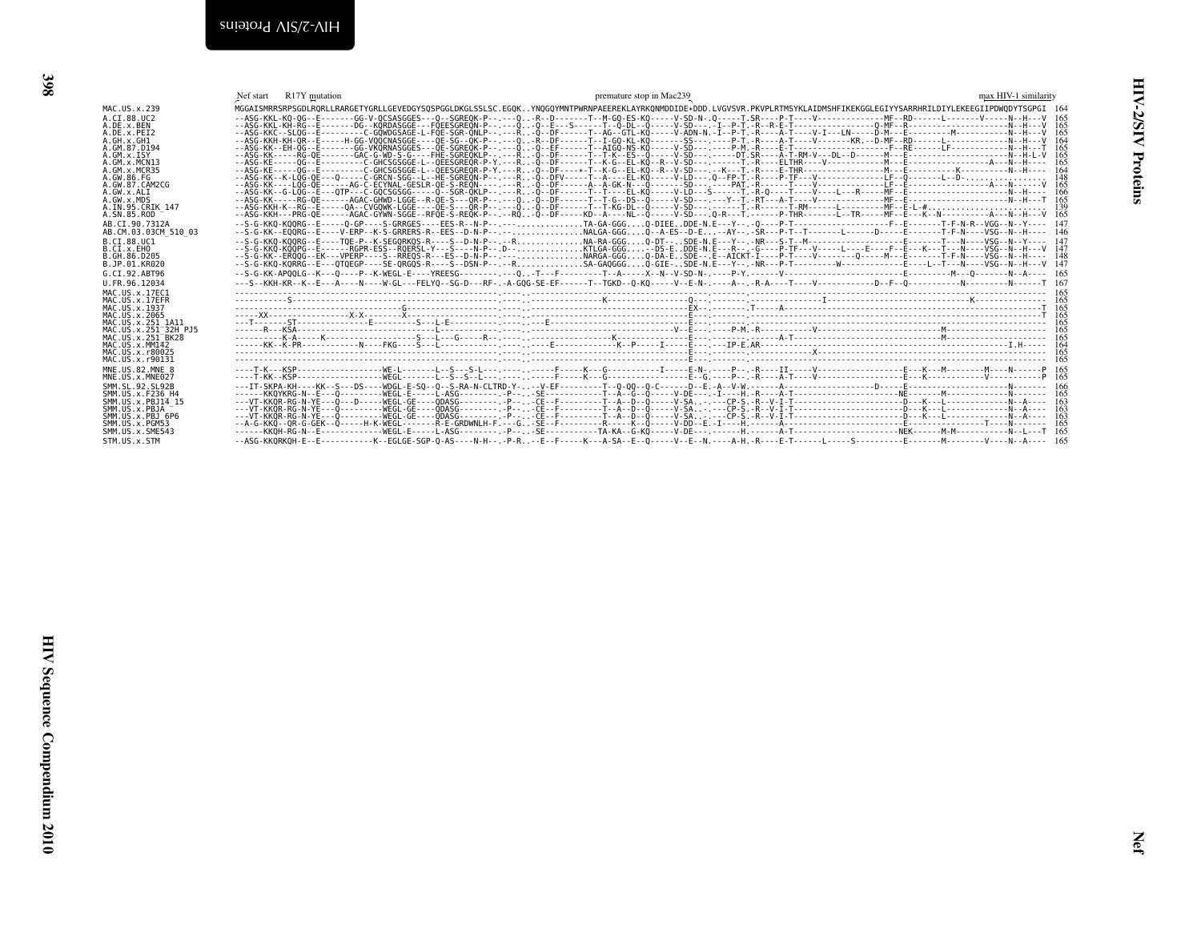```
                Nef start     R17Y mutation                                                     premature stop in Mac239                                                                                        max HIV-1 similarity
MAC.US.x.239             MGGAISMRRSRPSGDLRQRLLRARGETYGRLLGEVEDGYSQSPGGLDKGLSSLSC.EGQK..YNQGQYMNTPWRNPAEEREKLAYRKQNMDDIDE*DDD.LVGVSVR.PKVPLRTMSYKLAIDMSHFIKEKGGLEGIYYSARRHRILDIYLEKEEGIIPDWQDYTSGPGI  164
A.CI.88.UC2              --ASG-KKL-KQ-QG--E-------GG-V-QCSASGGES---Q--SGREQK-P-.---Q..-R--D-------T--M-GQ-ES-KQ-----V-SD-N-.Q-----T.SR----P-T----V-------------MF--RD------L-------V-----N--H---V  165
A.DE.x.BEN               --ASG-KKL-KH-RG--E-------DG--KQRDASGGE---FQEESGREQN-P--.---Q..-Q--E---S------T--Q-DL--Q-----V-SD---.-I--P-T.-R--R-E-T-----------------Q-MF--R--------------------N--H---V  165
A.DE.x.PEI2              --ASG-KKC--SLQG--E---------C-GQWDGSAGE-L-FQE-SGR-QNLP--.---R..-Q--DF------T--AG--GTL-KQ-----V-ADN-N.-I--P-T.-R----A-T----V-I---LN-----D-M---E----------M--------N--H---V  165
A.GH.x.GH1               --ASG-KKH-KH-QR--E-----H-GG-VQQCNASGGE----QE-SG--QK-P--.---Q..-R--DF------T--I-GQ-KL-KQ-------SS---.----P-T.-R----A-T----V-------KR.--D-MF--RD------L-------------N--H---V  164
A.GM.87.D194             --ASG-KK--EH-QG--E-------GG-VKQRNASGGES---QE-SGREQK-P--.---Q..-Q--EF------T--AIGQ-NS-KQ-----V-SD---.----P-M.-R----E-T-------------------F--RE------LF-----------N--H---T  165
A.GM.x.ISY               --ASG-KK-----RG-QE-------GAC-G-WD-S-G----FHE-SGREQKLP--.---R..-Q--DF------T--T-K--ES--Q-----V-SD---.-----DT.SR----A-T-RM-V---DL--D------M---E-----------------N--H-L-V  165
A.GM.x.MCN13             --ASG-KE-----QG--E---------C-GHCSGSGGE-L--QEESGREQR-P-Y.---R..-Q--DF------T--K-G--EL-KQ--R--V-SD---.------T.-R----ELTHR----V----------M---E-----------------A---N--H----  165
A.GM.x.MCR35             --ASG-KE-----QG--E---------C-GHCSGSGGE-L--QEESGREQR-P-Y.---R..-Q--DF------+-T--K-G--EL-KQ--R--V-SD---.--K---T.-R----E-THR--------------M---E-----------K---------N--H----  164
A.GW.86.FG               --ASG-KK--K-LQG-QE---Q-----C-GRCN-SGG--L--HE-SGREQN-P--.---R..-Q--DFV-----T--A----EL-KQ-----V-LD---.Q--FP-T.-R----P-TF---V-------------LF--Q-------L--D-------------  148
A.GW.87.CAM2CG           --ASG-KK----LQG-QE------AG-C-ECYNAL-GESLR-QE-S-REQN--.---R..-Q--DF------A--A-GK-N--Q-------SD---.----PAT.-R------T----V-------------LF--E-----------------A---N-----V  165
A.GW.x.ALI               --ASG-KK--G-LQG--E---QTP---C-GQCSGSGG-----Q--SGR-QKLP--.---R..-Q--DF------T--T----EL-KQ-----V-LD---S------T.-R-Q----T----V----L---R-----MF--E-------------------N--H----  166
A.GW.x.MDS               --ASG-KK-----RG-QE------AGAC-GHWD-LGGE--R-QE-S---QR-P--.---Q..-Q--DF------T--T-G--DS--Q-----V-SD---.---Y--T.-RT---A-T----V-------------MF--E-------------------N--H---T  165
A.IN.95.CRIK_147         --ASG-KKH-K--RG--E-----QA--CVGQWK-LGGE---QE-S---QR-P--.---Q..-Q--DF------T--T-KG-DL--Q-----V-SD---.------T.-R-----A-T-RM------L-------MF--E-L-#..................  139
A.SN.85.ROD              --ASG-KKH---PRG-QE------AGAC-GYWN-SGGE--RFQE-S-REQK-P--.--RQ..-Q--DF-----KD--A----NL--Q-----V-SD---.Q-R---T.------P-THR-------L--TR-----MF--E---K--N-----------A---N--H---V  165
AB.CI.90.7312A           --S-G-KKQ-KQQRG--E-----Q-GP----S-GRRGES----EES-R--N-P--.---.............TA-GA-GGG....Q-DIEE..DDE-N.E---Y--.-Q-----P-T-------------------F--E-------T-F-N-R--VGG--N--Y----  147
AB.CM.03.03CM_510_03     --S-G-KK--EQQRG--E----V-ERP--K-S-GRRERS-R--EES--D-N-P--.--..............NALGA-GGG....Q--A-ES--D-E...--AY--.-SR---P-T--T-------L------D-----E-------T-F-N----VSG--N--H----  146
B.CI.88.UC1              --S-G-KKQ-KQQRG--E----TQE-P--K-SEGQRKQS-R----S--D-N-P--.--R.............NA-RA-GGG....Q-DT---.SDE-N.E---Y--.-NR---S-T--M----------------------E-------T---N----VSG--N--Y----  147
B.CI.x.EHO               --S-G-KK--KQQPG--E------RGPR-ESS--RQERSL-Y---S----N-P--.D-..............KTLGA-GGG....--DS-E..DDE-N.E---R--.-G----P-TF---V------L----E----F--E---K---T---N----VSG--N--H---V  147
B.GH.86.D205             --S-G-KK--ERQQG--EK---VPERP----S--RREQS-R---ES--D-N-P--.--..............NARGA-GGG....Q-DA-E..SDE---E--AICKT-I----P-T----V-------Q-----M---E-------T-F-N----VSG--N--H----  148
B.JP.01.KR020            --S-G-KKQ-KQRRG--E---QTQEGP----SE-QRGQS-R----S--DSN-P--.--R.............SA-GAQGGG....Q-GIE-..SDE-N.E---Y--.-NR---P-T---------W-------------E----L--T---N----VSG--N--H---V  147
G.CI.92.ABT96            --S-G-KK-APQQLG--K---Q----P--K-WEGL-E----YREESG--------.---Q..-T---F---------T--A-----X--N--V-SD-N-.-----P-Y.------V-------------------------E---------M---Q-------N--A----  165
U.FR.96.12034            ---S--KKH-KR--K--E---A----N----W-GL---FELYQ--SG-D---RF-.-A-GQG-SE-EF------T--TGKD--Q-KQ-----V--E-N-.----A--.-R-A----T----V-----------D--F--Q-----------N---------N------T  167
MAC.US.x.17EC1           ------------------------------------------------------.---..---------------------------------------------------------------------------------------------------------  165
MAC.US.x.17EFR           ---------S--------------------------------------------.---..---------------K----------------Q-----.------------------I--------------------------------K----------------  165
MAC.US.x.1937            -----------------------------------G------------------.---..-----------------------------------EX--.-------------------------------------------------------------------T  165
MAC.US.x.2065            ----XX----------------X-X-------X--------------------.---..--------------------------------------E---.-------------------------------------------------------------------T  165
MAC.US.x.251_1A11        ---T-------ST----------------E---------S---L-E--------.---..-E---------------------------------E---.------------------------------------------------------------------  165
MAC.US.x.251_32H_PJ5     ------R---KSA-------------------------L--------------.---..-----------------------------------V--E---.----P-M.-R-----------V-------------------------M-------------------  165
MAC.US.x.251_BK28        ---------K-A-----K------------------S---L---G-----R---.---..----------------K--------------------E---.------------A-T-------------------------------M-------------------  165
MAC.US.x.MM142           ------KK--K-PR---------N----FKG----S---L--------------.---..--E---------------K--P-----I-----E---.---IP-E.AR---------------------------------------------------I.H-----  164
MAC.US.x.r80025          ------------------------------------------------------.---..-----------------------------------E---.----------------------X----------------------------------------------  165
MAC.US.x.r90131          ------------------------------------------------------.---..-----------------------------------E---.------------------------------------------------------------------  165
MNE.US.82.MNE_8          ----T-K---KSP------------------WE-L-------L--S---S-L---.---..---F------K---G--------------I-----E-N-.----P--.-R----II----V------------------E---K---M----------M----N------P  165
MNE.US.x.MNE027          ----T-KK--KSP------------------WEGL-------L--S--S--L---.---..---F------K---G-------------------E--G.----P--.-R----A-T----V------------------E---K-----------------V---------P  165
SMM.SL.92.SL92B          ---IT-SKPA-KH----KK--S---DS----WDGL-E-SQ--Q--S-RA-N-CLTRD-Y-..-V-EF--------T--Q-QQ--Q-C-----D--E.-A--V-W.-------A----------------D-----E------------------------N-------  166
SMM.US.x.F236_H4         ------KKQYKRG-N--E---Q---------WEGL-E-----L-ASG---------.-P--..-SE-----------T--A--G--Q-----V-DE---.-I----H.-R----A-T---------------------NE--------M--------------N-------  165
SMM.US.x.PBJ14_15        ---VT-KKQR-RG-N-YE---Q---D-----WEGL-GE----QDASG---------.-P--..-CE--F--------T--A--D--Q-----V-SA..-.---CP-S.-R--V-I-T-----------------------D---K---L----------------N--A----  163
SMM.US.x.PBJA            ---VT-KKQR-RG-N-YE---Q---------WEGL-GE----QDASG---------.-P--..-CE--F--------T--A--D--Q-----V-SA..-.---CP-S.-R--V-I-T-----------------------D---K---L----------------N--A----  163
SMM.US.x.PBJ_6P6         ---VT-KKQR-RG-N-YE---Q---------WEGL-GE----QDASG---------.-P--..-CE--F--------T--A--D--Q-----V-SA..-.---CP-S.-R--V-I-T-----------------------D---K---L----------------N--A----  163
SMM.US.x.PGM53           --A-G-KKQ--QR-G-GEK--Q-----H-K-WEGL-------R-E-GRDWNLH-F.---G..-SE--F---------R-----K--Q-----V-DD--E.-I----H.------A--------------------------E---------------T----N-------  165
SMM.US.x.SME543          ------KKQH-RG-N--E-------------WEGL-E-----L-ASG---------.-P--..-SE-----------TA-KA--G-KQ-----V-DE---.-----H.------A-T-----------------------NEK------M-M-----------N--L---T  165
STM.US.x.STM             --ASG-KKQRKQH-E--E-----------K--EGLGE-SGP-Q-AS----N-H--.-P-R..--E--F-----K---A-SA--E--Q-----V--E--N.----A-H.-R----E-T------L-----S---------E-------M--------V----N--A----  165
```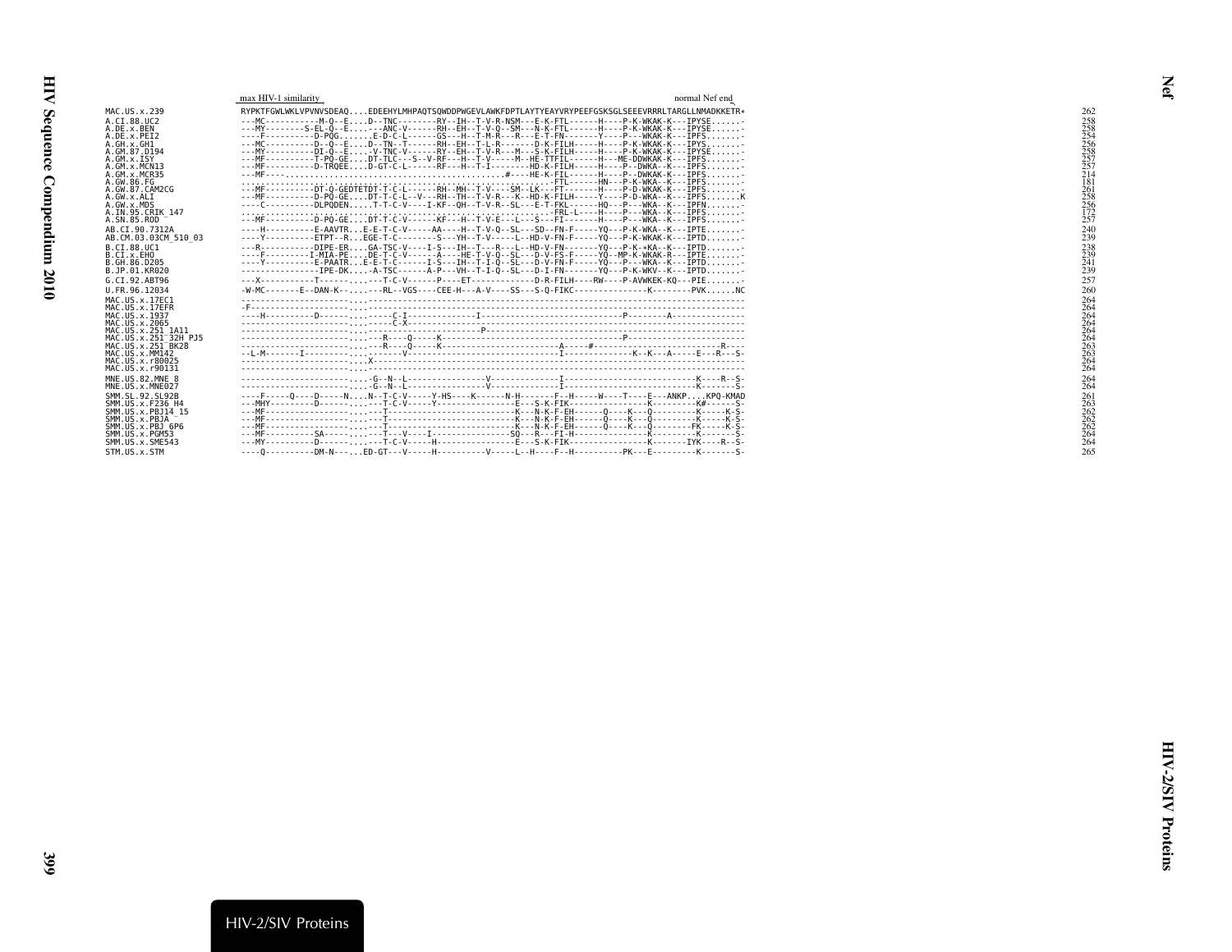```
                               max HIV-1 similarity                                                      normal Nef end
MAC.US.x.239           RYPKTFGWLWKLVPVNVSDEAQ....EDEEHYLMHPAQTSQWDDPWGEVLAWKFDPTLAYTYEAYVRYPEEFGSKSGLSEEEVRRRLTARGLLNMADKKETR*  262
A.CI.88.UC2            ---MC-----------M-Q--E....D--TNC--------RY--IH--T-V-R-NSM---E-K-FTL------H----P-K-WKAK-K---IPYSE......-  258
A.DE.x.BEN             ---MY--------S-EL-Q--E.....--ANC-V------RH--EH--T-V-Q--SM---N-K-FTL------H----P-K-WKAK-K---IPYSE......-  258
A.DE.x.PEI2            ----F----------D-PQG.......E-D-C-L------GS---H--T-M-R---R---E-T-FN--------Y----P---WKAK-K---IPFS.......-  254
A.GH.x.GH1             ---MC----------D--Q--E....D--TN--T------RH--EH--T-L-R-------D-K-FILH-----H----P-K-WKAK-K---IPYS.......-  256
A.GM.87.D194           ---MY----------DI-Q--E.....-V-TNC-V------RY--EH--T-V-R---M---S-K-FILH-----H----P-K-WKAK-K---IPYSE......-  258
A.GM.x.ISY             ---MF----------T-PQ-GE....DT-TLC---S--V-RF---H--T-V------M--HE-TTFIL------H---ME-DDWKAK-K---IPFS.......-  257
A.GM.x.MCN13           ---MF----------D-TRQEE....D-GT-C-L------RF---H--T-I---------HD-K-FILH-----H----P--DWKA--K---IPFS.......-  257
A.GM.x.MCR35           ---MF----...........................................#----HE-K-FIL------H----P--DWKAK-K---IPFS.......-  214
A.GW.86.FG             ...................................................-------FTL------HN---P-K-WKA--K---IPFS.......-  181
A.GW.87.CAM2CG         ---MF----------DT-Q-GEDTETDT-T-C-L------RH--MH--T-V----SM--LK---FT-------H----P-D-WKAK-K---IPFS.......-  261
A.GW.x.ALI             ---MF----------D-PQ-GE....DT-T-C-L--V---RH--TH--T-V-R---K--HD-K-FILH-----Y----P-D-WKA--K---IPFS.......K  258
A.GW.x.MDS             ----C----------DLPQDEN.....T-T-C-V----I-KF--QH--T-V-R--SL---E-T-FKL------HQ---P---WKA--K---IPFN.......-  256
A.IN.95.CRIK_147       .................................................................-FRL-L----H----P---WKA--K---IPFS.......-  172
A.SN.85.ROD            ---MF----------D-PQ-GE....DT-T-C-V------KF---H--T-V-E---L---S---FI-------H----P---WKA--K---IPFS.......-  257
AB.CI.90.7312A         ----H----------E-AAVTR....E-E-T-C-V------AA----H--T-V-Q--SL---SD--FN-F-----YQ---P-K-WKA--K---IPTE.......-  240
AB.CM.03.03CM_510_03   ----Y----------ETPT--R....EGE-T-C---------S---YH--T-V-----L--HD-V-FN-F-----YQ---P-K-WKAK-K---IPTD.......-  239
B.CI.88.UC1            ---R-----------DIPE-ER....GA-TSC-V----I-S---IH--T---R---L--HD-V-FN-------YQ---P-K-*KA--K---IPTD.......-  238
B.CI.x.EHO             ----F----------I-MIA-PE....DE-T-C-V-------A----HE-T-V-Q--SL---D-V-FS-F-----YQ--MP-K-WKAK-R---IPTE.......-  239
B.GH.86.D205           ----Y----------E-PAATR....E-E-T-C-------I-S---IH--T-I-Q--SL---D-V-FN-F-----YQ---P---WKA--K---IPTD.......-  241
B.JP.01.KR020          ----------------IPE-DK.....A-TSC-------A-P---VH--T-I-Q--SL---D-I-FN-------YQ---P-K-WKV--K---IPTD.......-  239
G.CI.92.ABT96          ---X-----------T------.......-T-C-V------P----ET-------------D-R-FILH----RW----P-AVWKEK-KQ---PIE.......-  257
U.FR.96.12034          -W-MC-------E--DAN-K--........-RL--VGS----CEE-H---A-V----SS---S-Q-FIKC---------------K--------PVK......NC  260
MAC.US.x.17EC1         ---------------------------.................................................................................  264
MAC.US.x.17EFR         -F-------------------------.................................................................................  264
MAC.US.x.1937          ----H----------D------.......-C-I-------------I-------------------------------P--------A---------------  264
MAC.US.x.2065          ----------------------.......-C-X--------------------------------------------------------------------  264
MAC.US.x.251_1A11      ----------------------.......-----------------------P-------------------------------------------------  264
MAC.US.x.251_32H_PJ5   ----------------------.......-R----Q-----K---------------------------------P------------------------  264
MAC.US.x.251_BK28      ----------------------.......-R----Q-----K-----------------------A------#-----------------------R---  263
MAC.US.x.MM142         --L-M-------I---------.......-------V----------------------------I--------------K--K---A-----E---R---S-  263
MAC.US.x.r80025        ----------------------....X-----------------------------------------------------------------------------  264
MAC.US.x.r90131        ----------------------....------------------------------------------------------------------------------  264
MNE.US.82.MNE_8        ----------------------....-G--N--L-----------------V-------------I--------------------------K-----R--S-  264
MNE.US.x.MNE027        ----------------------....-G--N--L-----------------V-------------I--------------------------K-------S-  264
SMM.SL.92.SL92B        ----F-----Q-----D-----N....N--T-C-V-----Y-HS----K------N-H-------F--H-----W----T----E---ANKP....KPQ-KMAD  261
SMM.US.x.F236_H4       ---MHY---------D------.......-T-C-V-----Y---------------E---S-K-FIK----------------K---------K#------S-  263
SMM.US.x.PBJ14_15      ---MF-----------------.......-T-------------------------K---N-K-F-EH------Q-----K---Q---------K-----K-S-  262
SMM.US.x.PBJA          ---MF-----------------.......-T-------------------------K---N-K-F-EH------Q-----K---Q---------K-----K-S-  262
SMM.US.x.PBJ_6P6       ---MF-----------------.......-T-------------------------K---N-K-F-EH------Q-----K---Q--------FK-----K-S-  262
SMM.US.x.PGM53         ---MF----------SA-----.......-T---V----I---------------SQ---R----FI-H----------------K---------K-------S-  264
SMM.US.x.SME543        ---MY----------D------.......-T-C-V-----H---------------E---S-K-FIK----------------K--------IYK----R--S-  264
STM.US.x.STM           ----Q----------DM-N---....ED-GT---V-----H----------V-----L--H----F--H----------PK---E---------K-------S-  265
```